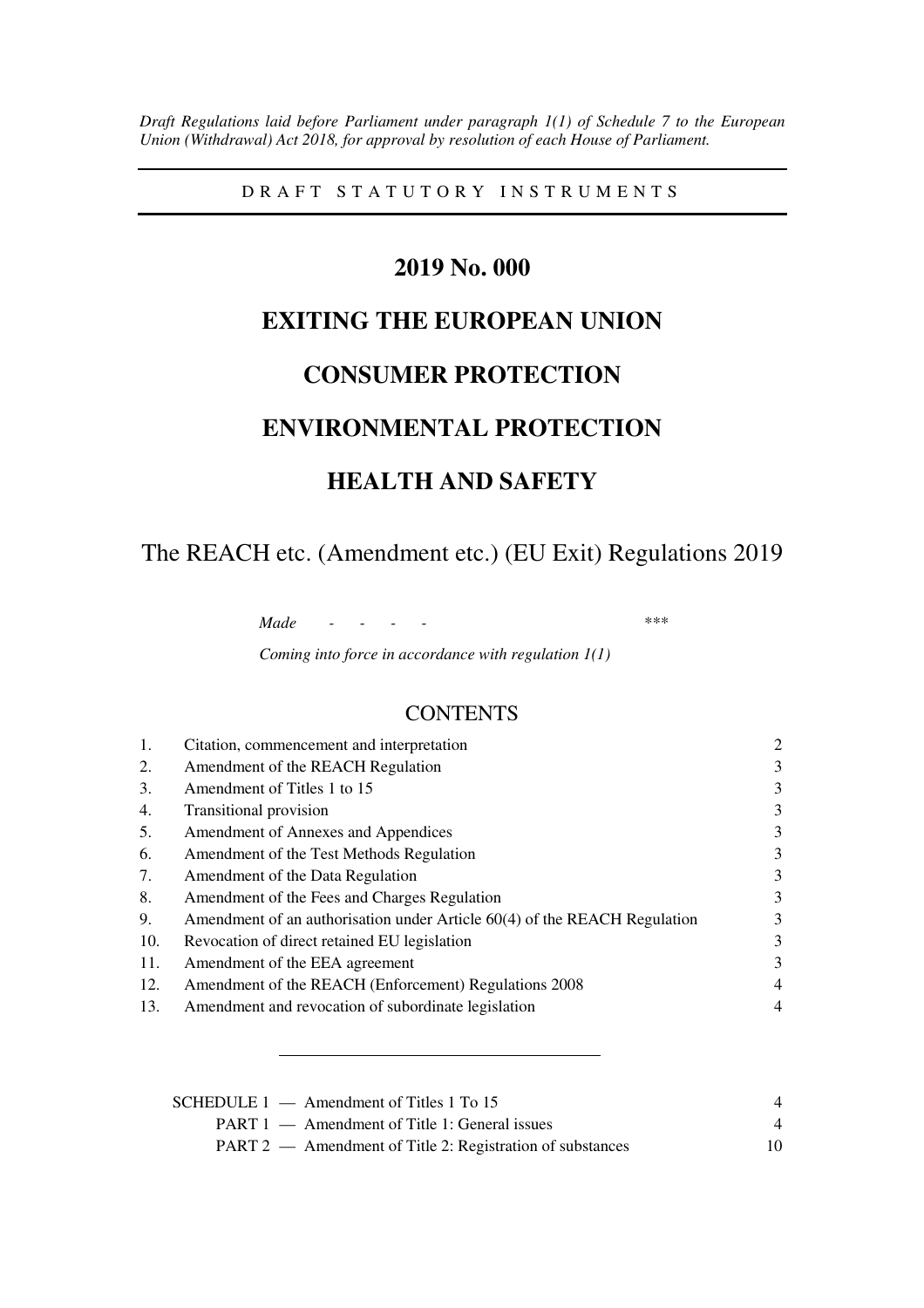*Draft Regulations laid before Parliament under paragraph 1(1) of Schedule 7 to the European Union (Withdrawal) Act 2018, for approval by resolution of each House of Parliament.*

DRAFT STATUTORY INSTRUMENTS

# 2019 No. 000

# EXITING THE EUROPEAN UNION

# CONSUMER PROTECTION

# ENVIRONMENTAL PROTECTION

# HEALTH AND SAFETY

## The REACH etc. (Amendment etc.) (EU Exit) Regulations 2019

*Made - - - -* ***

*Coming into force in accordance with regulation 1(1)*

## CONTENTS

| | | |
|---|---|---|
| 1. | Citation, commencement and interpretation | 2 |
| 2. | Amendment of the REACH Regulation | 3 |
| 3. | Amendment of Titles 1 to 15 | 3 |
| 4. | Transitional provision | 3 |
| 5. | Amendment of Annexes and Appendices | 3 |
| 6. | Amendment of the Test Methods Regulation | 3 |
| 7. | Amendment of the Data Regulation | 3 |
| 8. | Amendment of the Fees and Charges Regulation | 3 |
| 9. | Amendment of an authorisation under Article 60(4) of the REACH Regulation | 3 |
| 10. | Revocation of direct retained EU legislation | 3 |
| 11. | Amendment of the EEA agreement | 3 |
| 12. | Amendment of the REACH (Enforcement) Regulations 2008 | 4 |
| 13. | Amendment and revocation of subordinate legislation | 4 |

---

| | |
|---|---|
| SCHEDULE 1 — Amendment of Titles 1 To 15 | 4 |
| PART 1 — Amendment of Title 1: General issues | 4 |
| PART 2 — Amendment of Title 2: Registration of substances | 10 |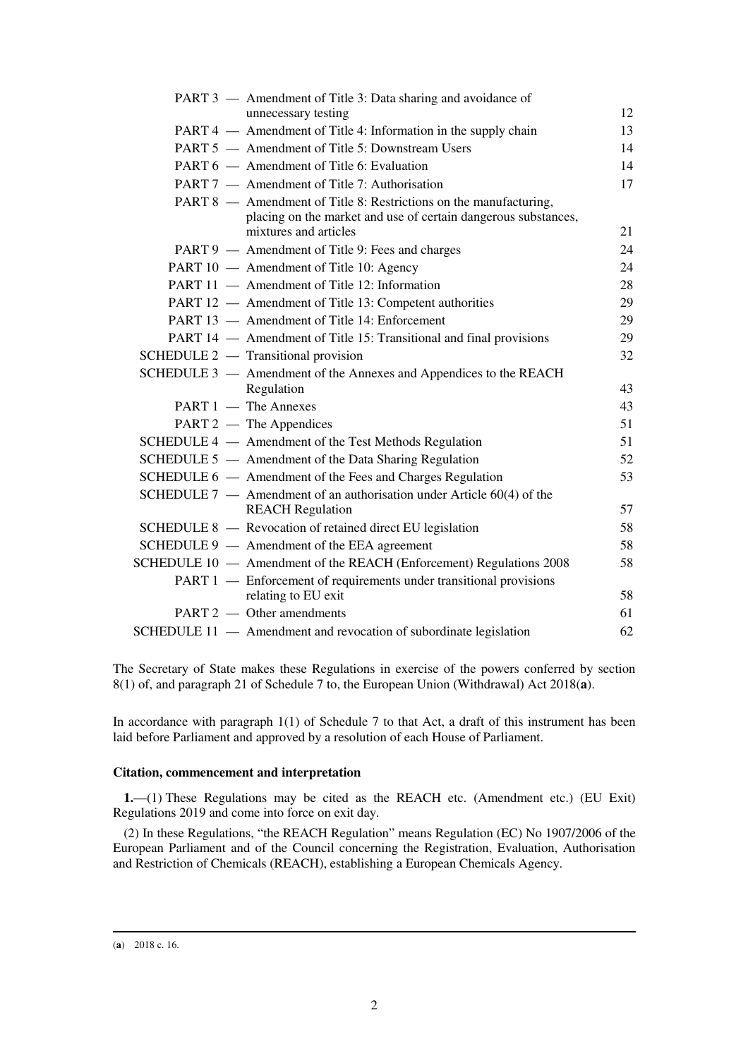| | | |
|---|---|---|
| PART 3 — | Amendment of Title 3: Data sharing and avoidance of unnecessary testing | 12 |
| PART 4 — | Amendment of Title 4: Information in the supply chain | 13 |
| PART 5 — | Amendment of Title 5: Downstream Users | 14 |
| PART 6 — | Amendment of Title 6: Evaluation | 14 |
| PART 7 — | Amendment of Title 7: Authorisation | 17 |
| PART 8 — | Amendment of Title 8: Restrictions on the manufacturing, placing on the market and use of certain dangerous substances, mixtures and articles | 21 |
| PART 9 — | Amendment of Title 9: Fees and charges | 24 |
| PART 10 — | Amendment of Title 10: Agency | 24 |
| PART 11 — | Amendment of Title 12: Information | 28 |
| PART 12 — | Amendment of Title 13: Competent authorities | 29 |
| PART 13 — | Amendment of Title 14: Enforcement | 29 |
| PART 14 — | Amendment of Title 15: Transitional and final provisions | 29 |
| SCHEDULE 2 — | Transitional provision | 32 |
| SCHEDULE 3 — | Amendment of the Annexes and Appendices to the REACH Regulation | 43 |
| PART 1 — | The Annexes | 43 |
| PART 2 — | The Appendices | 51 |
| SCHEDULE 4 — | Amendment of the Test Methods Regulation | 51 |
| SCHEDULE 5 — | Amendment of the Data Sharing Regulation | 52 |
| SCHEDULE 6 — | Amendment of the Fees and Charges Regulation | 53 |
| SCHEDULE 7 — | Amendment of an authorisation under Article 60(4) of the REACH Regulation | 57 |
| SCHEDULE 8 — | Revocation of retained direct EU legislation | 58 |
| SCHEDULE 9 — | Amendment of the EEA agreement | 58 |
| SCHEDULE 10 — | Amendment of the REACH (Enforcement) Regulations 2008 | 58 |
| PART 1 — | Enforcement of requirements under transitional provisions relating to EU exit | 58 |
| PART 2 — | Other amendments | 61 |
| SCHEDULE 11 — | Amendment and revocation of subordinate legislation | 62 |

The Secretary of State makes these Regulations in exercise of the powers conferred by section 8(1) of, and paragraph 21 of Schedule 7 to, the European Union (Withdrawal) Act 2018(**a**).

In accordance with paragraph 1(1) of Schedule 7 to that Act, a draft of this instrument has been laid before Parliament and approved by a resolution of each House of Parliament.

**Citation, commencement and interpretation**

**1.**—(1) These Regulations may be cited as the REACH etc. (Amendment etc.) (EU Exit) Regulations 2019 and come into force on exit day.

(2) In these Regulations, "the REACH Regulation" means Regulation (EC) No 1907/2006 of the European Parliament and of the Council concerning the Registration, Evaluation, Authorisation and Restriction of Chemicals (REACH), establishing a European Chemicals Agency.

(**a**) 2018 c. 16.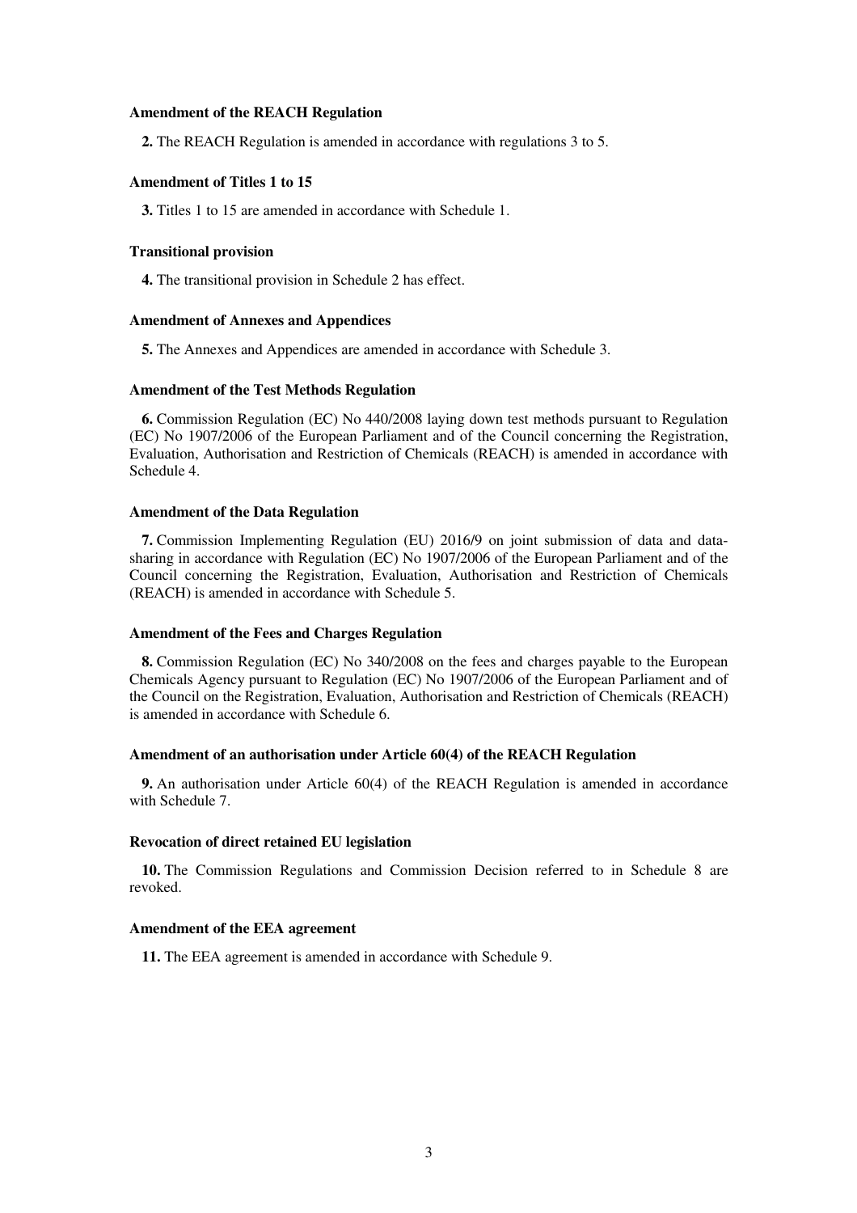**Amendment of the REACH Regulation**

**2.** The REACH Regulation is amended in accordance with regulations 3 to 5.

**Amendment of Titles 1 to 15**

**3.** Titles 1 to 15 are amended in accordance with Schedule 1.

**Transitional provision**

**4.** The transitional provision in Schedule 2 has effect.

**Amendment of Annexes and Appendices**

**5.** The Annexes and Appendices are amended in accordance with Schedule 3.

**Amendment of the Test Methods Regulation**

**6.** Commission Regulation (EC) No 440/2008 laying down test methods pursuant to Regulation (EC) No 1907/2006 of the European Parliament and of the Council concerning the Registration, Evaluation, Authorisation and Restriction of Chemicals (REACH) is amended in accordance with Schedule 4.

**Amendment of the Data Regulation**

**7.** Commission Implementing Regulation (EU) 2016/9 on joint submission of data and data-sharing in accordance with Regulation (EC) No 1907/2006 of the European Parliament and of the Council concerning the Registration, Evaluation, Authorisation and Restriction of Chemicals (REACH) is amended in accordance with Schedule 5.

**Amendment of the Fees and Charges Regulation**

**8.** Commission Regulation (EC) No 340/2008 on the fees and charges payable to the European Chemicals Agency pursuant to Regulation (EC) No 1907/2006 of the European Parliament and of the Council on the Registration, Evaluation, Authorisation and Restriction of Chemicals (REACH) is amended in accordance with Schedule 6.

**Amendment of an authorisation under Article 60(4) of the REACH Regulation**

**9.** An authorisation under Article 60(4) of the REACH Regulation is amended in accordance with Schedule 7.

**Revocation of direct retained EU legislation**

**10.** The Commission Regulations and Commission Decision referred to in Schedule 8 are revoked.

**Amendment of the EEA agreement**

**11.** The EEA agreement is amended in accordance with Schedule 9.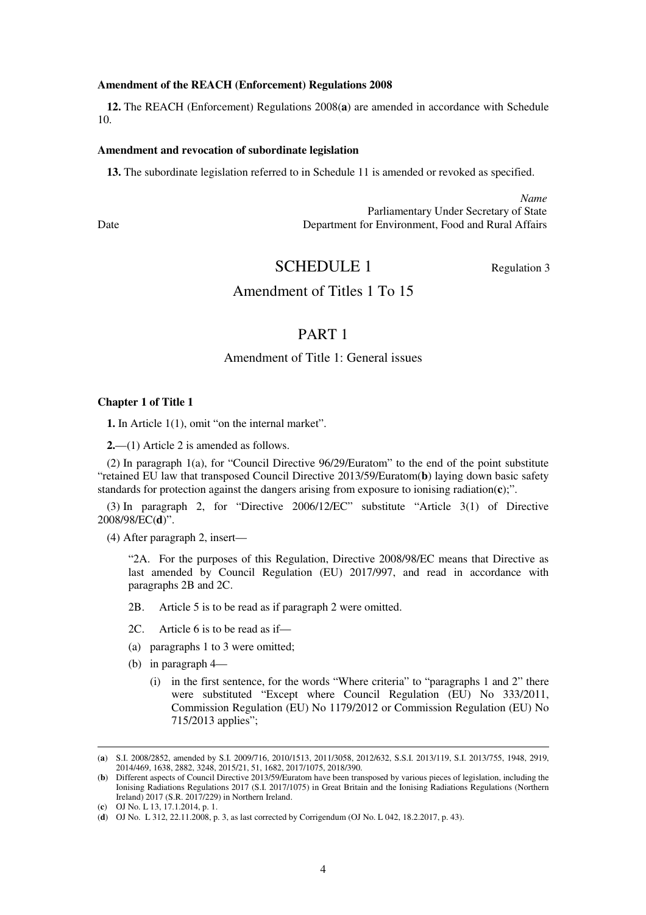**Amendment of the REACH (Enforcement) Regulations 2008**

**12.** The REACH (Enforcement) Regulations 2008(**a**) are amended in accordance with Schedule 10.

**Amendment and revocation of subordinate legislation**

**13.** The subordinate legislation referred to in Schedule 11 is amended or revoked as specified.

*Name*
Parliamentary Under Secretary of State
Date Department for Environment, Food and Rural Affairs

# SCHEDULE 1

Regulation 3

## Amendment of Titles 1 To 15

## PART 1

### Amendment of Title 1: General issues

**Chapter 1 of Title 1**

**1.** In Article 1(1), omit "on the internal market".

**2.**—(1) Article 2 is amended as follows.

(2) In paragraph 1(a), for "Council Directive 96/29/Euratom" to the end of the point substitute "retained EU law that transposed Council Directive 2013/59/Euratom(**b**) laying down basic safety standards for protection against the dangers arising from exposure to ionising radiation(**c**);".

(3) In paragraph 2, for "Directive 2006/12/EC" substitute "Article 3(1) of Directive 2008/98/EC(**d**)".

(4) After paragraph 2, insert—

> "2A. For the purposes of this Regulation, Directive 2008/98/EC means that Directive as last amended by Council Regulation (EU) 2017/997, and read in accordance with paragraphs 2B and 2C.
>
> 2B. Article 5 is to be read as if paragraph 2 were omitted.
>
> 2C. Article 6 is to be read as if—
>
> (a) paragraphs 1 to 3 were omitted;
>
> (b) in paragraph 4—
>
> (i) in the first sentence, for the words "Where criteria" to "paragraphs 1 and 2" there were substituted "Except where Council Regulation (EU) No 333/2011, Commission Regulation (EU) No 1179/2012 or Commission Regulation (EU) No 715/2013 applies";

---

(**a**) S.I. 2008/2852, amended by S.I. 2009/716, 2010/1513, 2011/3058, 2012/632, S.S.I. 2013/119, S.I. 2013/755, 1948, 2919, 2014/469, 1638, 2882, 3248, 2015/21, 51, 1682, 2017/1075, 2018/390.

(**b**) Different aspects of Council Directive 2013/59/Euratom have been transposed by various pieces of legislation, including the Ionising Radiations Regulations 2017 (S.I. 2017/1075) in Great Britain and the Ionising Radiations Regulations (Northern Ireland) 2017 (S.R. 2017/229) in Northern Ireland.

(**c**) OJ No. L 13, 17.1.2014, p. 1.

(**d**) OJ No. L 312, 22.11.2008, p. 3, as last corrected by Corrigendum (OJ No. L 042, 18.2.2017, p. 43).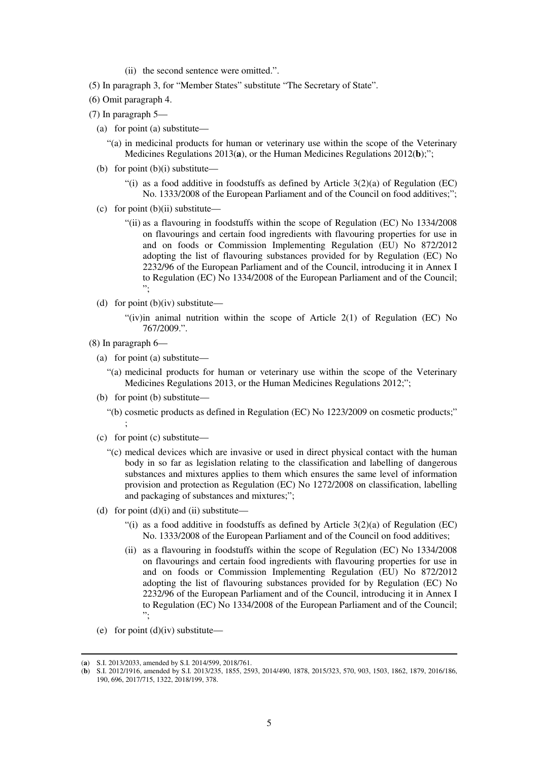(ii) the second sentence were omitted.".

(5) In paragraph 3, for "Member States" substitute "The Secretary of State".

(6) Omit paragraph 4.

(7) In paragraph 5—

(a) for point (a) substitute—

"(a) in medicinal products for human or veterinary use within the scope of the Veterinary Medicines Regulations 2013(**a**), or the Human Medicines Regulations 2012(**b**);";

(b) for point (b)(i) substitute—

"(i) as a food additive in foodstuffs as defined by Article 3(2)(a) of Regulation (EC) No. 1333/2008 of the European Parliament and of the Council on food additives;";

(c) for point (b)(ii) substitute—

"(ii) as a flavouring in foodstuffs within the scope of Regulation (EC) No 1334/2008 on flavourings and certain food ingredients with flavouring properties for use in and on foods or Commission Implementing Regulation (EU) No 872/2012 adopting the list of flavouring substances provided for by Regulation (EC) No 2232/96 of the European Parliament and of the Council, introducing it in Annex I to Regulation (EC) No 1334/2008 of the European Parliament and of the Council; ";

(d) for point (b)(iv) substitute—

"(iv) in animal nutrition within the scope of Article 2(1) of Regulation (EC) No 767/2009.".

(8) In paragraph 6—

(a) for point (a) substitute—

"(a) medicinal products for human or veterinary use within the scope of the Veterinary Medicines Regulations 2013, or the Human Medicines Regulations 2012;";

(b) for point (b) substitute—

"(b) cosmetic products as defined in Regulation (EC) No 1223/2009 on cosmetic products;" ;

(c) for point (c) substitute—

"(c) medical devices which are invasive or used in direct physical contact with the human body in so far as legislation relating to the classification and labelling of dangerous substances and mixtures applies to them which ensures the same level of information provision and protection as Regulation (EC) No 1272/2008 on classification, labelling and packaging of substances and mixtures;";

(d) for point (d)(i) and (ii) substitute—

"(i) as a food additive in foodstuffs as defined by Article 3(2)(a) of Regulation (EC) No. 1333/2008 of the European Parliament and of the Council on food additives;

(ii) as a flavouring in foodstuffs within the scope of Regulation (EC) No 1334/2008 on flavourings and certain food ingredients with flavouring properties for use in and on foods or Commission Implementing Regulation (EU) No 872/2012 adopting the list of flavouring substances provided for by Regulation (EC) No 2232/96 of the European Parliament and of the Council, introducing it in Annex I to Regulation (EC) No 1334/2008 of the European Parliament and of the Council; ";

(e) for point (d)(iv) substitute—

---

(**a**) S.I. 2013/2033, amended by S.I. 2014/599, 2018/761.

(**b**) S.I. 2012/1916, amended by S.I. 2013/235, 1855, 2593, 2014/490, 1878, 2015/323, 570, 903, 1503, 1862, 1879, 2016/186, 190, 696, 2017/715, 1322, 2018/199, 378.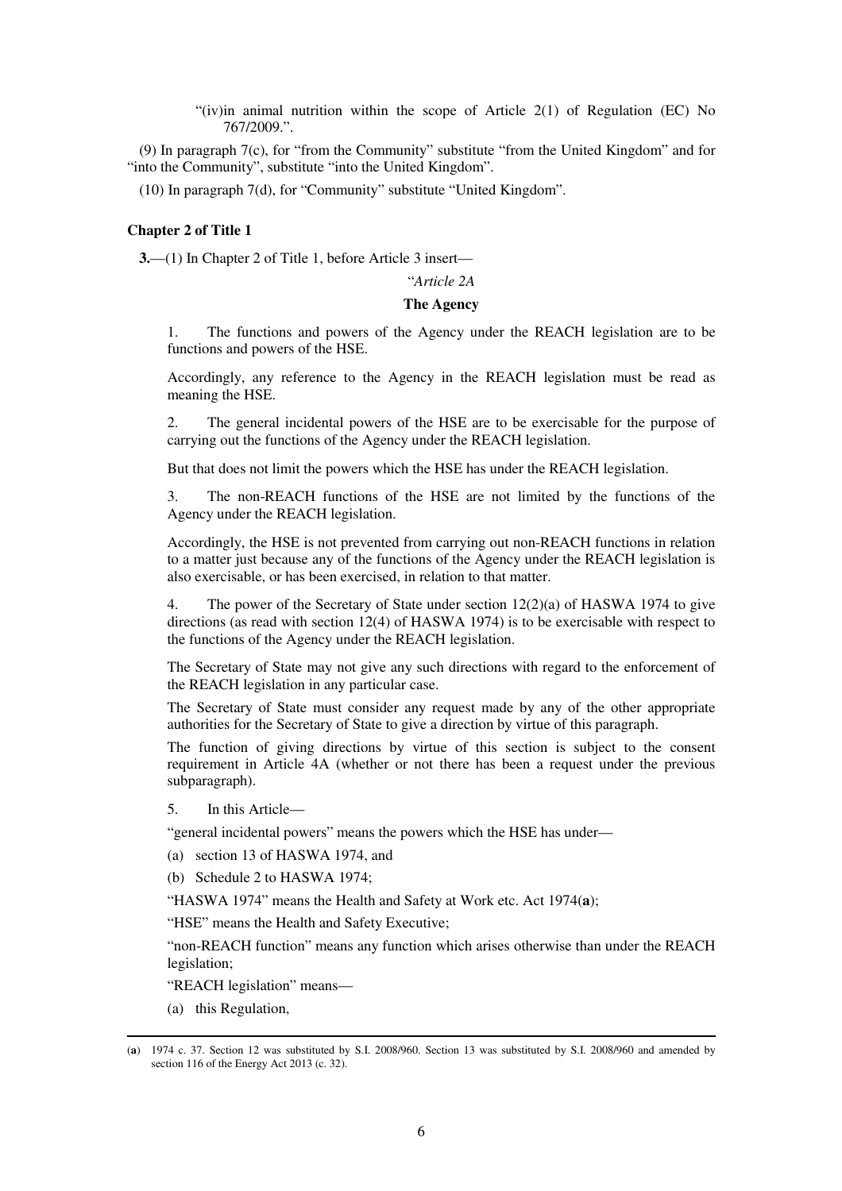"(iv)in animal nutrition within the scope of Article 2(1) of Regulation (EC) No 767/2009.".

(9) In paragraph 7(c), for "from the Community" substitute "from the United Kingdom" and for "into the Community", substitute "into the United Kingdom".

(10) In paragraph 7(d), for "Community" substitute "United Kingdom".

**Chapter 2 of Title 1**

**3.**—(1) In Chapter 2 of Title 1, before Article 3 insert—

"*Article 2A*

**The Agency**

1. The functions and powers of the Agency under the REACH legislation are to be functions and powers of the HSE.

Accordingly, any reference to the Agency in the REACH legislation must be read as meaning the HSE.

2. The general incidental powers of the HSE are to be exercisable for the purpose of carrying out the functions of the Agency under the REACH legislation.

But that does not limit the powers which the HSE has under the REACH legislation.

3. The non-REACH functions of the HSE are not limited by the functions of the Agency under the REACH legislation.

Accordingly, the HSE is not prevented from carrying out non-REACH functions in relation to a matter just because any of the functions of the Agency under the REACH legislation is also exercisable, or has been exercised, in relation to that matter.

4. The power of the Secretary of State under section 12(2)(a) of HASWA 1974 to give directions (as read with section 12(4) of HASWA 1974) is to be exercisable with respect to the functions of the Agency under the REACH legislation.

The Secretary of State may not give any such directions with regard to the enforcement of the REACH legislation in any particular case.

The Secretary of State must consider any request made by any of the other appropriate authorities for the Secretary of State to give a direction by virtue of this paragraph.

The function of giving directions by virtue of this section is subject to the consent requirement in Article 4A (whether or not there has been a request under the previous subparagraph).

5. In this Article—

"general incidental powers" means the powers which the HSE has under—

(a) section 13 of HASWA 1974, and

(b) Schedule 2 to HASWA 1974;

"HASWA 1974" means the Health and Safety at Work etc. Act 1974(**a**);

"HSE" means the Health and Safety Executive;

"non-REACH function" means any function which arises otherwise than under the REACH legislation;

"REACH legislation" means—

(a) this Regulation,

---

(**a**) 1974 c. 37. Section 12 was substituted by S.I. 2008/960. Section 13 was substituted by S.I. 2008/960 and amended by section 116 of the Energy Act 2013 (c. 32).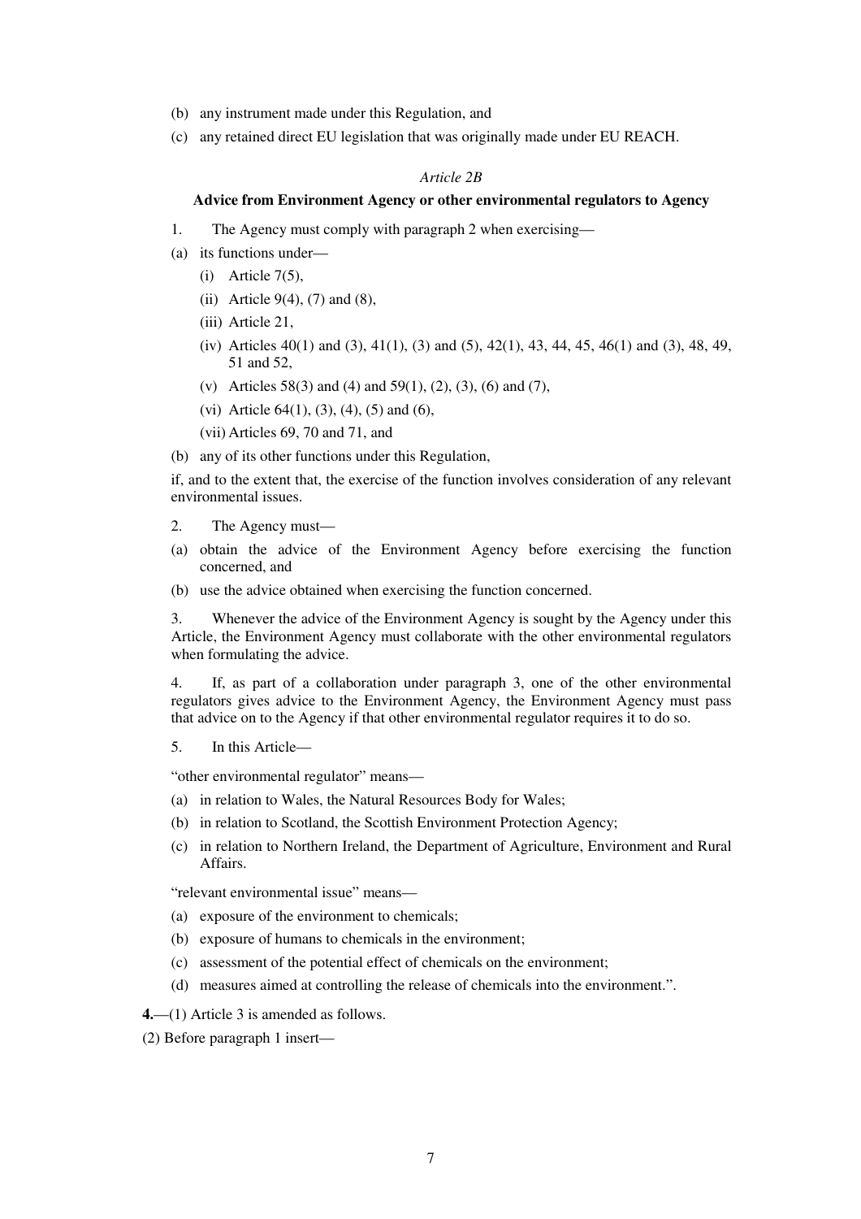(b) any instrument made under this Regulation, and

(c) any retained direct EU legislation that was originally made under EU REACH.

*Article 2B*

**Advice from Environment Agency or other environmental regulators to Agency**

1. The Agency must comply with paragraph 2 when exercising—

(a) its functions under—

(i) Article 7(5),

(ii) Article 9(4), (7) and (8),

(iii) Article 21,

(iv) Articles 40(1) and (3), 41(1), (3) and (5), 42(1), 43, 44, 45, 46(1) and (3), 48, 49, 51 and 52,

(v) Articles 58(3) and (4) and 59(1), (2), (3), (6) and (7),

(vi) Article 64(1), (3), (4), (5) and (6),

(vii) Articles 69, 70 and 71, and

(b) any of its other functions under this Regulation,

if, and to the extent that, the exercise of the function involves consideration of any relevant environmental issues.

2. The Agency must—

(a) obtain the advice of the Environment Agency before exercising the function concerned, and

(b) use the advice obtained when exercising the function concerned.

3. Whenever the advice of the Environment Agency is sought by the Agency under this Article, the Environment Agency must collaborate with the other environmental regulators when formulating the advice.

4. If, as part of a collaboration under paragraph 3, one of the other environmental regulators gives advice to the Environment Agency, the Environment Agency must pass that advice on to the Agency if that other environmental regulator requires it to do so.

5. In this Article—

"other environmental regulator" means—

(a) in relation to Wales, the Natural Resources Body for Wales;

(b) in relation to Scotland, the Scottish Environment Protection Agency;

(c) in relation to Northern Ireland, the Department of Agriculture, Environment and Rural Affairs.

"relevant environmental issue" means—

(a) exposure of the environment to chemicals;

(b) exposure of humans to chemicals in the environment;

(c) assessment of the potential effect of chemicals on the environment;

(d) measures aimed at controlling the release of chemicals into the environment.".

**4.**—(1) Article 3 is amended as follows.

(2) Before paragraph 1 insert—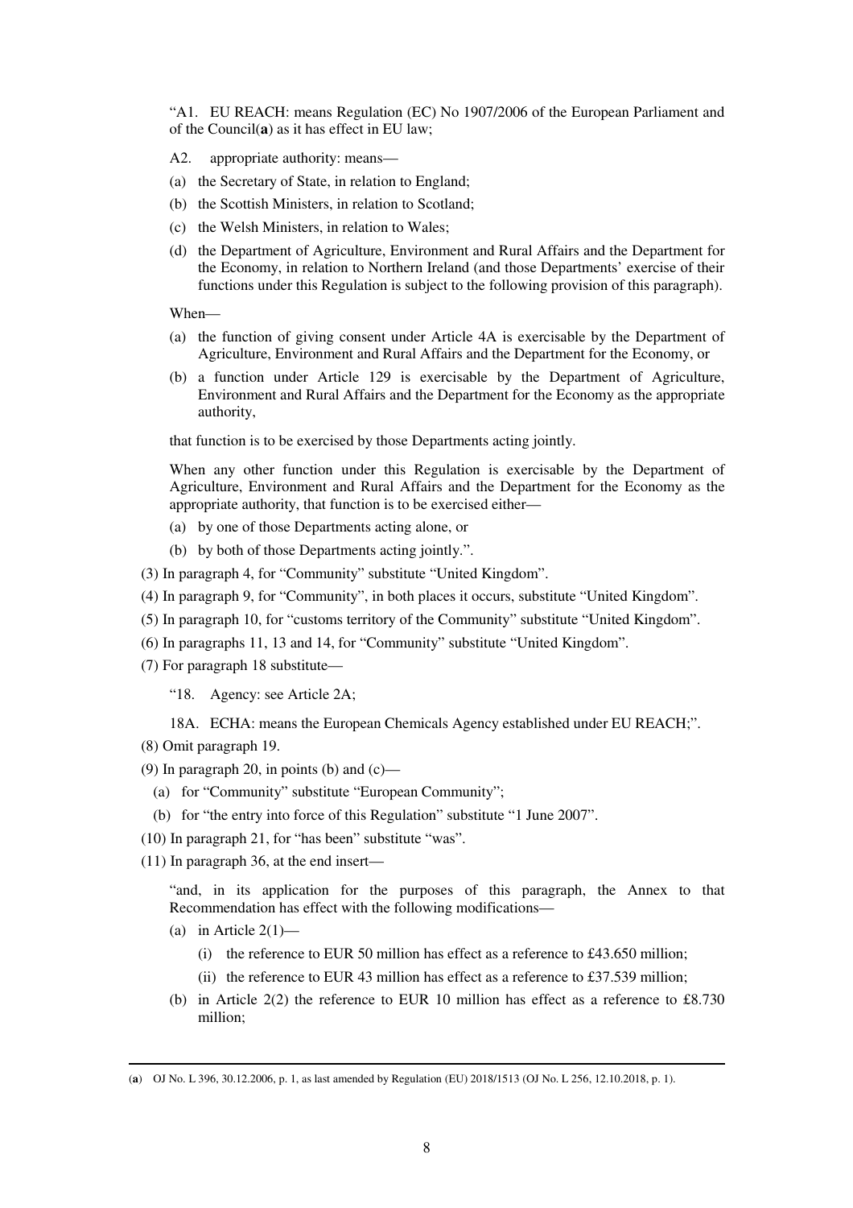"A1. EU REACH: means Regulation (EC) No 1907/2006 of the European Parliament and of the Council(**a**) as it has effect in EU law;

A2. appropriate authority: means—

(a) the Secretary of State, in relation to England;

(b) the Scottish Ministers, in relation to Scotland;

(c) the Welsh Ministers, in relation to Wales;

(d) the Department of Agriculture, Environment and Rural Affairs and the Department for the Economy, in relation to Northern Ireland (and those Departments' exercise of their functions under this Regulation is subject to the following provision of this paragraph).

When—

(a) the function of giving consent under Article 4A is exercisable by the Department of Agriculture, Environment and Rural Affairs and the Department for the Economy, or

(b) a function under Article 129 is exercisable by the Department of Agriculture, Environment and Rural Affairs and the Department for the Economy as the appropriate authority,

that function is to be exercised by those Departments acting jointly.

When any other function under this Regulation is exercisable by the Department of Agriculture, Environment and Rural Affairs and the Department for the Economy as the appropriate authority, that function is to be exercised either—

(a) by one of those Departments acting alone, or

(b) by both of those Departments acting jointly.".

(3) In paragraph 4, for "Community" substitute "United Kingdom".

(4) In paragraph 9, for "Community", in both places it occurs, substitute "United Kingdom".

(5) In paragraph 10, for "customs territory of the Community" substitute "United Kingdom".

(6) In paragraphs 11, 13 and 14, for "Community" substitute "United Kingdom".

(7) For paragraph 18 substitute—

"18. Agency: see Article 2A;

18A. ECHA: means the European Chemicals Agency established under EU REACH;".

(8) Omit paragraph 19.

(9) In paragraph 20, in points (b) and (c)—

(a) for "Community" substitute "European Community";

(b) for "the entry into force of this Regulation" substitute "1 June 2007".

(10) In paragraph 21, for "has been" substitute "was".

(11) In paragraph 36, at the end insert—

"and, in its application for the purposes of this paragraph, the Annex to that Recommendation has effect with the following modifications—

(a) in Article 2(1)—

(i) the reference to EUR 50 million has effect as a reference to £43.650 million;

(ii) the reference to EUR 43 million has effect as a reference to £37.539 million;

(b) in Article 2(2) the reference to EUR 10 million has effect as a reference to £8.730 million;

---

(**a**) OJ No. L 396, 30.12.2006, p. 1, as last amended by Regulation (EU) 2018/1513 (OJ No. L 256, 12.10.2018, p. 1).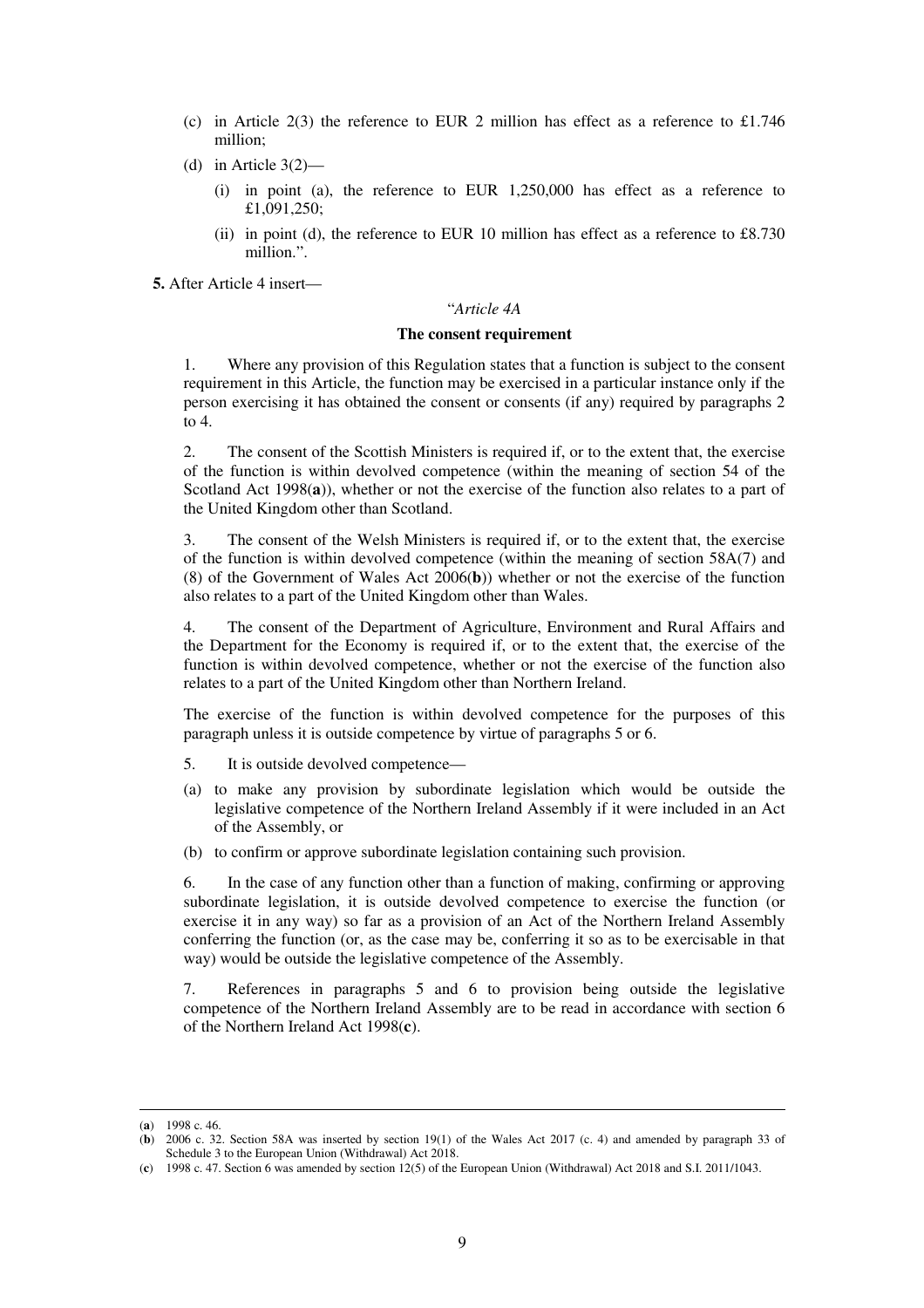(c) in Article 2(3) the reference to EUR 2 million has effect as a reference to £1.746 million;

(d) in Article 3(2)—

(i) in point (a), the reference to EUR 1,250,000 has effect as a reference to £1,091,250;

(ii) in point (d), the reference to EUR 10 million has effect as a reference to £8.730 million.".

**5.** After Article 4 insert—

"*Article 4A*

**The consent requirement**

1. Where any provision of this Regulation states that a function is subject to the consent requirement in this Article, the function may be exercised in a particular instance only if the person exercising it has obtained the consent or consents (if any) required by paragraphs 2 to 4.

2. The consent of the Scottish Ministers is required if, or to the extent that, the exercise of the function is within devolved competence (within the meaning of section 54 of the Scotland Act 1998(**a**)), whether or not the exercise of the function also relates to a part of the United Kingdom other than Scotland.

3. The consent of the Welsh Ministers is required if, or to the extent that, the exercise of the function is within devolved competence (within the meaning of section 58A(7) and (8) of the Government of Wales Act 2006(**b**)) whether or not the exercise of the function also relates to a part of the United Kingdom other than Wales.

4. The consent of the Department of Agriculture, Environment and Rural Affairs and the Department for the Economy is required if, or to the extent that, the exercise of the function is within devolved competence, whether or not the exercise of the function also relates to a part of the United Kingdom other than Northern Ireland.

The exercise of the function is within devolved competence for the purposes of this paragraph unless it is outside competence by virtue of paragraphs 5 or 6.

5. It is outside devolved competence—

(a) to make any provision by subordinate legislation which would be outside the legislative competence of the Northern Ireland Assembly if it were included in an Act of the Assembly, or

(b) to confirm or approve subordinate legislation containing such provision.

6. In the case of any function other than a function of making, confirming or approving subordinate legislation, it is outside devolved competence to exercise the function (or exercise it in any way) so far as a provision of an Act of the Northern Ireland Assembly conferring the function (or, as the case may be, conferring it so as to be exercisable in that way) would be outside the legislative competence of the Assembly.

7. References in paragraphs 5 and 6 to provision being outside the legislative competence of the Northern Ireland Assembly are to be read in accordance with section 6 of the Northern Ireland Act 1998(**c**).

---

(**a**) 1998 c. 46.

(**b**) 2006 c. 32. Section 58A was inserted by section 19(1) of the Wales Act 2017 (c. 4) and amended by paragraph 33 of Schedule 3 to the European Union (Withdrawal) Act 2018.

(**c**) 1998 c. 47. Section 6 was amended by section 12(5) of the European Union (Withdrawal) Act 2018 and S.I. 2011/1043.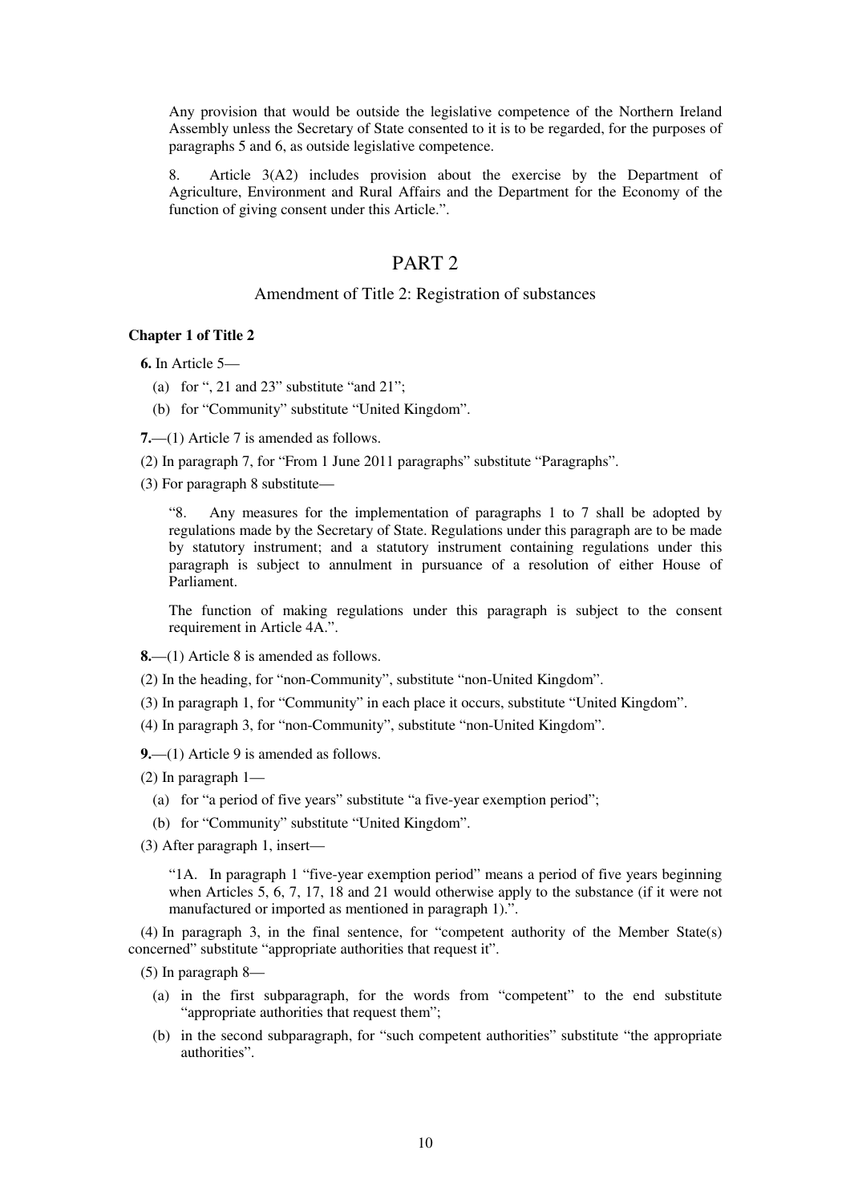Any provision that would be outside the legislative competence of the Northern Ireland Assembly unless the Secretary of State consented to it is to be regarded, for the purposes of paragraphs 5 and 6, as outside legislative competence.

8. Article 3(A2) includes provision about the exercise by the Department of Agriculture, Environment and Rural Affairs and the Department for the Economy of the function of giving consent under this Article.".

# PART 2

## Amendment of Title 2: Registration of substances

**Chapter 1 of Title 2**

**6.** In Article 5—

(a) for ", 21 and 23" substitute "and 21";

(b) for "Community" substitute "United Kingdom".

**7.**—(1) Article 7 is amended as follows.

(2) In paragraph 7, for "From 1 June 2011 paragraphs" substitute "Paragraphs".

(3) For paragraph 8 substitute—

"8. Any measures for the implementation of paragraphs 1 to 7 shall be adopted by regulations made by the Secretary of State. Regulations under this paragraph are to be made by statutory instrument; and a statutory instrument containing regulations under this paragraph is subject to annulment in pursuance of a resolution of either House of Parliament.

The function of making regulations under this paragraph is subject to the consent requirement in Article 4A.".

**8.**—(1) Article 8 is amended as follows.

(2) In the heading, for "non-Community", substitute "non-United Kingdom".

(3) In paragraph 1, for "Community" in each place it occurs, substitute "United Kingdom".

(4) In paragraph 3, for "non-Community", substitute "non-United Kingdom".

**9.**—(1) Article 9 is amended as follows.

(2) In paragraph 1—

(a) for "a period of five years" substitute "a five-year exemption period";

(b) for "Community" substitute "United Kingdom".

(3) After paragraph 1, insert—

"1A. In paragraph 1 "five-year exemption period" means a period of five years beginning when Articles 5, 6, 7, 17, 18 and 21 would otherwise apply to the substance (if it were not manufactured or imported as mentioned in paragraph 1).".

(4) In paragraph 3, in the final sentence, for "competent authority of the Member State(s) concerned" substitute "appropriate authorities that request it".

(5) In paragraph 8—

(a) in the first subparagraph, for the words from "competent" to the end substitute "appropriate authorities that request them";

(b) in the second subparagraph, for "such competent authorities" substitute "the appropriate authorities".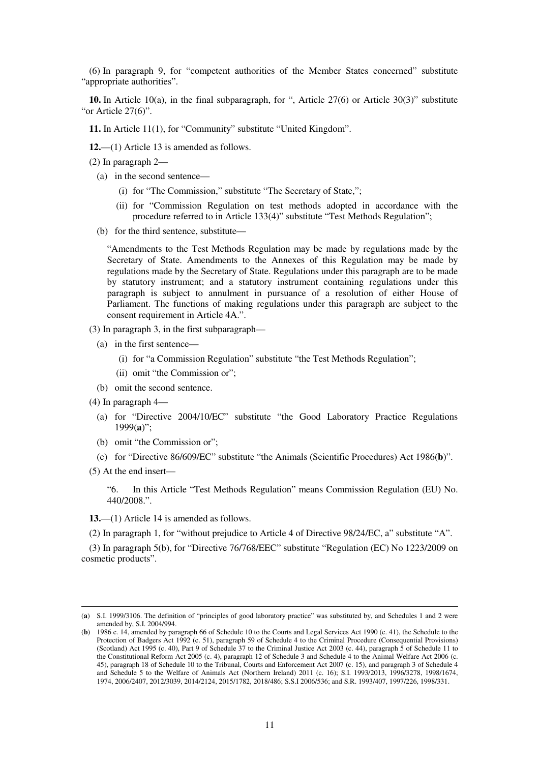(6) In paragraph 9, for "competent authorities of the Member States concerned" substitute "appropriate authorities".

**10.** In Article 10(a), in the final subparagraph, for ", Article 27(6) or Article 30(3)" substitute "or Article 27(6)".

**11.** In Article 11(1), for "Community" substitute "United Kingdom".

**12.**—(1) Article 13 is amended as follows.

(2) In paragraph 2—

(a) in the second sentence—

(i) for "The Commission," substitute "The Secretary of State,";

(ii) for "Commission Regulation on test methods adopted in accordance with the procedure referred to in Article 133(4)" substitute "Test Methods Regulation";

(b) for the third sentence, substitute—

"Amendments to the Test Methods Regulation may be made by regulations made by the Secretary of State. Amendments to the Annexes of this Regulation may be made by regulations made by the Secretary of State. Regulations under this paragraph are to be made by statutory instrument; and a statutory instrument containing regulations under this paragraph is subject to annulment in pursuance of a resolution of either House of Parliament. The functions of making regulations under this paragraph are subject to the consent requirement in Article 4A.".

(3) In paragraph 3, in the first subparagraph—

(a) in the first sentence—

(i) for "a Commission Regulation" substitute "the Test Methods Regulation";

(ii) omit "the Commission or";

(b) omit the second sentence.

(4) In paragraph 4—

(a) for "Directive 2004/10/EC" substitute "the Good Laboratory Practice Regulations 1999(**a**)";

(b) omit "the Commission or";

(c) for "Directive 86/609/EC" substitute "the Animals (Scientific Procedures) Act 1986(**b**)".

(5) At the end insert—

"6. In this Article "Test Methods Regulation" means Commission Regulation (EU) No. 440/2008.".

**13.**—(1) Article 14 is amended as follows.

(2) In paragraph 1, for "without prejudice to Article 4 of Directive 98/24/EC, a" substitute "A".

(3) In paragraph 5(b), for "Directive 76/768/EEC" substitute "Regulation (EC) No 1223/2009 on cosmetic products".

---

(**a**) S.I. 1999/3106. The definition of "principles of good laboratory practice" was substituted by, and Schedules 1 and 2 were amended by, S.I. 2004/994.

(**b**) 1986 c. 14, amended by paragraph 66 of Schedule 10 to the Courts and Legal Services Act 1990 (c. 41), the Schedule to the Protection of Badgers Act 1992 (c. 51), paragraph 59 of Schedule 4 to the Criminal Procedure (Consequential Provisions) (Scotland) Act 1995 (c. 40), Part 9 of Schedule 37 to the Criminal Justice Act 2003 (c. 44), paragraph 5 of Schedule 11 to the Constitutional Reform Act 2005 (c. 4), paragraph 12 of Schedule 3 and Schedule 4 to the Animal Welfare Act 2006 (c. 45), paragraph 18 of Schedule 10 to the Tribunal, Courts and Enforcement Act 2007 (c. 15), and paragraph 3 of Schedule 4 and Schedule 5 to the Welfare of Animals Act (Northern Ireland) 2011 (c. 16); S.I. 1993/2013, 1996/3278, 1998/1674, 1974, 2006/2407, 2012/3039, 2014/2124, 2015/1782, 2018/486; S.S.I 2006/536; and S.R. 1993/407, 1997/226, 1998/331.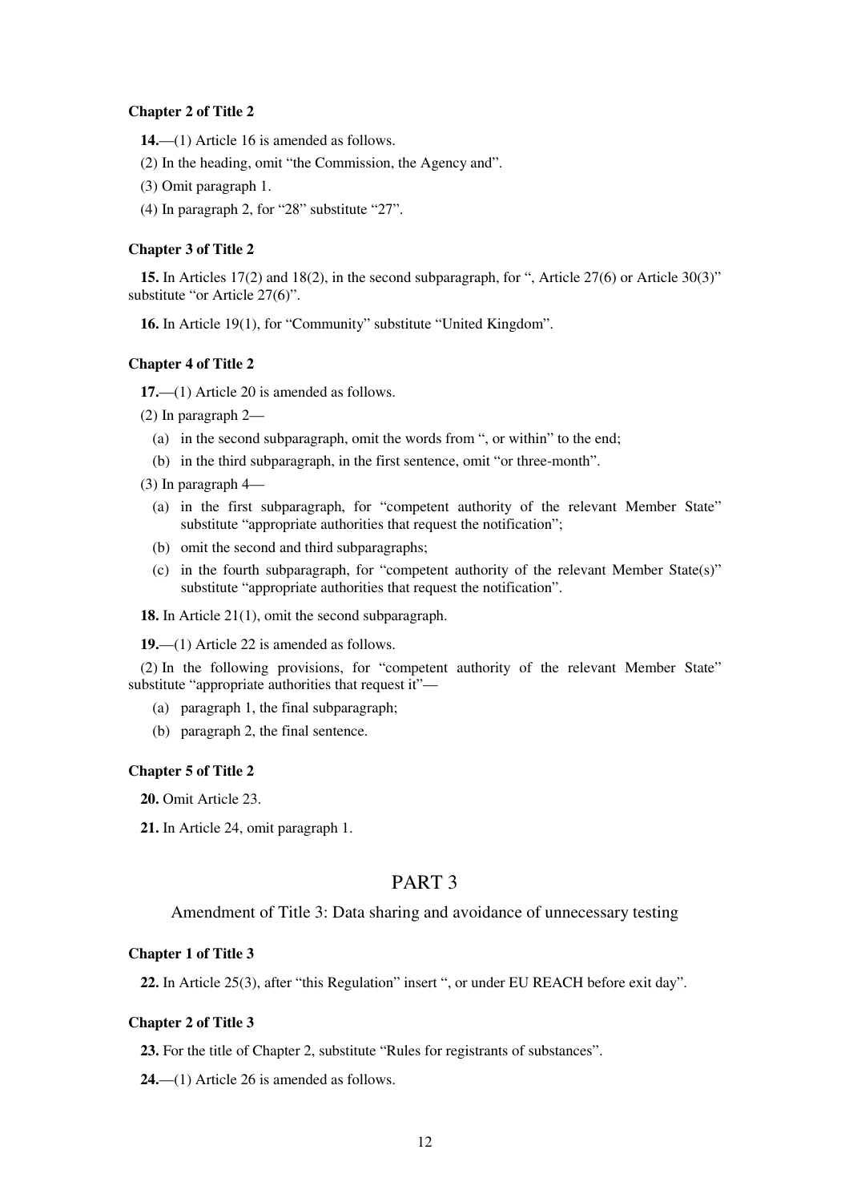**Chapter 2 of Title 2**

**14.**—(1) Article 16 is amended as follows.

(2) In the heading, omit "the Commission, the Agency and".

(3) Omit paragraph 1.

(4) In paragraph 2, for "28" substitute "27".

**Chapter 3 of Title 2**

**15.** In Articles 17(2) and 18(2), in the second subparagraph, for ", Article 27(6) or Article 30(3)" substitute "or Article 27(6)".

**16.** In Article 19(1), for "Community" substitute "United Kingdom".

**Chapter 4 of Title 2**

**17.**—(1) Article 20 is amended as follows.

(2) In paragraph 2—

(a) in the second subparagraph, omit the words from ", or within" to the end;

(b) in the third subparagraph, in the first sentence, omit "or three-month".

(3) In paragraph 4—

(a) in the first subparagraph, for "competent authority of the relevant Member State" substitute "appropriate authorities that request the notification";

(b) omit the second and third subparagraphs;

(c) in the fourth subparagraph, for "competent authority of the relevant Member State(s)" substitute "appropriate authorities that request the notification".

**18.** In Article 21(1), omit the second subparagraph.

**19.**—(1) Article 22 is amended as follows.

(2) In the following provisions, for "competent authority of the relevant Member State" substitute "appropriate authorities that request it"—

(a) paragraph 1, the final subparagraph;

(b) paragraph 2, the final sentence.

**Chapter 5 of Title 2**

**20.** Omit Article 23.

**21.** In Article 24, omit paragraph 1.

## PART 3

### Amendment of Title 3: Data sharing and avoidance of unnecessary testing

**Chapter 1 of Title 3**

**22.** In Article 25(3), after "this Regulation" insert ", or under EU REACH before exit day".

**Chapter 2 of Title 3**

**23.** For the title of Chapter 2, substitute "Rules for registrants of substances".

**24.**—(1) Article 26 is amended as follows.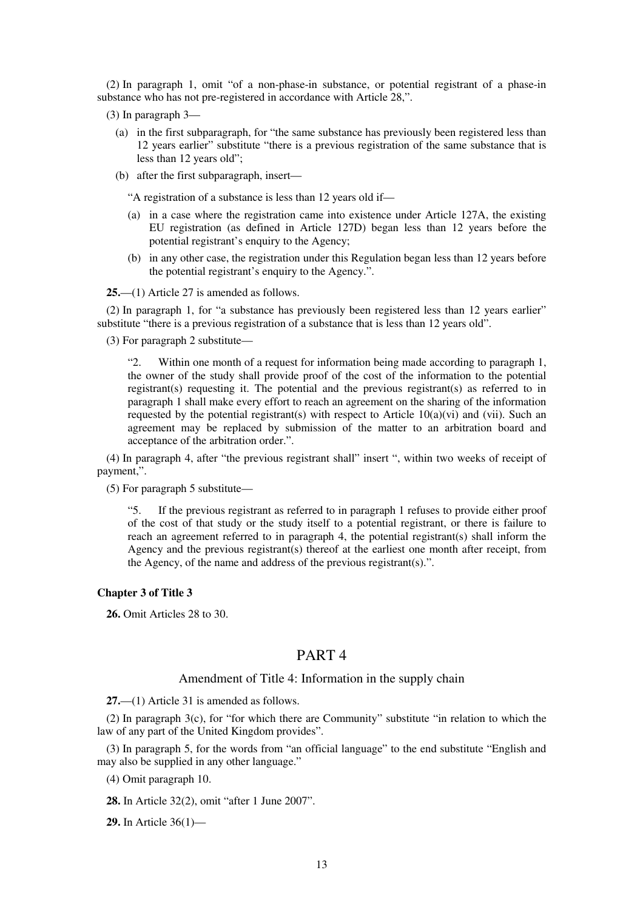(2) In paragraph 1, omit "of a non-phase-in substance, or potential registrant of a phase-in substance who has not pre-registered in accordance with Article 28,".

(3) In paragraph 3—

(a) in the first subparagraph, for "the same substance has previously been registered less than 12 years earlier" substitute "there is a previous registration of the same substance that is less than 12 years old";

(b) after the first subparagraph, insert—

"A registration of a substance is less than 12 years old if—

(a) in a case where the registration came into existence under Article 127A, the existing EU registration (as defined in Article 127D) began less than 12 years before the potential registrant's enquiry to the Agency;

(b) in any other case, the registration under this Regulation began less than 12 years before the potential registrant's enquiry to the Agency.".

**25.**—(1) Article 27 is amended as follows.

(2) In paragraph 1, for "a substance has previously been registered less than 12 years earlier" substitute "there is a previous registration of a substance that is less than 12 years old".

(3) For paragraph 2 substitute—

"2. Within one month of a request for information being made according to paragraph 1, the owner of the study shall provide proof of the cost of the information to the potential registrant(s) requesting it. The potential and the previous registrant(s) as referred to in paragraph 1 shall make every effort to reach an agreement on the sharing of the information requested by the potential registrant(s) with respect to Article 10(a)(vi) and (vii). Such an agreement may be replaced by submission of the matter to an arbitration board and acceptance of the arbitration order.".

(4) In paragraph 4, after "the previous registrant shall" insert ", within two weeks of receipt of payment,".

(5) For paragraph 5 substitute—

"5. If the previous registrant as referred to in paragraph 1 refuses to provide either proof of the cost of that study or the study itself to a potential registrant, or there is failure to reach an agreement referred to in paragraph 4, the potential registrant(s) shall inform the Agency and the previous registrant(s) thereof at the earliest one month after receipt, from the Agency, of the name and address of the previous registrant(s).".

**Chapter 3 of Title 3**

**26.** Omit Articles 28 to 30.

# PART 4

## Amendment of Title 4: Information in the supply chain

**27.**—(1) Article 31 is amended as follows.

(2) In paragraph 3(c), for "for which there are Community" substitute "in relation to which the law of any part of the United Kingdom provides".

(3) In paragraph 5, for the words from "an official language" to the end substitute "English and may also be supplied in any other language."

(4) Omit paragraph 10.

**28.** In Article 32(2), omit "after 1 June 2007".

**29.** In Article 36(1)—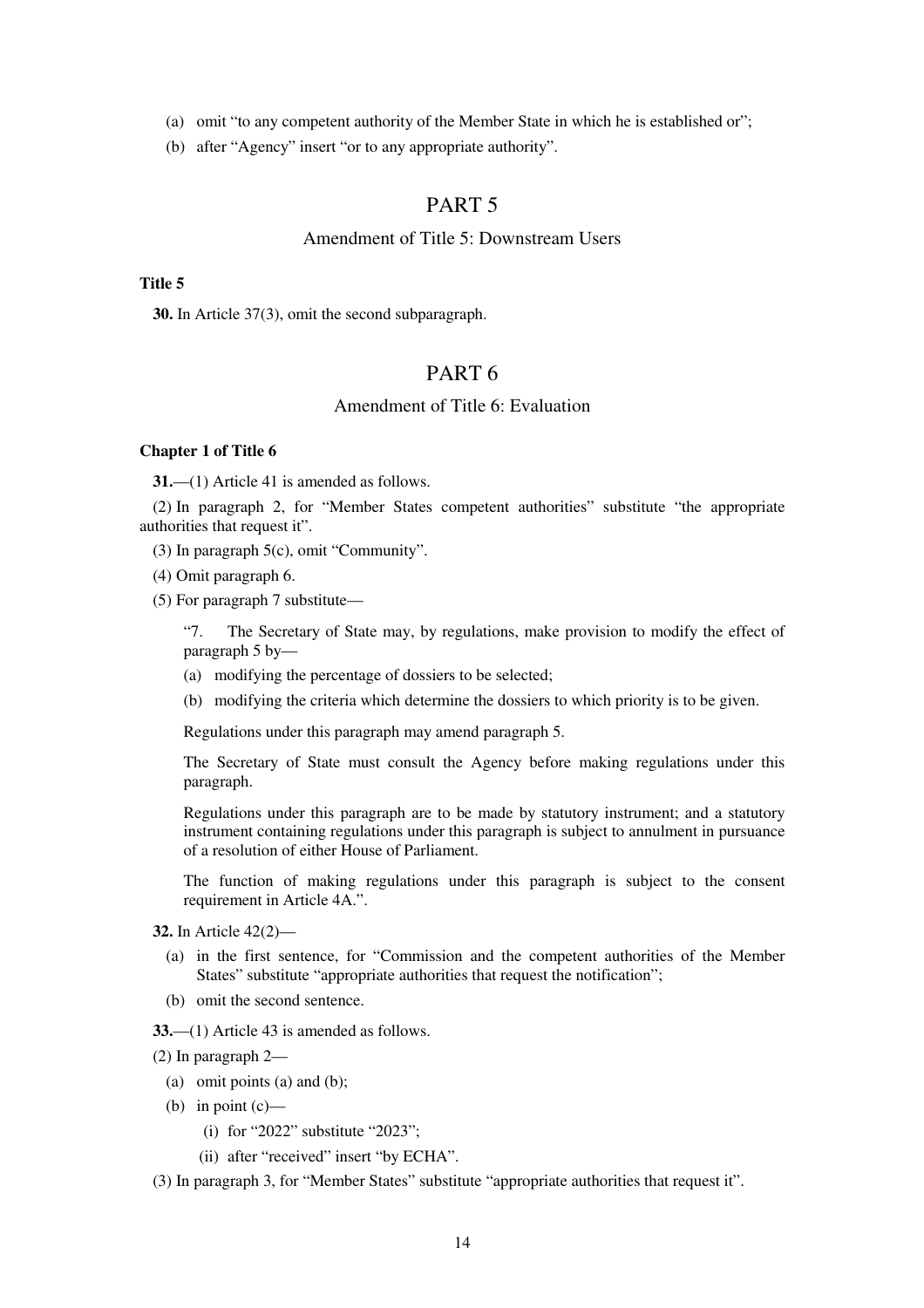(a) omit "to any competent authority of the Member State in which he is established or";

(b) after "Agency" insert "or to any appropriate authority".

## PART 5

### Amendment of Title 5: Downstream Users

**Title 5**

**30.** In Article 37(3), omit the second subparagraph.

## PART 6

### Amendment of Title 6: Evaluation

**Chapter 1 of Title 6**

**31.**—(1) Article 41 is amended as follows.

(2) In paragraph 2, for "Member States competent authorities" substitute "the appropriate authorities that request it".

(3) In paragraph 5(c), omit "Community".

(4) Omit paragraph 6.

(5) For paragraph 7 substitute—

"7. The Secretary of State may, by regulations, make provision to modify the effect of paragraph 5 by—

(a) modifying the percentage of dossiers to be selected;

(b) modifying the criteria which determine the dossiers to which priority is to be given.

Regulations under this paragraph may amend paragraph 5.

The Secretary of State must consult the Agency before making regulations under this paragraph.

Regulations under this paragraph are to be made by statutory instrument; and a statutory instrument containing regulations under this paragraph is subject to annulment in pursuance of a resolution of either House of Parliament.

The function of making regulations under this paragraph is subject to the consent requirement in Article 4A.".

**32.** In Article 42(2)—

(a) in the first sentence, for "Commission and the competent authorities of the Member States" substitute "appropriate authorities that request the notification";

(b) omit the second sentence.

**33.**—(1) Article 43 is amended as follows.

(2) In paragraph 2—

(a) omit points (a) and (b);

(b) in point (c)—

(i) for "2022" substitute "2023";

(ii) after "received" insert "by ECHA".

(3) In paragraph 3, for "Member States" substitute "appropriate authorities that request it".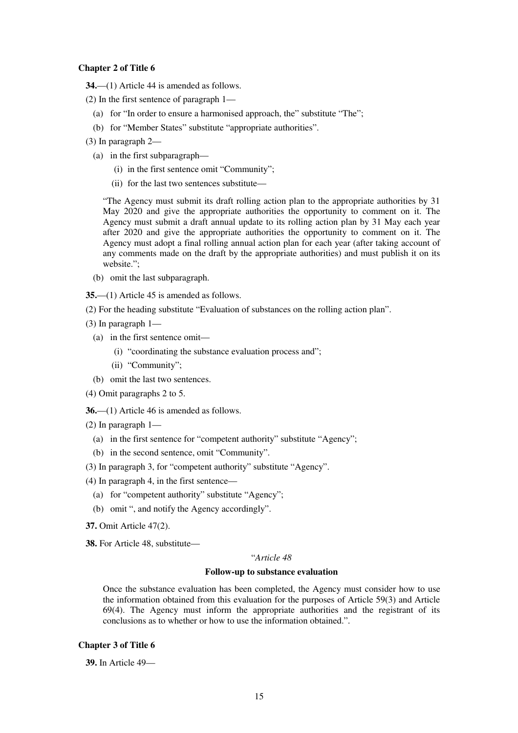**Chapter 2 of Title 6**

**34.**—(1) Article 44 is amended as follows.

(2) In the first sentence of paragraph 1—

(a) for "In order to ensure a harmonised approach, the" substitute "The";

(b) for "Member States" substitute "appropriate authorities".

(3) In paragraph 2—

(a) in the first subparagraph—

(i) in the first sentence omit "Community";

(ii) for the last two sentences substitute—

"The Agency must submit its draft rolling action plan to the appropriate authorities by 31 May 2020 and give the appropriate authorities the opportunity to comment on it. The Agency must submit a draft annual update to its rolling action plan by 31 May each year after 2020 and give the appropriate authorities the opportunity to comment on it. The Agency must adopt a final rolling annual action plan for each year (after taking account of any comments made on the draft by the appropriate authorities) and must publish it on its website.";

(b) omit the last subparagraph.

**35.**—(1) Article 45 is amended as follows.

(2) For the heading substitute "Evaluation of substances on the rolling action plan".

(3) In paragraph 1—

(a) in the first sentence omit—

(i) "coordinating the substance evaluation process and";

(ii) "Community";

(b) omit the last two sentences.

(4) Omit paragraphs 2 to 5.

**36.**—(1) Article 46 is amended as follows.

(2) In paragraph 1—

(a) in the first sentence for "competent authority" substitute "Agency";

(b) in the second sentence, omit "Community".

(3) In paragraph 3, for "competent authority" substitute "Agency".

(4) In paragraph 4, in the first sentence—

(a) for "competent authority" substitute "Agency";

(b) omit ", and notify the Agency accordingly".

**37.** Omit Article 47(2).

**38.** For Article 48, substitute—

"*Article 48*

**Follow-up to substance evaluation**

Once the substance evaluation has been completed, the Agency must consider how to use the information obtained from this evaluation for the purposes of Article 59(3) and Article 69(4). The Agency must inform the appropriate authorities and the registrant of its conclusions as to whether or how to use the information obtained.".

**Chapter 3 of Title 6**

**39.** In Article 49—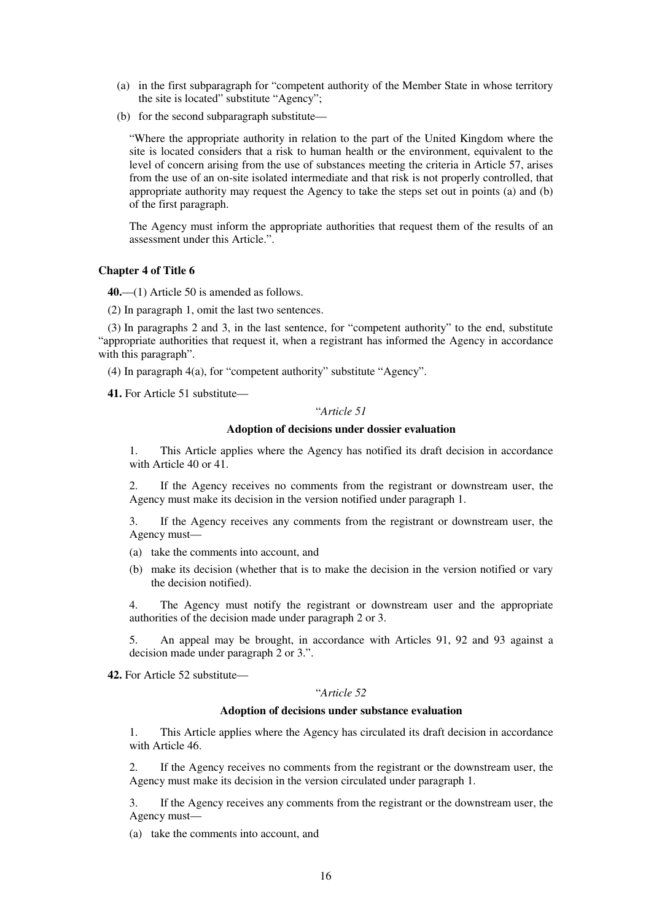(a) in the first subparagraph for "competent authority of the Member State in whose territory the site is located" substitute "Agency";

(b) for the second subparagraph substitute—

"Where the appropriate authority in relation to the part of the United Kingdom where the site is located considers that a risk to human health or the environment, equivalent to the level of concern arising from the use of substances meeting the criteria in Article 57, arises from the use of an on-site isolated intermediate and that risk is not properly controlled, that appropriate authority may request the Agency to take the steps set out in points (a) and (b) of the first paragraph.

The Agency must inform the appropriate authorities that request them of the results of an assessment under this Article.".

**Chapter 4 of Title 6**

**40.**—(1) Article 50 is amended as follows.

(2) In paragraph 1, omit the last two sentences.

(3) In paragraphs 2 and 3, in the last sentence, for "competent authority" to the end, substitute "appropriate authorities that request it, when a registrant has informed the Agency in accordance with this paragraph".

(4) In paragraph 4(a), for "competent authority" substitute "Agency".

**41.** For Article 51 substitute—

"*Article 51*

**Adoption of decisions under dossier evaluation**

1. This Article applies where the Agency has notified its draft decision in accordance with Article 40 or 41.

2. If the Agency receives no comments from the registrant or downstream user, the Agency must make its decision in the version notified under paragraph 1.

3. If the Agency receives any comments from the registrant or downstream user, the Agency must—

(a) take the comments into account, and

(b) make its decision (whether that is to make the decision in the version notified or vary the decision notified).

4. The Agency must notify the registrant or downstream user and the appropriate authorities of the decision made under paragraph 2 or 3.

5. An appeal may be brought, in accordance with Articles 91, 92 and 93 against a decision made under paragraph 2 or 3.".

**42.** For Article 52 substitute—

"*Article 52*

**Adoption of decisions under substance evaluation**

1. This Article applies where the Agency has circulated its draft decision in accordance with Article 46.

2. If the Agency receives no comments from the registrant or the downstream user, the Agency must make its decision in the version circulated under paragraph 1.

3. If the Agency receives any comments from the registrant or the downstream user, the Agency must—

(a) take the comments into account, and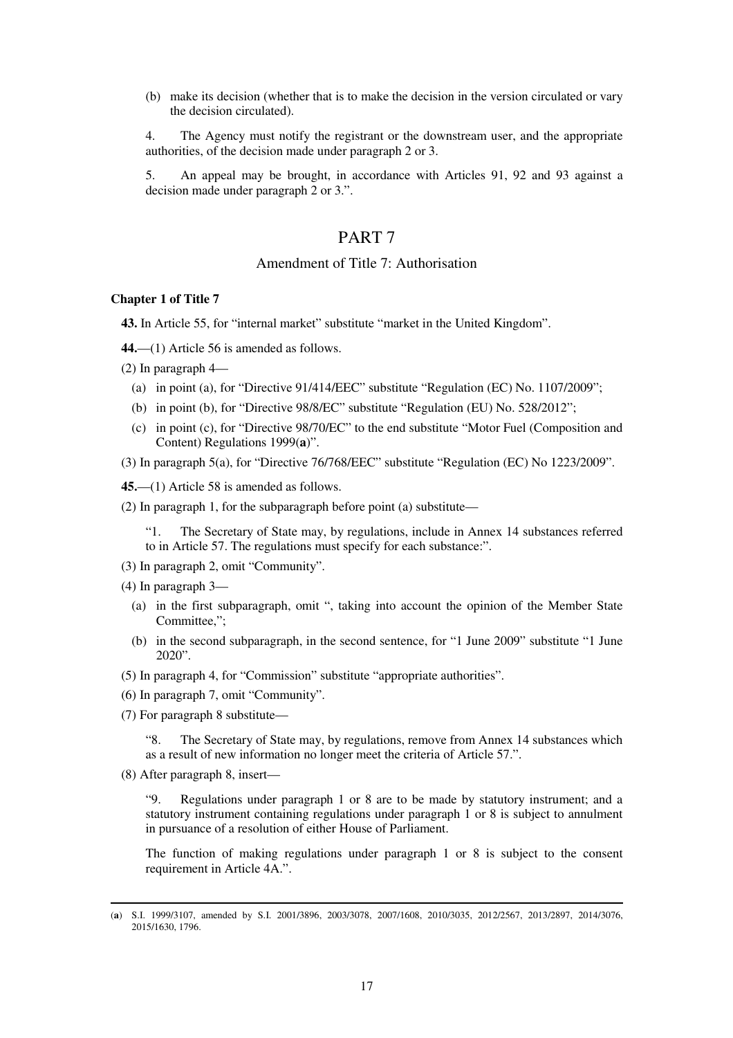(b) make its decision (whether that is to make the decision in the version circulated or vary the decision circulated).

4. The Agency must notify the registrant or the downstream user, and the appropriate authorities, of the decision made under paragraph 2 or 3.

5. An appeal may be brought, in accordance with Articles 91, 92 and 93 against a decision made under paragraph 2 or 3.".

# PART 7

## Amendment of Title 7: Authorisation

### Chapter 1 of Title 7

**43.** In Article 55, for "internal market" substitute "market in the United Kingdom".

**44.**—(1) Article 56 is amended as follows.

(2) In paragraph 4—

(a) in point (a), for "Directive 91/414/EEC" substitute "Regulation (EC) No. 1107/2009";

(b) in point (b), for "Directive 98/8/EC" substitute "Regulation (EU) No. 528/2012";

(c) in point (c), for "Directive 98/70/EC" to the end substitute "Motor Fuel (Composition and Content) Regulations 1999(**a**)".

(3) In paragraph 5(a), for "Directive 76/768/EEC" substitute "Regulation (EC) No 1223/2009".

**45.**—(1) Article 58 is amended as follows.

(2) In paragraph 1, for the subparagraph before point (a) substitute—

"1. The Secretary of State may, by regulations, include in Annex 14 substances referred to in Article 57. The regulations must specify for each substance:".

(3) In paragraph 2, omit "Community".

(4) In paragraph 3—

(a) in the first subparagraph, omit ", taking into account the opinion of the Member State Committee,";

(b) in the second subparagraph, in the second sentence, for "1 June 2009" substitute "1 June 2020".

(5) In paragraph 4, for "Commission" substitute "appropriate authorities".

(6) In paragraph 7, omit "Community".

(7) For paragraph 8 substitute—

"8. The Secretary of State may, by regulations, remove from Annex 14 substances which as a result of new information no longer meet the criteria of Article 57.".

(8) After paragraph 8, insert—

"9. Regulations under paragraph 1 or 8 are to be made by statutory instrument; and a statutory instrument containing regulations under paragraph 1 or 8 is subject to annulment in pursuance of a resolution of either House of Parliament.

The function of making regulations under paragraph 1 or 8 is subject to the consent requirement in Article 4A.".

---

(**a**) S.I. 1999/3107, amended by S.I. 2001/3896, 2003/3078, 2007/1608, 2010/3035, 2012/2567, 2013/2897, 2014/3076, 2015/1630, 1796.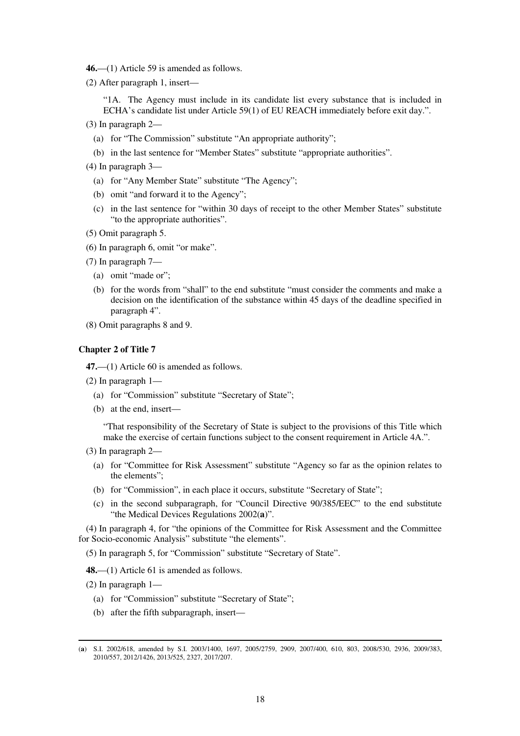**46.**—(1) Article 59 is amended as follows.

(2) After paragraph 1, insert—

> "1A. The Agency must include in its candidate list every substance that is included in ECHA's candidate list under Article 59(1) of EU REACH immediately before exit day.".

(3) In paragraph 2—

(a) for "The Commission" substitute "An appropriate authority";

(b) in the last sentence for "Member States" substitute "appropriate authorities".

(4) In paragraph 3—

(a) for "Any Member State" substitute "The Agency";

(b) omit "and forward it to the Agency";

(c) in the last sentence for "within 30 days of receipt to the other Member States" substitute "to the appropriate authorities".

(5) Omit paragraph 5.

(6) In paragraph 6, omit "or make".

(7) In paragraph 7—

(a) omit "made or";

(b) for the words from "shall" to the end substitute "must consider the comments and make a decision on the identification of the substance within 45 days of the deadline specified in paragraph 4".

(8) Omit paragraphs 8 and 9.

**Chapter 2 of Title 7**

**47.**—(1) Article 60 is amended as follows.

(2) In paragraph 1—

(a) for "Commission" substitute "Secretary of State";

(b) at the end, insert—

> "That responsibility of the Secretary of State is subject to the provisions of this Title which make the exercise of certain functions subject to the consent requirement in Article 4A.".

(3) In paragraph 2—

(a) for "Committee for Risk Assessment" substitute "Agency so far as the opinion relates to the elements";

(b) for "Commission", in each place it occurs, substitute "Secretary of State";

(c) in the second subparagraph, for "Council Directive 90/385/EEC" to the end substitute "the Medical Devices Regulations 2002(**a**)".

(4) In paragraph 4, for "the opinions of the Committee for Risk Assessment and the Committee for Socio-economic Analysis" substitute "the elements".

(5) In paragraph 5, for "Commission" substitute "Secretary of State".

**48.**—(1) Article 61 is amended as follows.

(2) In paragraph 1—

(a) for "Commission" substitute "Secretary of State";

(b) after the fifth subparagraph, insert—

(**a**) S.I. 2002/618, amended by S.I. 2003/1400, 1697, 2005/2759, 2909, 2007/400, 610, 803, 2008/530, 2936, 2009/383, 2010/557, 2012/1426, 2013/525, 2327, 2017/207.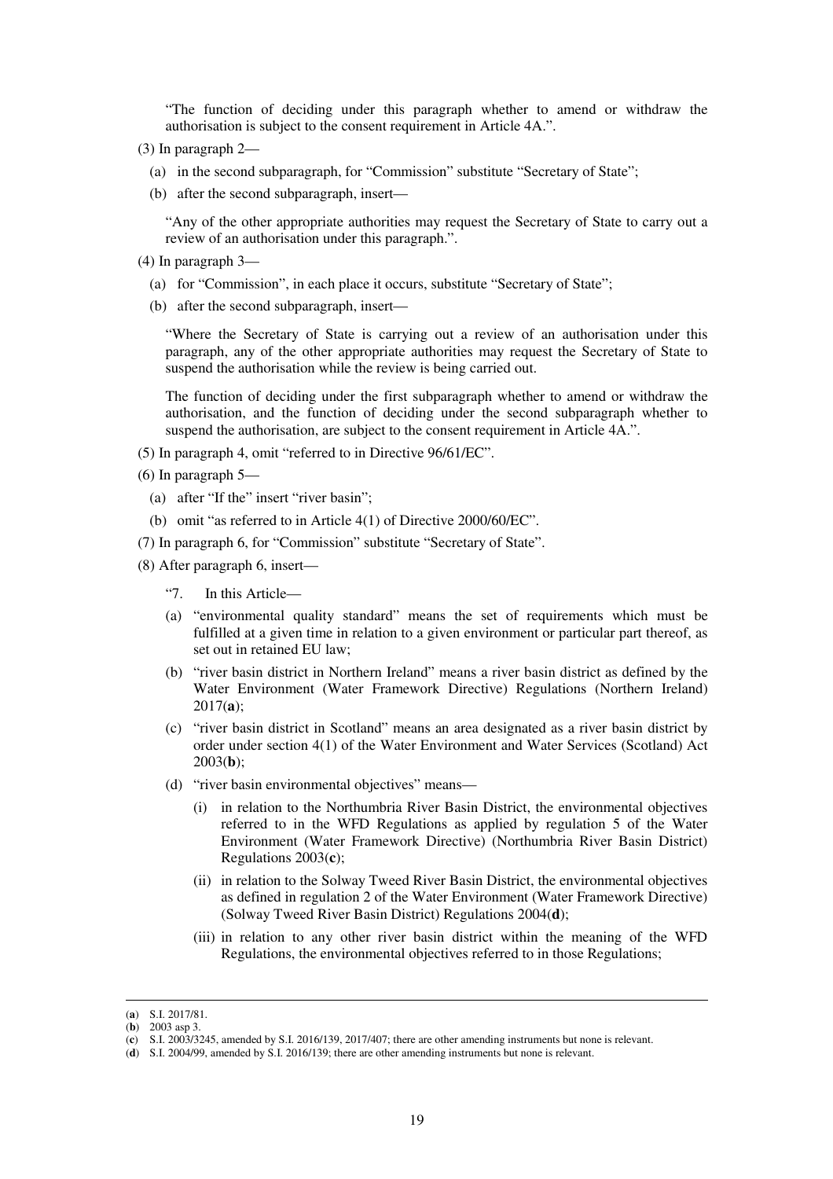“The function of deciding under this paragraph whether to amend or withdraw the authorisation is subject to the consent requirement in Article 4A.”.

(3) In paragraph 2—

(a) in the second subparagraph, for “Commission” substitute “Secretary of State”;

(b) after the second subparagraph, insert—

“Any of the other appropriate authorities may request the Secretary of State to carry out a review of an authorisation under this paragraph.”.

(4) In paragraph 3—

(a) for “Commission”, in each place it occurs, substitute “Secretary of State”;

(b) after the second subparagraph, insert—

“Where the Secretary of State is carrying out a review of an authorisation under this paragraph, any of the other appropriate authorities may request the Secretary of State to suspend the authorisation while the review is being carried out.

The function of deciding under the first subparagraph whether to amend or withdraw the authorisation, and the function of deciding under the second subparagraph whether to suspend the authorisation, are subject to the consent requirement in Article 4A.”.

(5) In paragraph 4, omit “referred to in Directive 96/61/EC”.

(6) In paragraph 5—

(a) after “If the” insert “river basin”;

(b) omit “as referred to in Article 4(1) of Directive 2000/60/EC”.

(7) In paragraph 6, for “Commission” substitute “Secretary of State”.

(8) After paragraph 6, insert—

“7. In this Article—

(a) “environmental quality standard” means the set of requirements which must be fulfilled at a given time in relation to a given environment or particular part thereof, as set out in retained EU law;

(b) “river basin district in Northern Ireland” means a river basin district as defined by the Water Environment (Water Framework Directive) Regulations (Northern Ireland) 2017(**a**);

(c) “river basin district in Scotland” means an area designated as a river basin district by order under section 4(1) of the Water Environment and Water Services (Scotland) Act 2003(**b**);

(d) “river basin environmental objectives” means—

(i) in relation to the Northumbria River Basin District, the environmental objectives referred to in the WFD Regulations as applied by regulation 5 of the Water Environment (Water Framework Directive) (Northumbria River Basin District) Regulations 2003(**c**);

(ii) in relation to the Solway Tweed River Basin District, the environmental objectives as defined in regulation 2 of the Water Environment (Water Framework Directive) (Solway Tweed River Basin District) Regulations 2004(**d**);

(iii) in relation to any other river basin district within the meaning of the WFD Regulations, the environmental objectives referred to in those Regulations;

---

(**a**) S.I. 2017/81.

(**b**) 2003 asp 3.

(**c**) S.I. 2003/3245, amended by S.I. 2016/139, 2017/407; there are other amending instruments but none is relevant.

(**d**) S.I. 2004/99, amended by S.I. 2016/139; there are other amending instruments but none is relevant.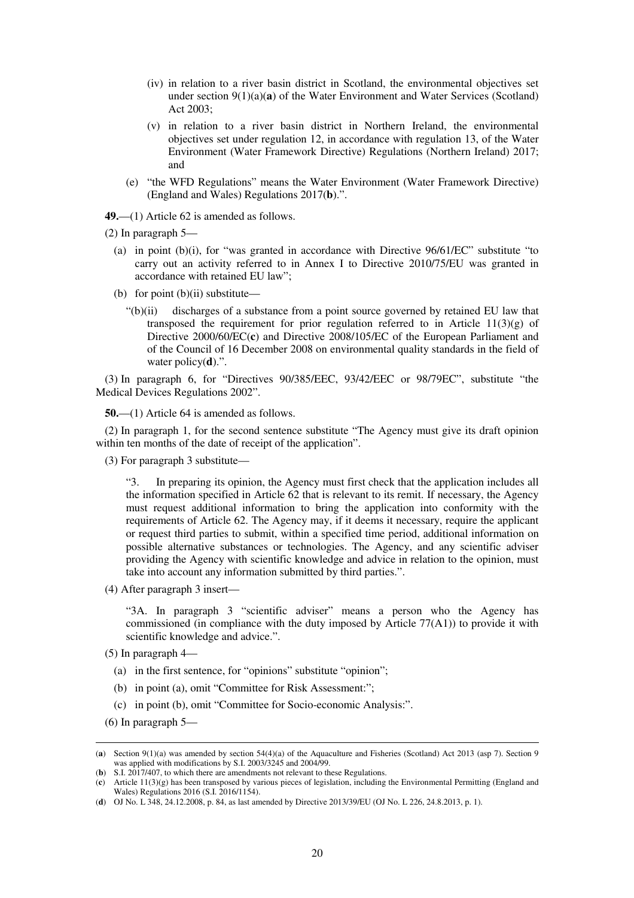(iv) in relation to a river basin district in Scotland, the environmental objectives set under section 9(1)(a)(**a**) of the Water Environment and Water Services (Scotland) Act 2003;

(v) in relation to a river basin district in Northern Ireland, the environmental objectives set under regulation 12, in accordance with regulation 13, of the Water Environment (Water Framework Directive) Regulations (Northern Ireland) 2017; and

(e) "the WFD Regulations" means the Water Environment (Water Framework Directive) (England and Wales) Regulations 2017(**b**).".

**49.**—(1) Article 62 is amended as follows.

(2) In paragraph 5—

(a) in point (b)(i), for "was granted in accordance with Directive 96/61/EC" substitute "to carry out an activity referred to in Annex I to Directive 2010/75/EU was granted in accordance with retained EU law";

(b) for point (b)(ii) substitute—

"(b)(ii) discharges of a substance from a point source governed by retained EU law that transposed the requirement for prior regulation referred to in Article 11(3)(g) of Directive 2000/60/EC(**c**) and Directive 2008/105/EC of the European Parliament and of the Council of 16 December 2008 on environmental quality standards in the field of water policy(**d**).".

(3) In paragraph 6, for "Directives 90/385/EEC, 93/42/EEC or 98/79EC", substitute "the Medical Devices Regulations 2002".

**50.**—(1) Article 64 is amended as follows.

(2) In paragraph 1, for the second sentence substitute "The Agency must give its draft opinion within ten months of the date of receipt of the application".

(3) For paragraph 3 substitute—

"3. In preparing its opinion, the Agency must first check that the application includes all the information specified in Article 62 that is relevant to its remit. If necessary, the Agency must request additional information to bring the application into conformity with the requirements of Article 62. The Agency may, if it deems it necessary, require the applicant or request third parties to submit, within a specified time period, additional information on possible alternative substances or technologies. The Agency, and any scientific adviser providing the Agency with scientific knowledge and advice in relation to the opinion, must take into account any information submitted by third parties.".

(4) After paragraph 3 insert—

"3A. In paragraph 3 "scientific adviser" means a person who the Agency has commissioned (in compliance with the duty imposed by Article 77(A1)) to provide it with scientific knowledge and advice.".

(5) In paragraph 4—

(a) in the first sentence, for "opinions" substitute "opinion";

(b) in point (a), omit "Committee for Risk Assessment:";

(c) in point (b), omit "Committee for Socio-economic Analysis:".

(6) In paragraph 5—

---

(**a**) Section 9(1)(a) was amended by section 54(4)(a) of the Aquaculture and Fisheries (Scotland) Act 2013 (asp 7). Section 9 was applied with modifications by S.I. 2003/3245 and 2004/99.

(**b**) S.I. 2017/407, to which there are amendments not relevant to these Regulations.

(**c**) Article 11(3)(g) has been transposed by various pieces of legislation, including the Environmental Permitting (England and Wales) Regulations 2016 (S.I. 2016/1154).

(**d**) OJ No. L 348, 24.12.2008, p. 84, as last amended by Directive 2013/39/EU (OJ No. L 226, 24.8.2013, p. 1).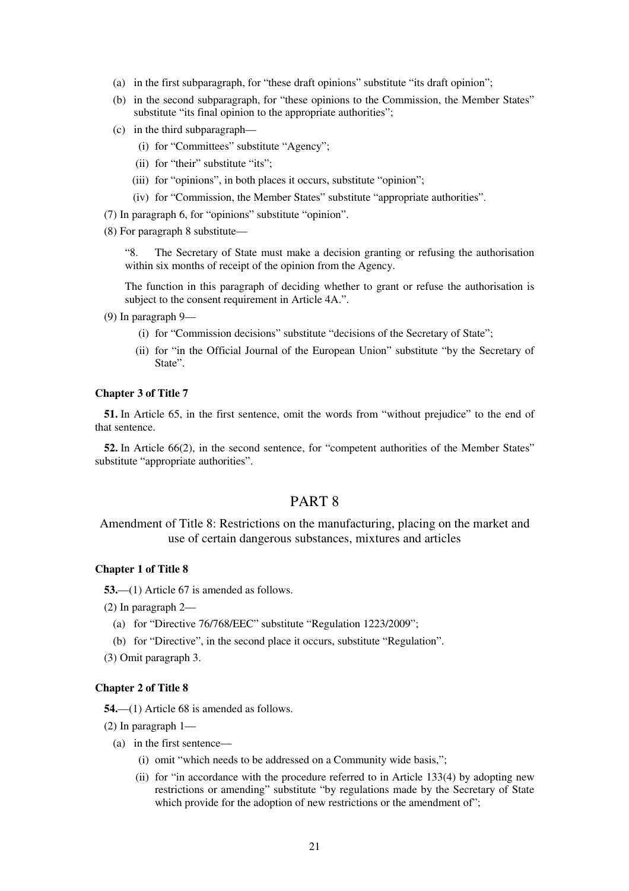(a) in the first subparagraph, for "these draft opinions" substitute "its draft opinion";

(b) in the second subparagraph, for "these opinions to the Commission, the Member States" substitute "its final opinion to the appropriate authorities";

(c) in the third subparagraph—

(i) for "Committees" substitute "Agency";

(ii) for "their" substitute "its";

(iii) for "opinions", in both places it occurs, substitute "opinion";

(iv) for "Commission, the Member States" substitute "appropriate authorities".

(7) In paragraph 6, for "opinions" substitute "opinion".

(8) For paragraph 8 substitute—

"8. The Secretary of State must make a decision granting or refusing the authorisation within six months of receipt of the opinion from the Agency.

The function in this paragraph of deciding whether to grant or refuse the authorisation is subject to the consent requirement in Article 4A.".

(9) In paragraph 9—

(i) for "Commission decisions" substitute "decisions of the Secretary of State";

(ii) for "in the Official Journal of the European Union" substitute "by the Secretary of State".

**Chapter 3 of Title 7**

**51.** In Article 65, in the first sentence, omit the words from "without prejudice" to the end of that sentence.

**52.** In Article 66(2), in the second sentence, for "competent authorities of the Member States" substitute "appropriate authorities".

# PART 8

## Amendment of Title 8: Restrictions on the manufacturing, placing on the market and use of certain dangerous substances, mixtures and articles

**Chapter 1 of Title 8**

**53.**—(1) Article 67 is amended as follows.

(2) In paragraph 2—

(a) for "Directive 76/768/EEC" substitute "Regulation 1223/2009";

(b) for "Directive", in the second place it occurs, substitute "Regulation".

(3) Omit paragraph 3.

**Chapter 2 of Title 8**

**54.**—(1) Article 68 is amended as follows.

(2) In paragraph 1—

(a) in the first sentence—

(i) omit "which needs to be addressed on a Community wide basis,";

(ii) for "in accordance with the procedure referred to in Article 133(4) by adopting new restrictions or amending" substitute "by regulations made by the Secretary of State which provide for the adoption of new restrictions or the amendment of";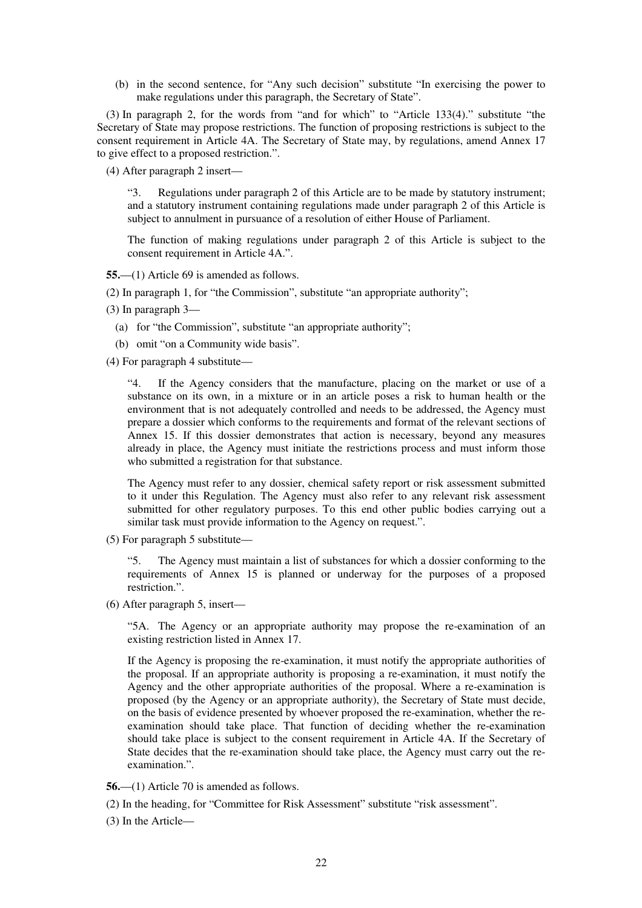(b) in the second sentence, for "Any such decision" substitute "In exercising the power to make regulations under this paragraph, the Secretary of State".

(3) In paragraph 2, for the words from "and for which" to "Article 133(4)." substitute "the Secretary of State may propose restrictions. The function of proposing restrictions is subject to the consent requirement in Article 4A. The Secretary of State may, by regulations, amend Annex 17 to give effect to a proposed restriction.".

(4) After paragraph 2 insert—

> "3. Regulations under paragraph 2 of this Article are to be made by statutory instrument; and a statutory instrument containing regulations made under paragraph 2 of this Article is subject to annulment in pursuance of a resolution of either House of Parliament.
>
> The function of making regulations under paragraph 2 of this Article is subject to the consent requirement in Article 4A.".

**55.**—(1) Article 69 is amended as follows.

(2) In paragraph 1, for "the Commission", substitute "an appropriate authority";

(3) In paragraph 3—

- (a) for "the Commission", substitute "an appropriate authority";
- (b) omit "on a Community wide basis".

(4) For paragraph 4 substitute—

> "4. If the Agency considers that the manufacture, placing on the market or use of a substance on its own, in a mixture or in an article poses a risk to human health or the environment that is not adequately controlled and needs to be addressed, the Agency must prepare a dossier which conforms to the requirements and format of the relevant sections of Annex 15. If this dossier demonstrates that action is necessary, beyond any measures already in place, the Agency must initiate the restrictions process and must inform those who submitted a registration for that substance.
>
> The Agency must refer to any dossier, chemical safety report or risk assessment submitted to it under this Regulation. The Agency must also refer to any relevant risk assessment submitted for other regulatory purposes. To this end other public bodies carrying out a similar task must provide information to the Agency on request.".

(5) For paragraph 5 substitute—

> "5. The Agency must maintain a list of substances for which a dossier conforming to the requirements of Annex 15 is planned or underway for the purposes of a proposed restriction.".

(6) After paragraph 5, insert—

> "5A. The Agency or an appropriate authority may propose the re-examination of an existing restriction listed in Annex 17.
>
> If the Agency is proposing the re-examination, it must notify the appropriate authorities of the proposal. If an appropriate authority is proposing a re-examination, it must notify the Agency and the other appropriate authorities of the proposal. Where a re-examination is proposed (by the Agency or an appropriate authority), the Secretary of State must decide, on the basis of evidence presented by whoever proposed the re-examination, whether the re-examination should take place. That function of deciding whether the re-examination should take place is subject to the consent requirement in Article 4A. If the Secretary of State decides that the re-examination should take place, the Agency must carry out the re-examination.".

**56.**—(1) Article 70 is amended as follows.

(2) In the heading, for "Committee for Risk Assessment" substitute "risk assessment".

(3) In the Article—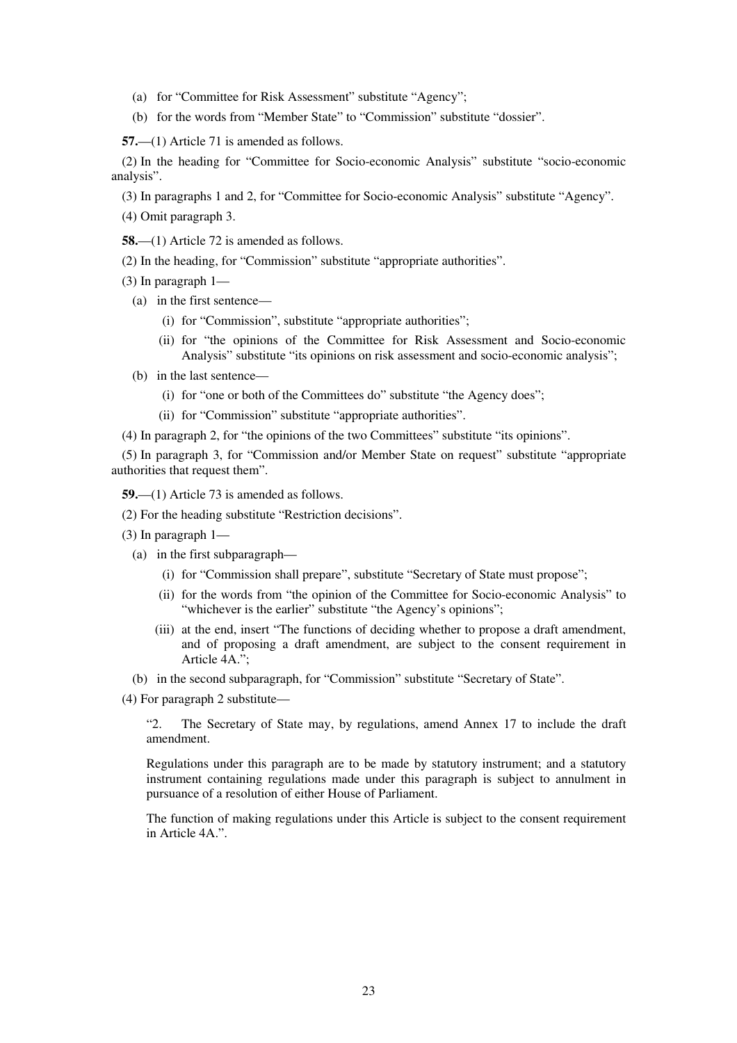(a) for "Committee for Risk Assessment" substitute "Agency";

(b) for the words from "Member State" to "Commission" substitute "dossier".

**57.**—(1) Article 71 is amended as follows.

(2) In the heading for "Committee for Socio-economic Analysis" substitute "socio-economic analysis".

(3) In paragraphs 1 and 2, for "Committee for Socio-economic Analysis" substitute "Agency".

(4) Omit paragraph 3.

**58.**—(1) Article 72 is amended as follows.

(2) In the heading, for "Commission" substitute "appropriate authorities".

(3) In paragraph 1—

(a) in the first sentence—

(i) for "Commission", substitute "appropriate authorities";

(ii) for "the opinions of the Committee for Risk Assessment and Socio-economic Analysis" substitute "its opinions on risk assessment and socio-economic analysis";

(b) in the last sentence—

(i) for "one or both of the Committees do" substitute "the Agency does";

(ii) for "Commission" substitute "appropriate authorities".

(4) In paragraph 2, for "the opinions of the two Committees" substitute "its opinions".

(5) In paragraph 3, for "Commission and/or Member State on request" substitute "appropriate authorities that request them".

**59.**—(1) Article 73 is amended as follows.

(2) For the heading substitute "Restriction decisions".

(3) In paragraph 1—

(a) in the first subparagraph—

(i) for "Commission shall prepare", substitute "Secretary of State must propose";

(ii) for the words from "the opinion of the Committee for Socio-economic Analysis" to "whichever is the earlier" substitute "the Agency's opinions";

(iii) at the end, insert "The functions of deciding whether to propose a draft amendment, and of proposing a draft amendment, are subject to the consent requirement in Article 4A.";

(b) in the second subparagraph, for "Commission" substitute "Secretary of State".

(4) For paragraph 2 substitute—

"2. The Secretary of State may, by regulations, amend Annex 17 to include the draft amendment.

Regulations under this paragraph are to be made by statutory instrument; and a statutory instrument containing regulations made under this paragraph is subject to annulment in pursuance of a resolution of either House of Parliament.

The function of making regulations under this Article is subject to the consent requirement in Article 4A.".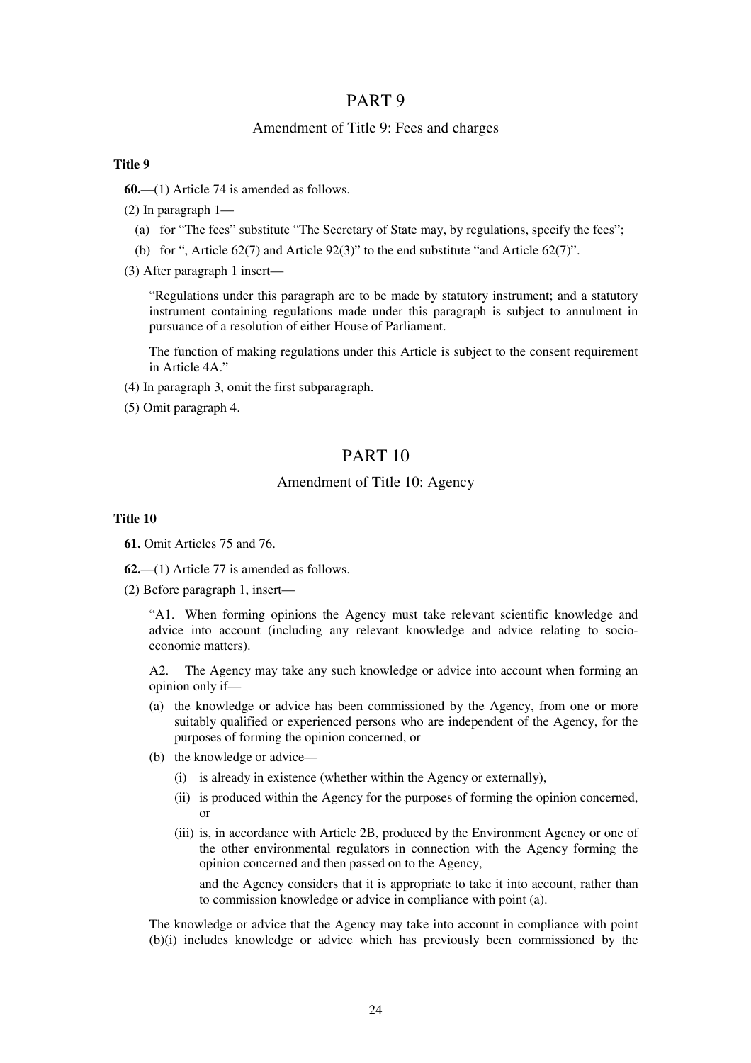# PART 9

## Amendment of Title 9: Fees and charges

### Title 9

**60.**—(1) Article 74 is amended as follows.

(2) In paragraph 1—

(a) for "The fees" substitute "The Secretary of State may, by regulations, specify the fees";

(b) for ", Article 62(7) and Article 92(3)" to the end substitute "and Article 62(7)".

(3) After paragraph 1 insert—

"Regulations under this paragraph are to be made by statutory instrument; and a statutory instrument containing regulations made under this paragraph is subject to annulment in pursuance of a resolution of either House of Parliament.

The function of making regulations under this Article is subject to the consent requirement in Article 4A."

(4) In paragraph 3, omit the first subparagraph.

(5) Omit paragraph 4.

# PART 10

## Amendment of Title 10: Agency

### Title 10

**61.** Omit Articles 75 and 76.

**62.**—(1) Article 77 is amended as follows.

(2) Before paragraph 1, insert—

"A1. When forming opinions the Agency must take relevant scientific knowledge and advice into account (including any relevant knowledge and advice relating to socio-economic matters).

A2. The Agency may take any such knowledge or advice into account when forming an opinion only if—

(a) the knowledge or advice has been commissioned by the Agency, from one or more suitably qualified or experienced persons who are independent of the Agency, for the purposes of forming the opinion concerned, or

(b) the knowledge or advice—

(i) is already in existence (whether within the Agency or externally),

(ii) is produced within the Agency for the purposes of forming the opinion concerned, or

(iii) is, in accordance with Article 2B, produced by the Environment Agency or one of the other environmental regulators in connection with the Agency forming the opinion concerned and then passed on to the Agency,

and the Agency considers that it is appropriate to take it into account, rather than to commission knowledge or advice in compliance with point (a).

The knowledge or advice that the Agency may take into account in compliance with point (b)(i) includes knowledge or advice which has previously been commissioned by the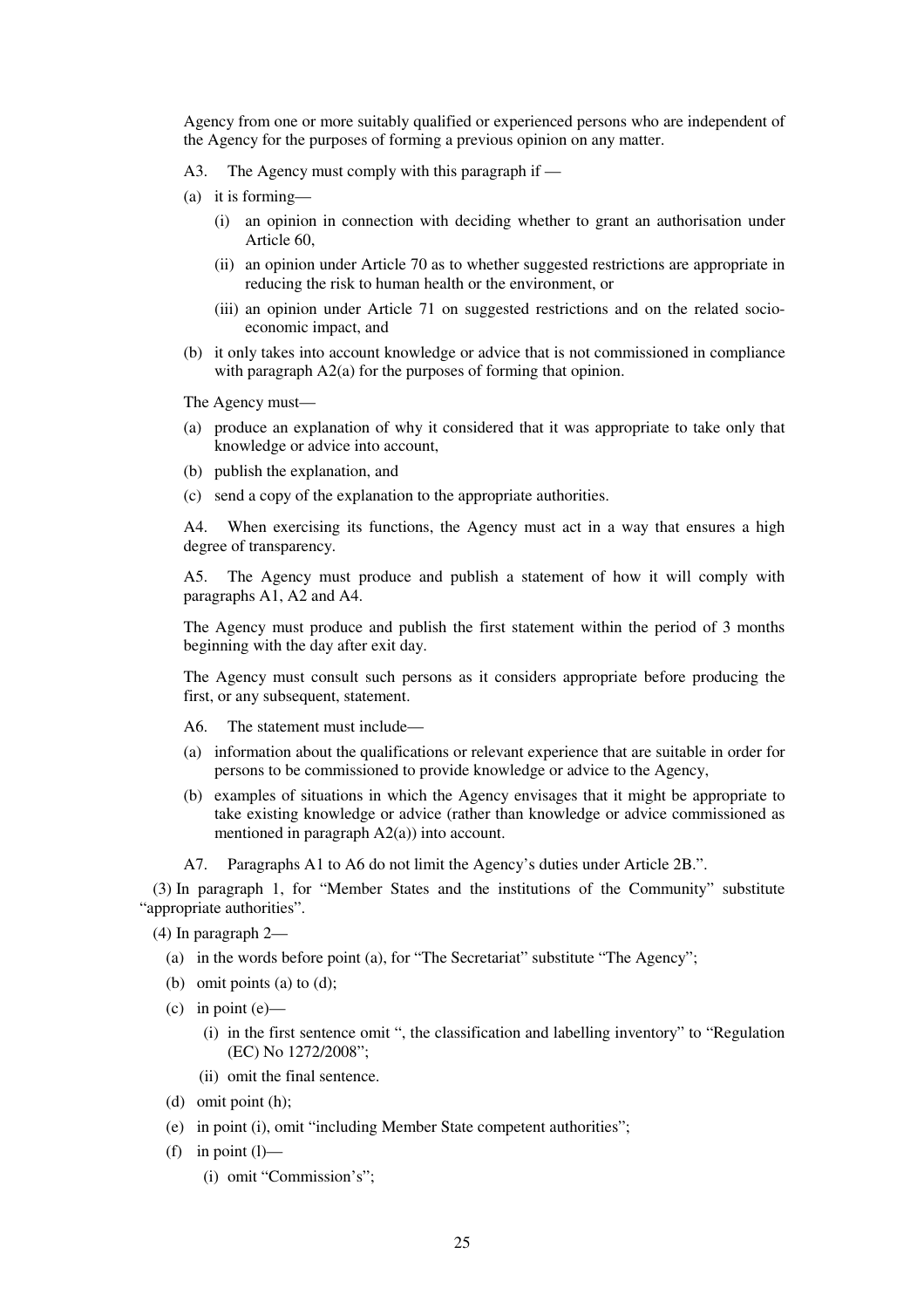Agency from one or more suitably qualified or experienced persons who are independent of the Agency for the purposes of forming a previous opinion on any matter.

A3. The Agency must comply with this paragraph if —

(a) it is forming—

(i) an opinion in connection with deciding whether to grant an authorisation under Article 60,

(ii) an opinion under Article 70 as to whether suggested restrictions are appropriate in reducing the risk to human health or the environment, or

(iii) an opinion under Article 71 on suggested restrictions and on the related socio-economic impact, and

(b) it only takes into account knowledge or advice that is not commissioned in compliance with paragraph A2(a) for the purposes of forming that opinion.

The Agency must—

(a) produce an explanation of why it considered that it was appropriate to take only that knowledge or advice into account,

(b) publish the explanation, and

(c) send a copy of the explanation to the appropriate authorities.

A4. When exercising its functions, the Agency must act in a way that ensures a high degree of transparency.

A5. The Agency must produce and publish a statement of how it will comply with paragraphs A1, A2 and A4.

The Agency must produce and publish the first statement within the period of 3 months beginning with the day after exit day.

The Agency must consult such persons as it considers appropriate before producing the first, or any subsequent, statement.

A6. The statement must include—

(a) information about the qualifications or relevant experience that are suitable in order for persons to be commissioned to provide knowledge or advice to the Agency,

(b) examples of situations in which the Agency envisages that it might be appropriate to take existing knowledge or advice (rather than knowledge or advice commissioned as mentioned in paragraph A2(a)) into account.

A7. Paragraphs A1 to A6 do not limit the Agency's duties under Article 2B.".

(3) In paragraph 1, for "Member States and the institutions of the Community" substitute "appropriate authorities".

(4) In paragraph 2—

(a) in the words before point (a), for "The Secretariat" substitute "The Agency";

(b) omit points (a) to (d);

(c) in point (e)—

(i) in the first sentence omit ", the classification and labelling inventory" to "Regulation (EC) No 1272/2008";

(ii) omit the final sentence.

(d) omit point (h);

(e) in point (i), omit "including Member State competent authorities";

(f) in point (l)—

(i) omit "Commission's";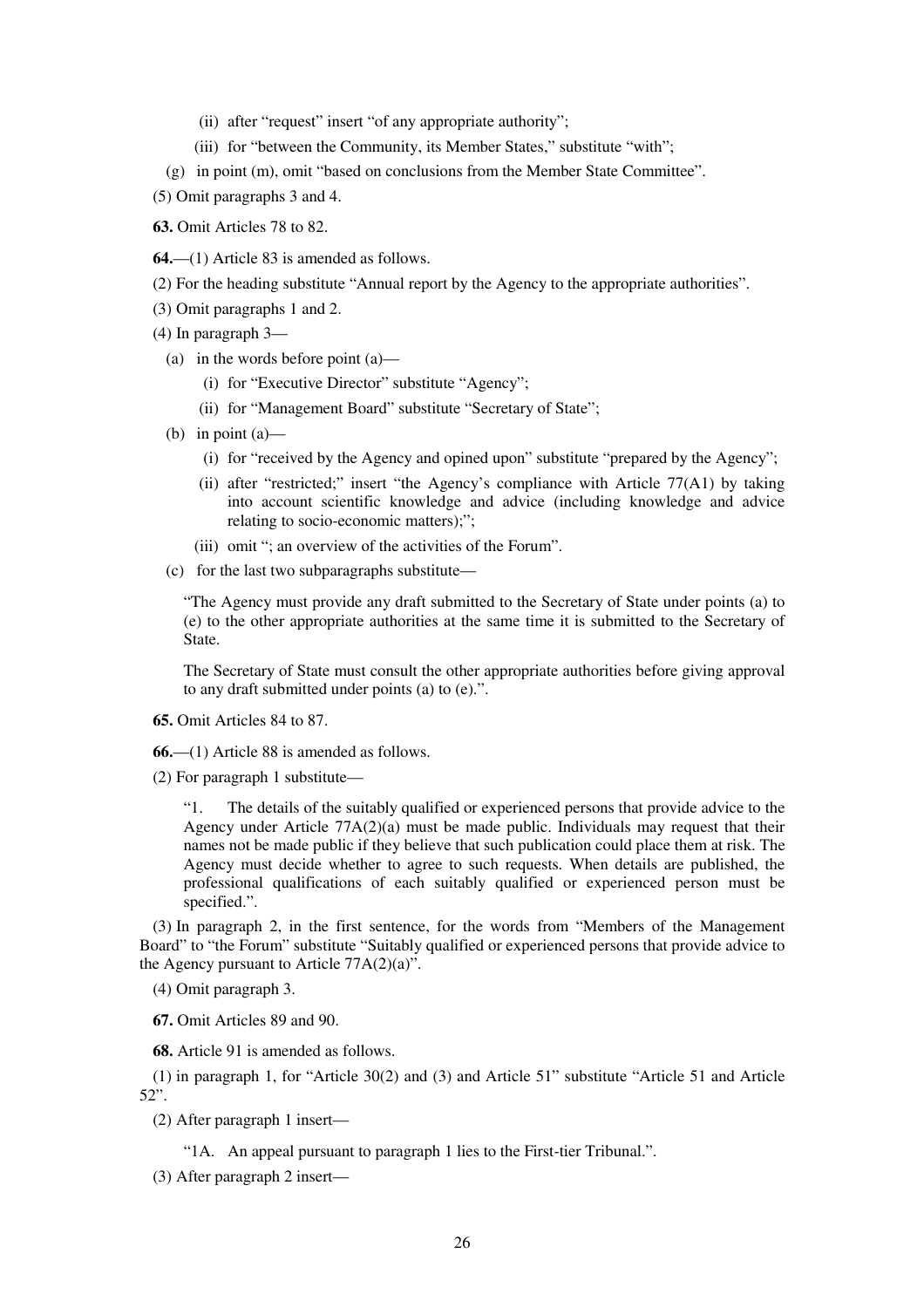(ii) after "request" insert "of any appropriate authority";

(iii) for "between the Community, its Member States," substitute "with";

(g) in point (m), omit "based on conclusions from the Member State Committee".

(5) Omit paragraphs 3 and 4.

**63.** Omit Articles 78 to 82.

**64.**—(1) Article 83 is amended as follows.

(2) For the heading substitute "Annual report by the Agency to the appropriate authorities".

(3) Omit paragraphs 1 and 2.

(4) In paragraph 3—

(a) in the words before point (a)—

(i) for "Executive Director" substitute "Agency";

(ii) for "Management Board" substitute "Secretary of State";

(b) in point (a)—

(i) for "received by the Agency and opined upon" substitute "prepared by the Agency";

(ii) after "restricted;" insert "the Agency's compliance with Article 77(A1) by taking into account scientific knowledge and advice (including knowledge and advice relating to socio-economic matters);";

(iii) omit "; an overview of the activities of the Forum".

(c) for the last two subparagraphs substitute—

"The Agency must provide any draft submitted to the Secretary of State under points (a) to (e) to the other appropriate authorities at the same time it is submitted to the Secretary of State.

The Secretary of State must consult the other appropriate authorities before giving approval to any draft submitted under points (a) to (e).".

**65.** Omit Articles 84 to 87.

**66.**—(1) Article 88 is amended as follows.

(2) For paragraph 1 substitute—

"1. The details of the suitably qualified or experienced persons that provide advice to the Agency under Article 77A(2)(a) must be made public. Individuals may request that their names not be made public if they believe that such publication could place them at risk. The Agency must decide whether to agree to such requests. When details are published, the professional qualifications of each suitably qualified or experienced person must be specified.".

(3) In paragraph 2, in the first sentence, for the words from "Members of the Management Board" to "the Forum" substitute "Suitably qualified or experienced persons that provide advice to the Agency pursuant to Article 77A(2)(a)".

(4) Omit paragraph 3.

**67.** Omit Articles 89 and 90.

**68.** Article 91 is amended as follows.

(1) in paragraph 1, for "Article 30(2) and (3) and Article 51" substitute "Article 51 and Article 52".

(2) After paragraph 1 insert—

"1A. An appeal pursuant to paragraph 1 lies to the First-tier Tribunal.".

(3) After paragraph 2 insert—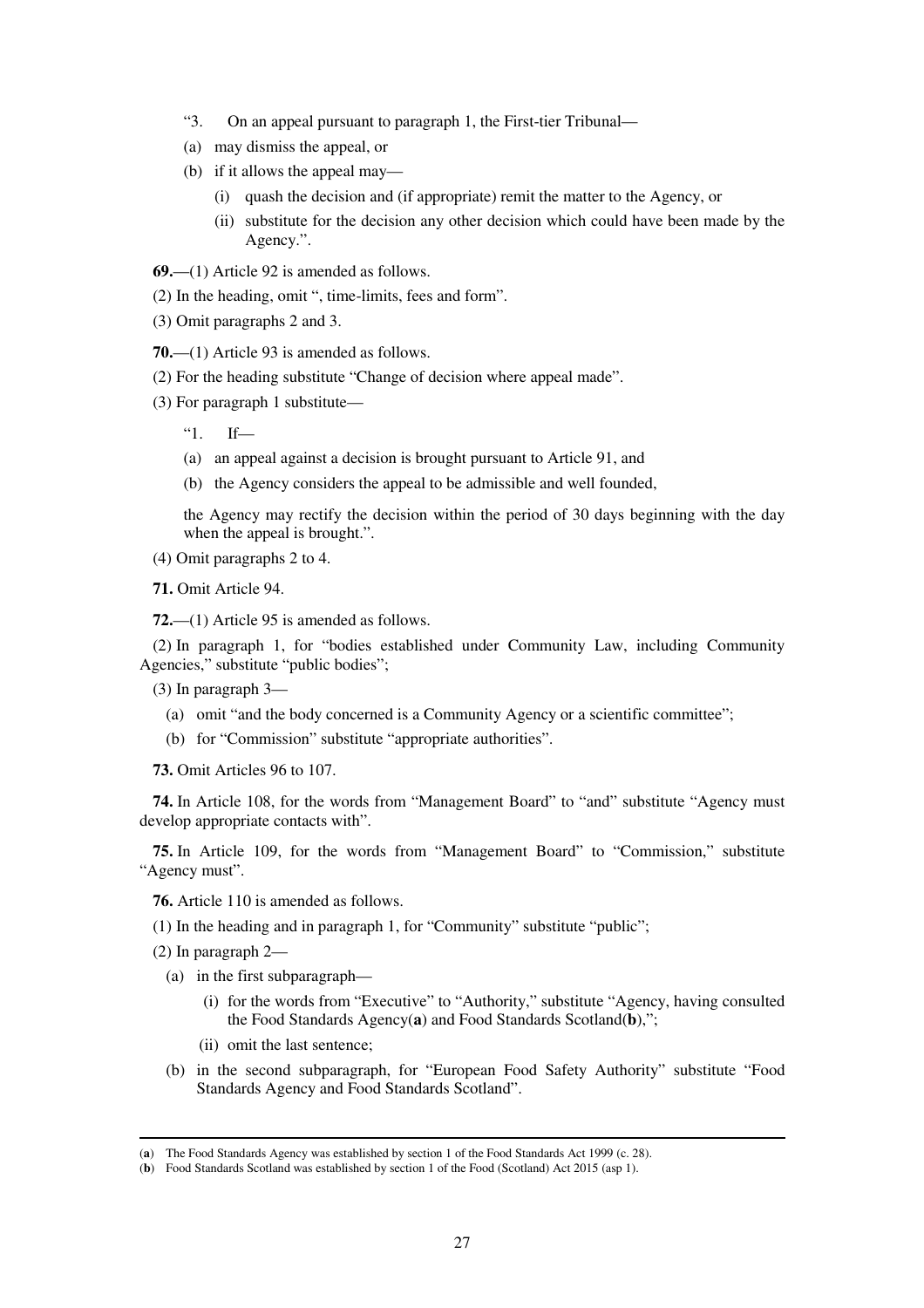"3. On an appeal pursuant to paragraph 1, the First-tier Tribunal—

(a) may dismiss the appeal, or

(b) if it allows the appeal may—

(i) quash the decision and (if appropriate) remit the matter to the Agency, or

(ii) substitute for the decision any other decision which could have been made by the Agency.".

**69.**—(1) Article 92 is amended as follows.

(2) In the heading, omit ", time-limits, fees and form".

(3) Omit paragraphs 2 and 3.

**70.**—(1) Article 93 is amended as follows.

(2) For the heading substitute "Change of decision where appeal made".

(3) For paragraph 1 substitute—

"1. If—

(a) an appeal against a decision is brought pursuant to Article 91, and

(b) the Agency considers the appeal to be admissible and well founded,

the Agency may rectify the decision within the period of 30 days beginning with the day when the appeal is brought.".

(4) Omit paragraphs 2 to 4.

**71.** Omit Article 94.

**72.**—(1) Article 95 is amended as follows.

(2) In paragraph 1, for "bodies established under Community Law, including Community Agencies," substitute "public bodies";

(3) In paragraph 3—

(a) omit "and the body concerned is a Community Agency or a scientific committee";

(b) for "Commission" substitute "appropriate authorities".

**73.** Omit Articles 96 to 107.

**74.** In Article 108, for the words from "Management Board" to "and" substitute "Agency must develop appropriate contacts with".

**75.** In Article 109, for the words from "Management Board" to "Commission," substitute "Agency must".

**76.** Article 110 is amended as follows.

(1) In the heading and in paragraph 1, for "Community" substitute "public";

(2) In paragraph 2—

(a) in the first subparagraph—

(i) for the words from "Executive" to "Authority," substitute "Agency, having consulted the Food Standards Agency(**a**) and Food Standards Scotland(**b**),";

(ii) omit the last sentence;

(b) in the second subparagraph, for "European Food Safety Authority" substitute "Food Standards Agency and Food Standards Scotland".

---

(**a**) The Food Standards Agency was established by section 1 of the Food Standards Act 1999 (c. 28).

(**b**) Food Standards Scotland was established by section 1 of the Food (Scotland) Act 2015 (asp 1).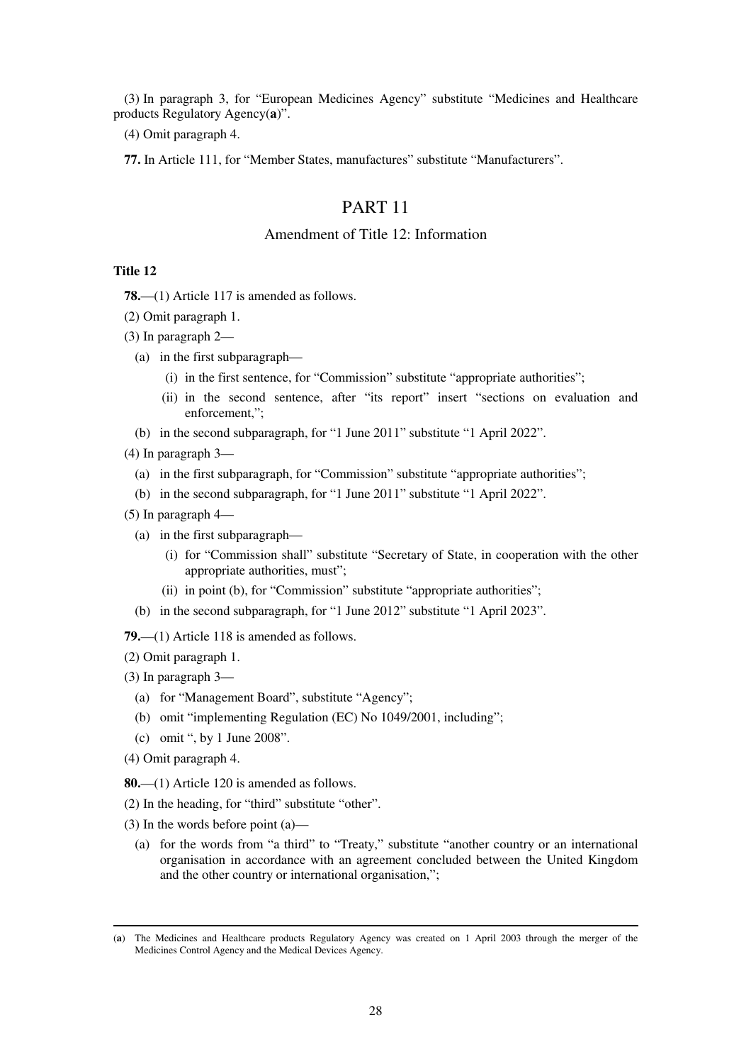(3) In paragraph 3, for "European Medicines Agency" substitute "Medicines and Healthcare products Regulatory Agency(**a**)".

(4) Omit paragraph 4.

**77.** In Article 111, for "Member States, manufactures" substitute "Manufacturers".

# PART 11

## Amendment of Title 12: Information

### Title 12

**78.**—(1) Article 117 is amended as follows.

(2) Omit paragraph 1.

(3) In paragraph 2—

- (a) in the first subparagraph—
  - (i) in the first sentence, for "Commission" substitute "appropriate authorities";
  - (ii) in the second sentence, after "its report" insert "sections on evaluation and enforcement,";
- (b) in the second subparagraph, for "1 June 2011" substitute "1 April 2022".

(4) In paragraph 3—

- (a) in the first subparagraph, for "Commission" substitute "appropriate authorities";
- (b) in the second subparagraph, for "1 June 2011" substitute "1 April 2022".

(5) In paragraph 4—

- (a) in the first subparagraph—
  - (i) for "Commission shall" substitute "Secretary of State, in cooperation with the other appropriate authorities, must";
  - (ii) in point (b), for "Commission" substitute "appropriate authorities";
- (b) in the second subparagraph, for "1 June 2012" substitute "1 April 2023".

**79.**—(1) Article 118 is amended as follows.

(2) Omit paragraph 1.

(3) In paragraph 3—

- (a) for "Management Board", substitute "Agency";
- (b) omit "implementing Regulation (EC) No 1049/2001, including";
- (c) omit ", by 1 June 2008".

(4) Omit paragraph 4.

**80.**—(1) Article 120 is amended as follows.

(2) In the heading, for "third" substitute "other".

(3) In the words before point (a)—

- (a) for the words from "a third" to "Treaty," substitute "another country or an international organisation in accordance with an agreement concluded between the United Kingdom and the other country or international organisation,";

(**a**) The Medicines and Healthcare products Regulatory Agency was created on 1 April 2003 through the merger of the Medicines Control Agency and the Medical Devices Agency.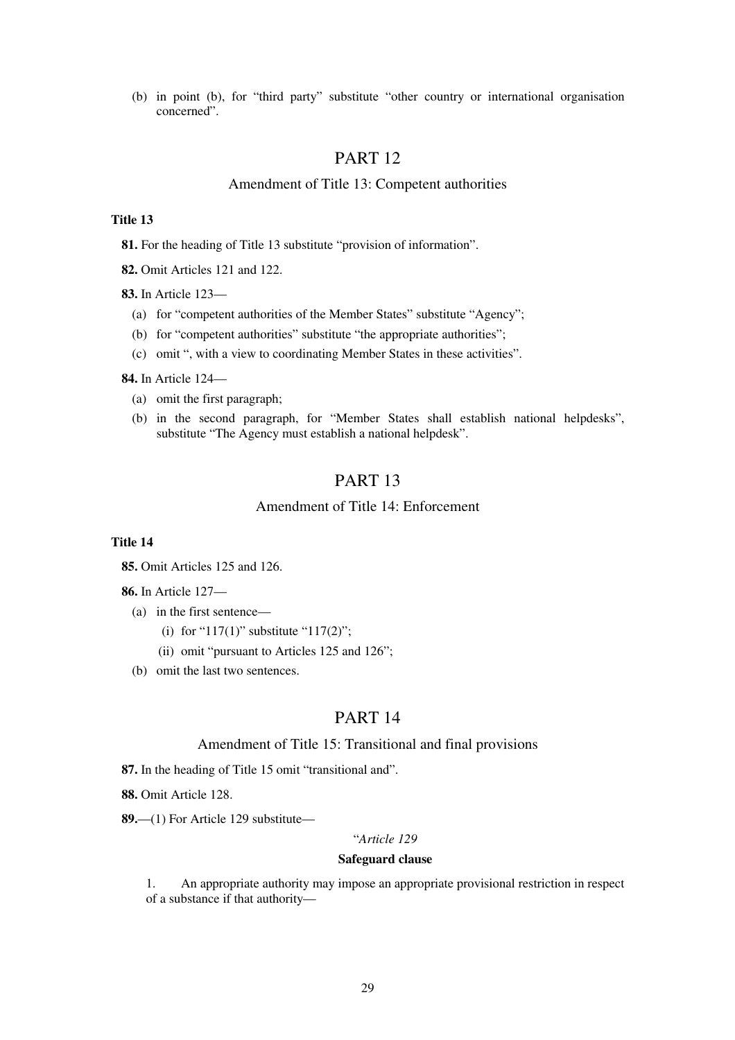(b) in point (b), for "third party" substitute "other country or international organisation concerned".

## PART 12

### Amendment of Title 13: Competent authorities

**Title 13**

**81.** For the heading of Title 13 substitute "provision of information".

**82.** Omit Articles 121 and 122.

**83.** In Article 123—

(a) for "competent authorities of the Member States" substitute "Agency";

(b) for "competent authorities" substitute "the appropriate authorities";

(c) omit ", with a view to coordinating Member States in these activities".

**84.** In Article 124—

(a) omit the first paragraph;

(b) in the second paragraph, for "Member States shall establish national helpdesks", substitute "The Agency must establish a national helpdesk".

## PART 13

### Amendment of Title 14: Enforcement

**Title 14**

**85.** Omit Articles 125 and 126.

**86.** In Article 127—

(a) in the first sentence—

(i) for "117(1)" substitute "117(2)";

(ii) omit "pursuant to Articles 125 and 126";

(b) omit the last two sentences.

## PART 14

### Amendment of Title 15: Transitional and final provisions

**87.** In the heading of Title 15 omit "transitional and".

**88.** Omit Article 128.

**89.**—(1) For Article 129 substitute—

"*Article 129*

**Safeguard clause**

1. An appropriate authority may impose an appropriate provisional restriction in respect of a substance if that authority—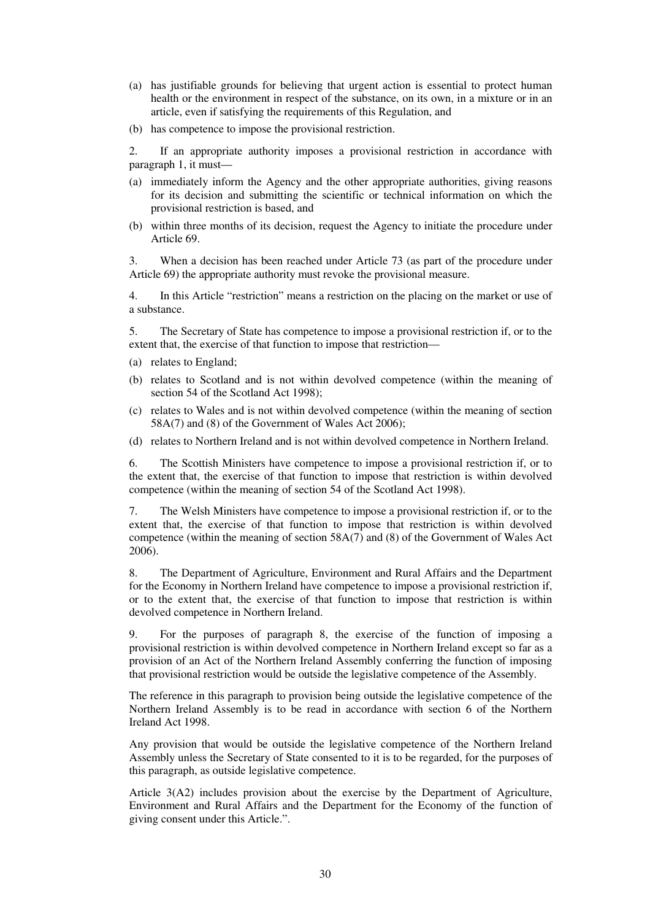(a) has justifiable grounds for believing that urgent action is essential to protect human health or the environment in respect of the substance, on its own, in a mixture or in an article, even if satisfying the requirements of this Regulation, and

(b) has competence to impose the provisional restriction.

2. If an appropriate authority imposes a provisional restriction in accordance with paragraph 1, it must—

(a) immediately inform the Agency and the other appropriate authorities, giving reasons for its decision and submitting the scientific or technical information on which the provisional restriction is based, and

(b) within three months of its decision, request the Agency to initiate the procedure under Article 69.

3. When a decision has been reached under Article 73 (as part of the procedure under Article 69) the appropriate authority must revoke the provisional measure.

4. In this Article "restriction" means a restriction on the placing on the market or use of a substance.

5. The Secretary of State has competence to impose a provisional restriction if, or to the extent that, the exercise of that function to impose that restriction—

(a) relates to England;

(b) relates to Scotland and is not within devolved competence (within the meaning of section 54 of the Scotland Act 1998);

(c) relates to Wales and is not within devolved competence (within the meaning of section 58A(7) and (8) of the Government of Wales Act 2006);

(d) relates to Northern Ireland and is not within devolved competence in Northern Ireland.

6. The Scottish Ministers have competence to impose a provisional restriction if, or to the extent that, the exercise of that function to impose that restriction is within devolved competence (within the meaning of section 54 of the Scotland Act 1998).

7. The Welsh Ministers have competence to impose a provisional restriction if, or to the extent that, the exercise of that function to impose that restriction is within devolved competence (within the meaning of section 58A(7) and (8) of the Government of Wales Act 2006).

8. The Department of Agriculture, Environment and Rural Affairs and the Department for the Economy in Northern Ireland have competence to impose a provisional restriction if, or to the extent that, the exercise of that function to impose that restriction is within devolved competence in Northern Ireland.

9. For the purposes of paragraph 8, the exercise of the function of imposing a provisional restriction is within devolved competence in Northern Ireland except so far as a provision of an Act of the Northern Ireland Assembly conferring the function of imposing that provisional restriction would be outside the legislative competence of the Assembly.

The reference in this paragraph to provision being outside the legislative competence of the Northern Ireland Assembly is to be read in accordance with section 6 of the Northern Ireland Act 1998.

Any provision that would be outside the legislative competence of the Northern Ireland Assembly unless the Secretary of State consented to it is to be regarded, for the purposes of this paragraph, as outside legislative competence.

Article 3(A2) includes provision about the exercise by the Department of Agriculture, Environment and Rural Affairs and the Department for the Economy of the function of giving consent under this Article.".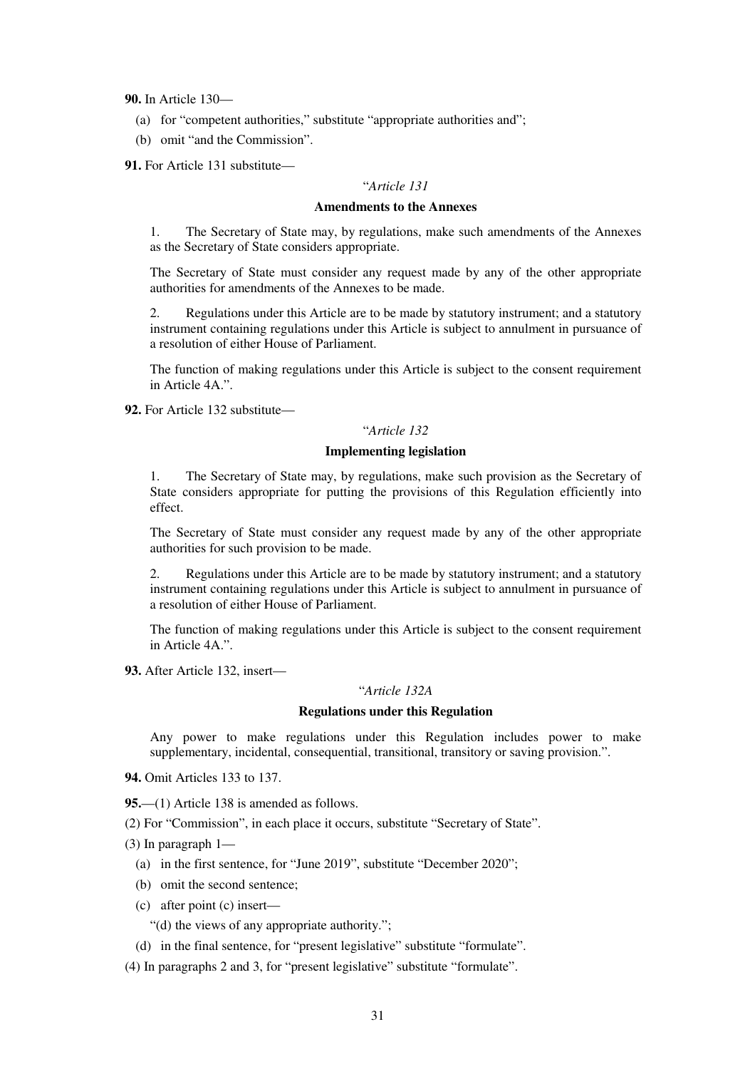**90.** In Article 130—

(a) for "competent authorities," substitute "appropriate authorities and";

(b) omit "and the Commission".

**91.** For Article 131 substitute—

"*Article 131*

**Amendments to the Annexes**

1. The Secretary of State may, by regulations, make such amendments of the Annexes as the Secretary of State considers appropriate.

The Secretary of State must consider any request made by any of the other appropriate authorities for amendments of the Annexes to be made.

2. Regulations under this Article are to be made by statutory instrument; and a statutory instrument containing regulations under this Article is subject to annulment in pursuance of a resolution of either House of Parliament.

The function of making regulations under this Article is subject to the consent requirement in Article 4A.".

**92.** For Article 132 substitute—

"*Article 132*

**Implementing legislation**

1. The Secretary of State may, by regulations, make such provision as the Secretary of State considers appropriate for putting the provisions of this Regulation efficiently into effect.

The Secretary of State must consider any request made by any of the other appropriate authorities for such provision to be made.

2. Regulations under this Article are to be made by statutory instrument; and a statutory instrument containing regulations under this Article is subject to annulment in pursuance of a resolution of either House of Parliament.

The function of making regulations under this Article is subject to the consent requirement in Article 4A.".

**93.** After Article 132, insert—

"*Article 132A*

**Regulations under this Regulation**

Any power to make regulations under this Regulation includes power to make supplementary, incidental, consequential, transitional, transitory or saving provision.".

**94.** Omit Articles 133 to 137.

**95.**—(1) Article 138 is amended as follows.

(2) For "Commission", in each place it occurs, substitute "Secretary of State".

(3) In paragraph 1—

(a) in the first sentence, for "June 2019", substitute "December 2020";

(b) omit the second sentence;

(c) after point (c) insert—

"(d) the views of any appropriate authority.";

(d) in the final sentence, for "present legislative" substitute "formulate".

(4) In paragraphs 2 and 3, for "present legislative" substitute "formulate".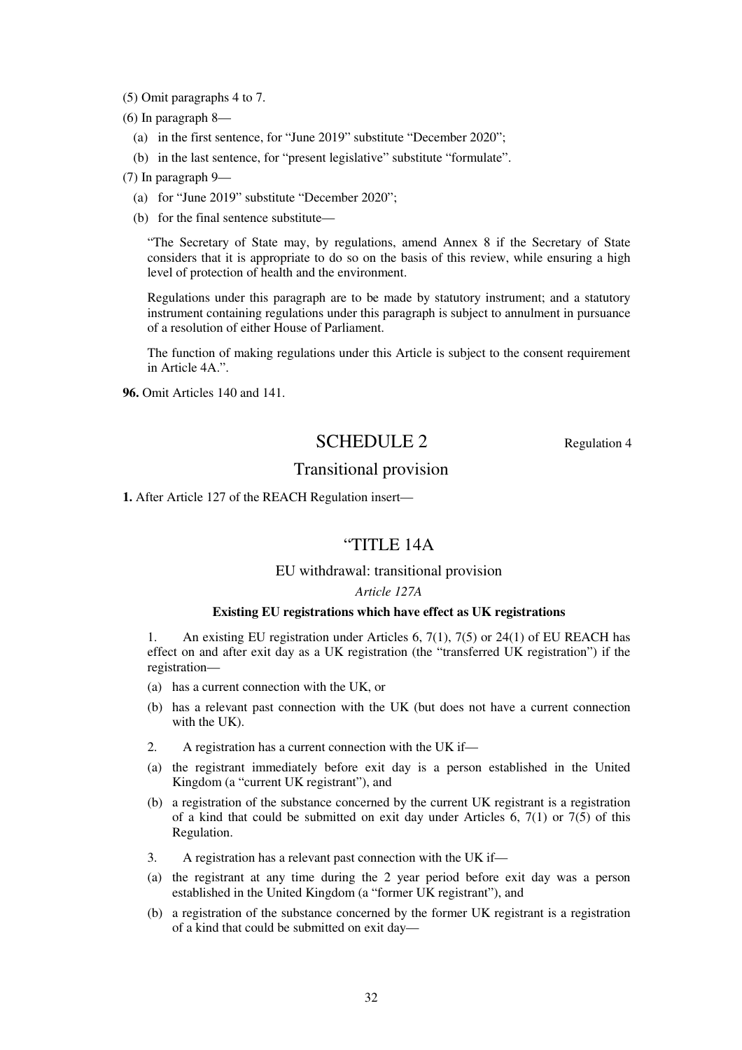(5) Omit paragraphs 4 to 7.

(6) In paragraph 8—

(a) in the first sentence, for "June 2019" substitute "December 2020";

(b) in the last sentence, for "present legislative" substitute "formulate".

(7) In paragraph 9—

(a) for "June 2019" substitute "December 2020";

(b) for the final sentence substitute—

"The Secretary of State may, by regulations, amend Annex 8 if the Secretary of State considers that it is appropriate to do so on the basis of this review, while ensuring a high level of protection of health and the environment.

Regulations under this paragraph are to be made by statutory instrument; and a statutory instrument containing regulations under this paragraph is subject to annulment in pursuance of a resolution of either House of Parliament.

The function of making regulations under this Article is subject to the consent requirement in Article 4A.".

**96.** Omit Articles 140 and 141.

# SCHEDULE 2

Regulation 4

## Transitional provision

**1.** After Article 127 of the REACH Regulation insert—

## "TITLE 14A

### EU withdrawal: transitional provision

*Article 127A*

**Existing EU registrations which have effect as UK registrations**

1. An existing EU registration under Articles 6, 7(1), 7(5) or 24(1) of EU REACH has effect on and after exit day as a UK registration (the "transferred UK registration") if the registration—

(a) has a current connection with the UK, or

(b) has a relevant past connection with the UK (but does not have a current connection with the UK).

2. A registration has a current connection with the UK if—

(a) the registrant immediately before exit day is a person established in the United Kingdom (a "current UK registrant"), and

(b) a registration of the substance concerned by the current UK registrant is a registration of a kind that could be submitted on exit day under Articles 6, 7(1) or 7(5) of this Regulation.

3. A registration has a relevant past connection with the UK if—

(a) the registrant at any time during the 2 year period before exit day was a person established in the United Kingdom (a "former UK registrant"), and

(b) a registration of the substance concerned by the former UK registrant is a registration of a kind that could be submitted on exit day—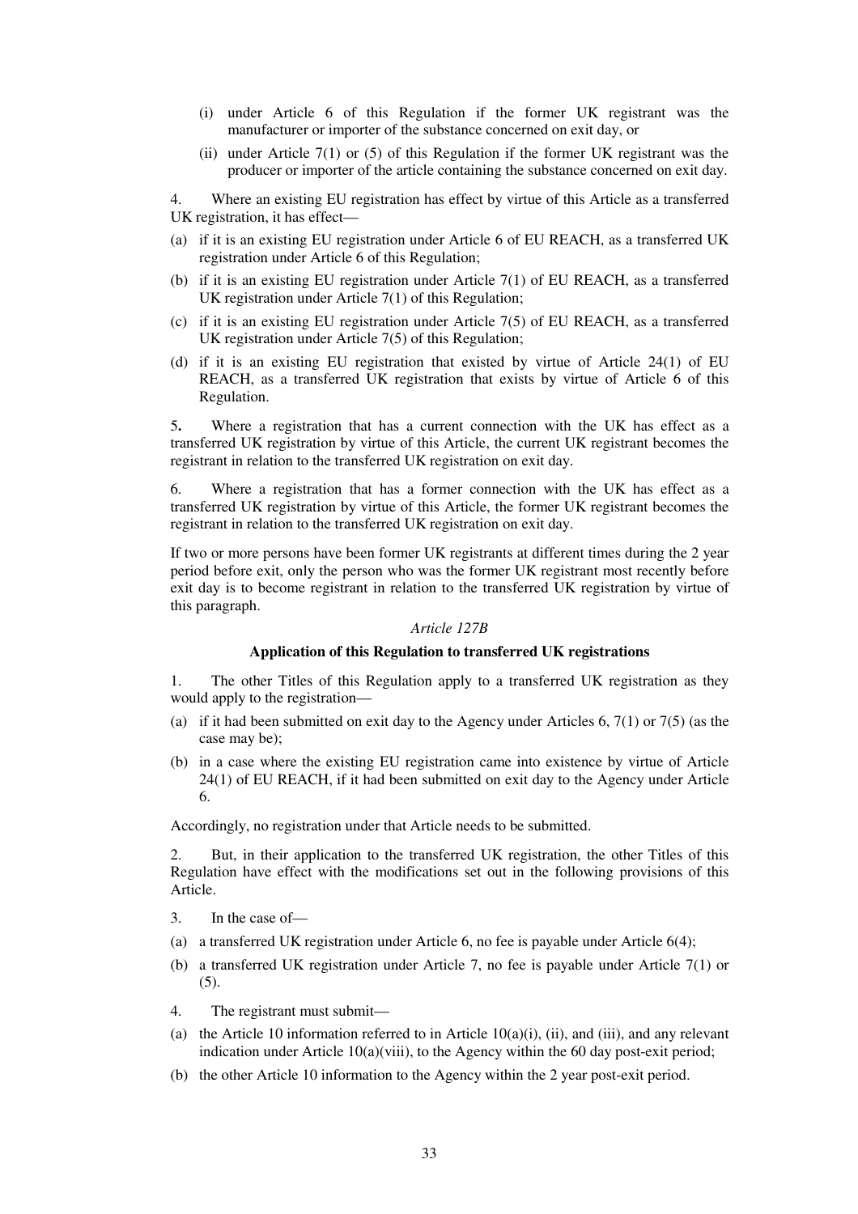(i) under Article 6 of this Regulation if the former UK registrant was the manufacturer or importer of the substance concerned on exit day, or

(ii) under Article 7(1) or (5) of this Regulation if the former UK registrant was the producer or importer of the article containing the substance concerned on exit day.

4. Where an existing EU registration has effect by virtue of this Article as a transferred UK registration, it has effect—

(a) if it is an existing EU registration under Article 6 of EU REACH, as a transferred UK registration under Article 6 of this Regulation;

(b) if it is an existing EU registration under Article 7(1) of EU REACH, as a transferred UK registration under Article 7(1) of this Regulation;

(c) if it is an existing EU registration under Article 7(5) of EU REACH, as a transferred UK registration under Article 7(5) of this Regulation;

(d) if it is an existing EU registration that existed by virtue of Article 24(1) of EU REACH, as a transferred UK registration that exists by virtue of Article 6 of this Regulation.

**5.** Where a registration that has a current connection with the UK has effect as a transferred UK registration by virtue of this Article, the current UK registrant becomes the registrant in relation to the transferred UK registration on exit day.

6. Where a registration that has a former connection with the UK has effect as a transferred UK registration by virtue of this Article, the former UK registrant becomes the registrant in relation to the transferred UK registration on exit day.

If two or more persons have been former UK registrants at different times during the 2 year period before exit, only the person who was the former UK registrant most recently before exit day is to become registrant in relation to the transferred UK registration by virtue of this paragraph.

*Article 127B*

**Application of this Regulation to transferred UK registrations**

1. The other Titles of this Regulation apply to a transferred UK registration as they would apply to the registration—

(a) if it had been submitted on exit day to the Agency under Articles 6, 7(1) or 7(5) (as the case may be);

(b) in a case where the existing EU registration came into existence by virtue of Article 24(1) of EU REACH, if it had been submitted on exit day to the Agency under Article 6.

Accordingly, no registration under that Article needs to be submitted.

2. But, in their application to the transferred UK registration, the other Titles of this Regulation have effect with the modifications set out in the following provisions of this Article.

3. In the case of—

(a) a transferred UK registration under Article 6, no fee is payable under Article 6(4);

(b) a transferred UK registration under Article 7, no fee is payable under Article 7(1) or (5).

4. The registrant must submit—

(a) the Article 10 information referred to in Article 10(a)(i), (ii), and (iii), and any relevant indication under Article 10(a)(viii), to the Agency within the 60 day post-exit period;

(b) the other Article 10 information to the Agency within the 2 year post-exit period.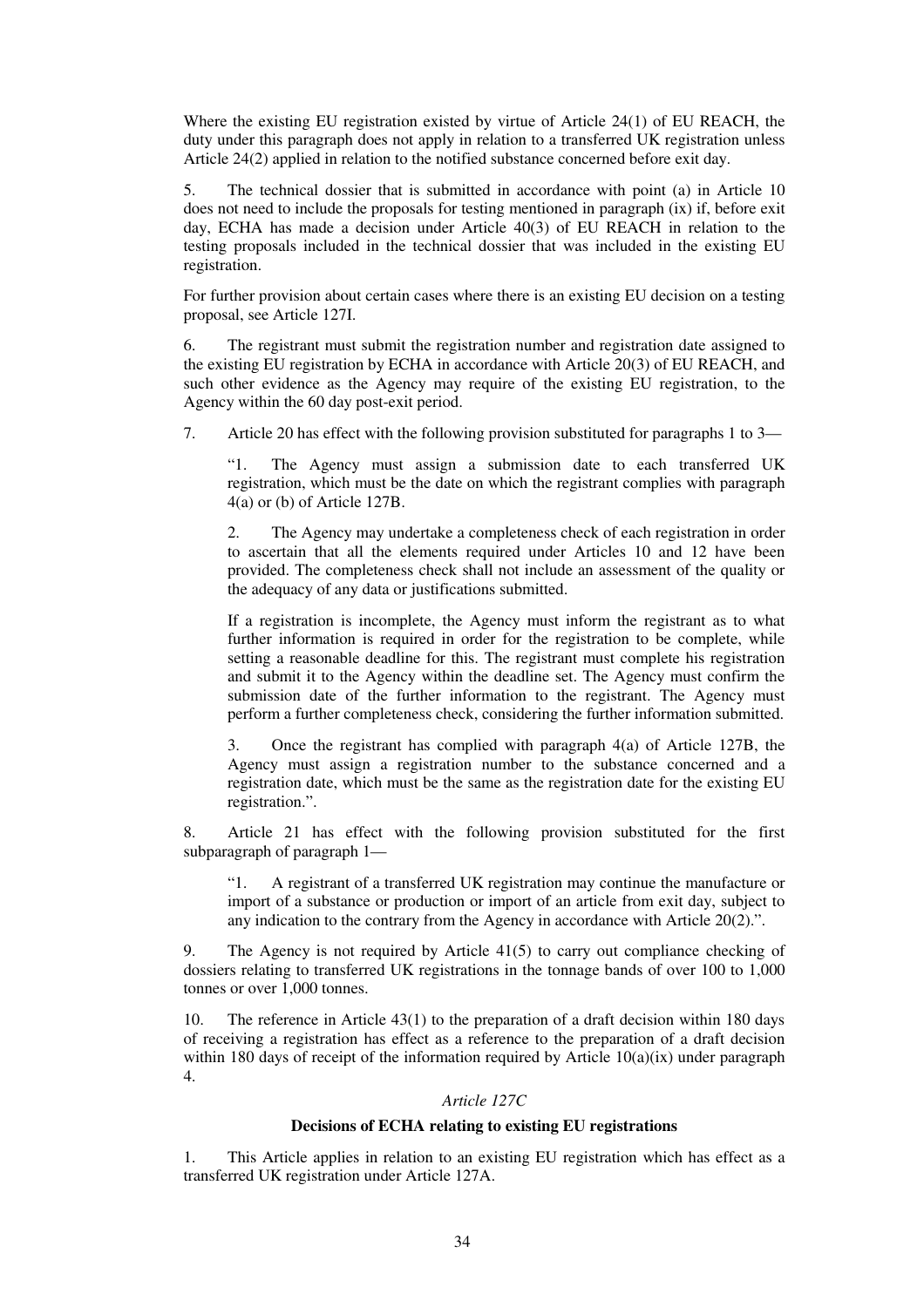Where the existing EU registration existed by virtue of Article 24(1) of EU REACH, the duty under this paragraph does not apply in relation to a transferred UK registration unless Article 24(2) applied in relation to the notified substance concerned before exit day.

5. The technical dossier that is submitted in accordance with point (a) in Article 10 does not need to include the proposals for testing mentioned in paragraph (ix) if, before exit day, ECHA has made a decision under Article 40(3) of EU REACH in relation to the testing proposals included in the technical dossier that was included in the existing EU registration.

For further provision about certain cases where there is an existing EU decision on a testing proposal, see Article 127I.

6. The registrant must submit the registration number and registration date assigned to the existing EU registration by ECHA in accordance with Article 20(3) of EU REACH, and such other evidence as the Agency may require of the existing EU registration, to the Agency within the 60 day post-exit period.

7. Article 20 has effect with the following provision substituted for paragraphs 1 to 3—

> "1. The Agency must assign a submission date to each transferred UK registration, which must be the date on which the registrant complies with paragraph 4(a) or (b) of Article 127B.
>
> 2. The Agency may undertake a completeness check of each registration in order to ascertain that all the elements required under Articles 10 and 12 have been provided. The completeness check shall not include an assessment of the quality or the adequacy of any data or justifications submitted.
>
> If a registration is incomplete, the Agency must inform the registrant as to what further information is required in order for the registration to be complete, while setting a reasonable deadline for this. The registrant must complete his registration and submit it to the Agency within the deadline set. The Agency must confirm the submission date of the further information to the registrant. The Agency must perform a further completeness check, considering the further information submitted.
>
> 3. Once the registrant has complied with paragraph 4(a) of Article 127B, the Agency must assign a registration number to the substance concerned and a registration date, which must be the same as the registration date for the existing EU registration.".

8. Article 21 has effect with the following provision substituted for the first subparagraph of paragraph 1—

> "1. A registrant of a transferred UK registration may continue the manufacture or import of a substance or production or import of an article from exit day, subject to any indication to the contrary from the Agency in accordance with Article 20(2).".

9. The Agency is not required by Article 41(5) to carry out compliance checking of dossiers relating to transferred UK registrations in the tonnage bands of over 100 to 1,000 tonnes or over 1,000 tonnes.

10. The reference in Article 43(1) to the preparation of a draft decision within 180 days of receiving a registration has effect as a reference to the preparation of a draft decision within 180 days of receipt of the information required by Article 10(a)(ix) under paragraph 4.

*Article 127C*

**Decisions of ECHA relating to existing EU registrations**

1. This Article applies in relation to an existing EU registration which has effect as a transferred UK registration under Article 127A.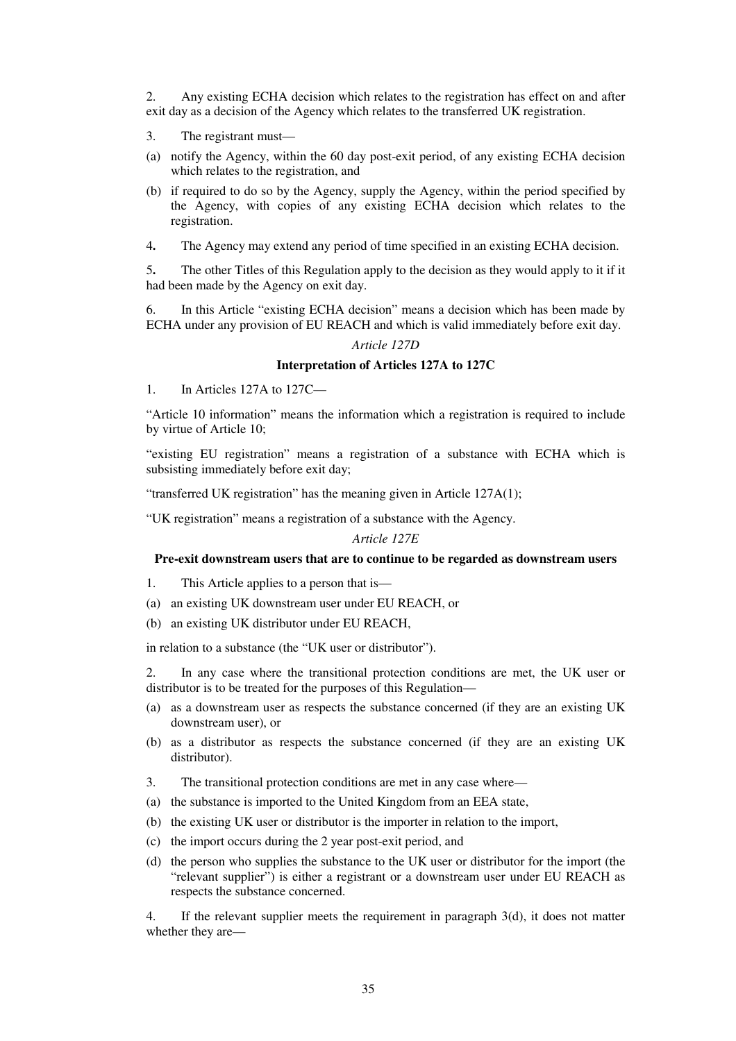2. Any existing ECHA decision which relates to the registration has effect on and after exit day as a decision of the Agency which relates to the transferred UK registration.

3. The registrant must—

(a) notify the Agency, within the 60 day post-exit period, of any existing ECHA decision which relates to the registration, and

(b) if required to do so by the Agency, supply the Agency, within the period specified by the Agency, with copies of any existing ECHA decision which relates to the registration.

4**.** The Agency may extend any period of time specified in an existing ECHA decision.

5**.** The other Titles of this Regulation apply to the decision as they would apply to it if it had been made by the Agency on exit day.

6. In this Article "existing ECHA decision" means a decision which has been made by ECHA under any provision of EU REACH and which is valid immediately before exit day.

*Article 127D*

**Interpretation of Articles 127A to 127C**

1. In Articles 127A to 127C—

"Article 10 information" means the information which a registration is required to include by virtue of Article 10;

"existing EU registration" means a registration of a substance with ECHA which is subsisting immediately before exit day;

"transferred UK registration" has the meaning given in Article 127A(1);

"UK registration" means a registration of a substance with the Agency.

*Article 127E*

**Pre-exit downstream users that are to continue to be regarded as downstream users**

1. This Article applies to a person that is—

(a) an existing UK downstream user under EU REACH, or

(b) an existing UK distributor under EU REACH,

in relation to a substance (the "UK user or distributor").

2. In any case where the transitional protection conditions are met, the UK user or distributor is to be treated for the purposes of this Regulation—

(a) as a downstream user as respects the substance concerned (if they are an existing UK downstream user), or

(b) as a distributor as respects the substance concerned (if they are an existing UK distributor).

3. The transitional protection conditions are met in any case where—

(a) the substance is imported to the United Kingdom from an EEA state,

(b) the existing UK user or distributor is the importer in relation to the import,

(c) the import occurs during the 2 year post-exit period, and

(d) the person who supplies the substance to the UK user or distributor for the import (the "relevant supplier") is either a registrant or a downstream user under EU REACH as respects the substance concerned.

4. If the relevant supplier meets the requirement in paragraph 3(d), it does not matter whether they are—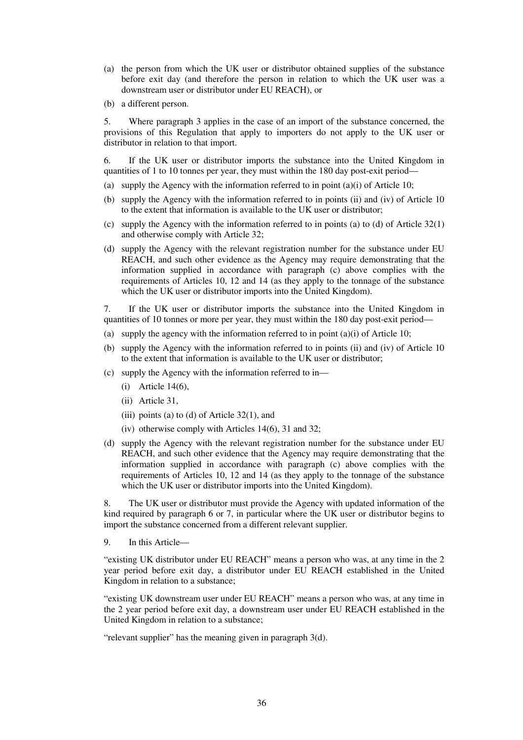(a) the person from which the UK user or distributor obtained supplies of the substance before exit day (and therefore the person in relation to which the UK user was a downstream user or distributor under EU REACH), or

(b) a different person.

5. Where paragraph 3 applies in the case of an import of the substance concerned, the provisions of this Regulation that apply to importers do not apply to the UK user or distributor in relation to that import.

6. If the UK user or distributor imports the substance into the United Kingdom in quantities of 1 to 10 tonnes per year, they must within the 180 day post-exit period—

(a) supply the Agency with the information referred to in point (a)(i) of Article 10;

(b) supply the Agency with the information referred to in points (ii) and (iv) of Article 10 to the extent that information is available to the UK user or distributor;

(c) supply the Agency with the information referred to in points (a) to (d) of Article 32(1) and otherwise comply with Article 32;

(d) supply the Agency with the relevant registration number for the substance under EU REACH, and such other evidence as the Agency may require demonstrating that the information supplied in accordance with paragraph (c) above complies with the requirements of Articles 10, 12 and 14 (as they apply to the tonnage of the substance which the UK user or distributor imports into the United Kingdom).

7. If the UK user or distributor imports the substance into the United Kingdom in quantities of 10 tonnes or more per year, they must within the 180 day post-exit period—

(a) supply the agency with the information referred to in point (a)(i) of Article 10;

(b) supply the Agency with the information referred to in points (ii) and (iv) of Article 10 to the extent that information is available to the UK user or distributor;

(c) supply the Agency with the information referred to in—

  (i) Article 14(6),

  (ii) Article 31,

  (iii) points (a) to (d) of Article 32(1), and

  (iv) otherwise comply with Articles 14(6), 31 and 32;

(d) supply the Agency with the relevant registration number for the substance under EU REACH, and such other evidence that the Agency may require demonstrating that the information supplied in accordance with paragraph (c) above complies with the requirements of Articles 10, 12 and 14 (as they apply to the tonnage of the substance which the UK user or distributor imports into the United Kingdom).

8. The UK user or distributor must provide the Agency with updated information of the kind required by paragraph 6 or 7, in particular where the UK user or distributor begins to import the substance concerned from a different relevant supplier.

9. In this Article—

"existing UK distributor under EU REACH" means a person who was, at any time in the 2 year period before exit day, a distributor under EU REACH established in the United Kingdom in relation to a substance;

"existing UK downstream user under EU REACH" means a person who was, at any time in the 2 year period before exit day, a downstream user under EU REACH established in the United Kingdom in relation to a substance;

"relevant supplier" has the meaning given in paragraph 3(d).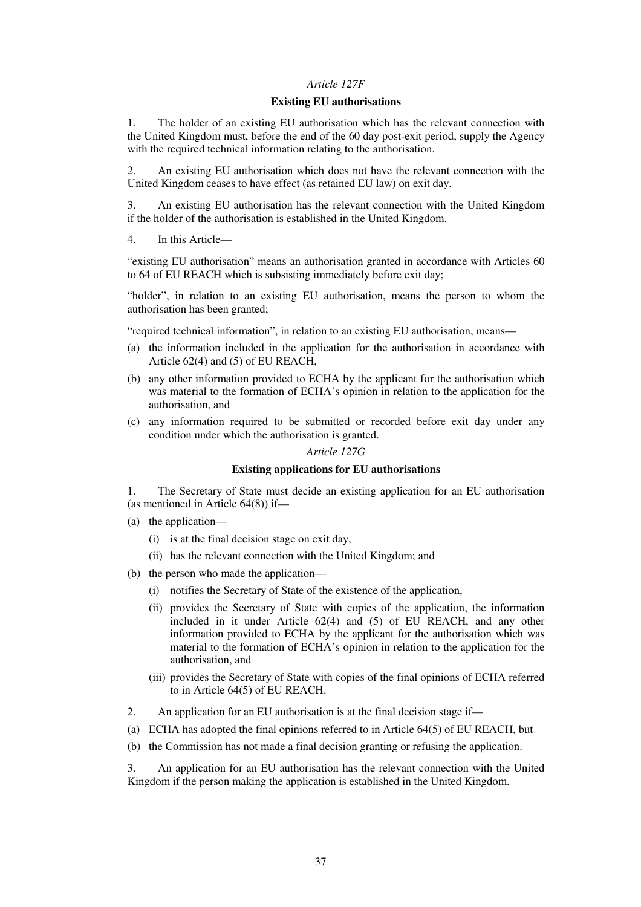*Article 127F*

**Existing EU authorisations**

1. The holder of an existing EU authorisation which has the relevant connection with the United Kingdom must, before the end of the 60 day post-exit period, supply the Agency with the required technical information relating to the authorisation.

2. An existing EU authorisation which does not have the relevant connection with the United Kingdom ceases to have effect (as retained EU law) on exit day.

3. An existing EU authorisation has the relevant connection with the United Kingdom if the holder of the authorisation is established in the United Kingdom.

4. In this Article—

"existing EU authorisation" means an authorisation granted in accordance with Articles 60 to 64 of EU REACH which is subsisting immediately before exit day;

"holder", in relation to an existing EU authorisation, means the person to whom the authorisation has been granted;

"required technical information", in relation to an existing EU authorisation, means—

(a) the information included in the application for the authorisation in accordance with Article 62(4) and (5) of EU REACH,
(b) any other information provided to ECHA by the applicant for the authorisation which was material to the formation of ECHA's opinion in relation to the application for the authorisation, and
(c) any information required to be submitted or recorded before exit day under any condition under which the authorisation is granted.

*Article 127G*

**Existing applications for EU authorisations**

1. The Secretary of State must decide an existing application for an EU authorisation (as mentioned in Article 64(8)) if—

(a) the application—
    (i) is at the final decision stage on exit day,
    (ii) has the relevant connection with the United Kingdom; and
(b) the person who made the application—
    (i) notifies the Secretary of State of the existence of the application,
    (ii) provides the Secretary of State with copies of the application, the information included in it under Article 62(4) and (5) of EU REACH, and any other information provided to ECHA by the applicant for the authorisation which was material to the formation of ECHA's opinion in relation to the application for the authorisation, and
    (iii) provides the Secretary of State with copies of the final opinions of ECHA referred to in Article 64(5) of EU REACH.

2. An application for an EU authorisation is at the final decision stage if—

(a) ECHA has adopted the final opinions referred to in Article 64(5) of EU REACH, but
(b) the Commission has not made a final decision granting or refusing the application.

3. An application for an EU authorisation has the relevant connection with the United Kingdom if the person making the application is established in the United Kingdom.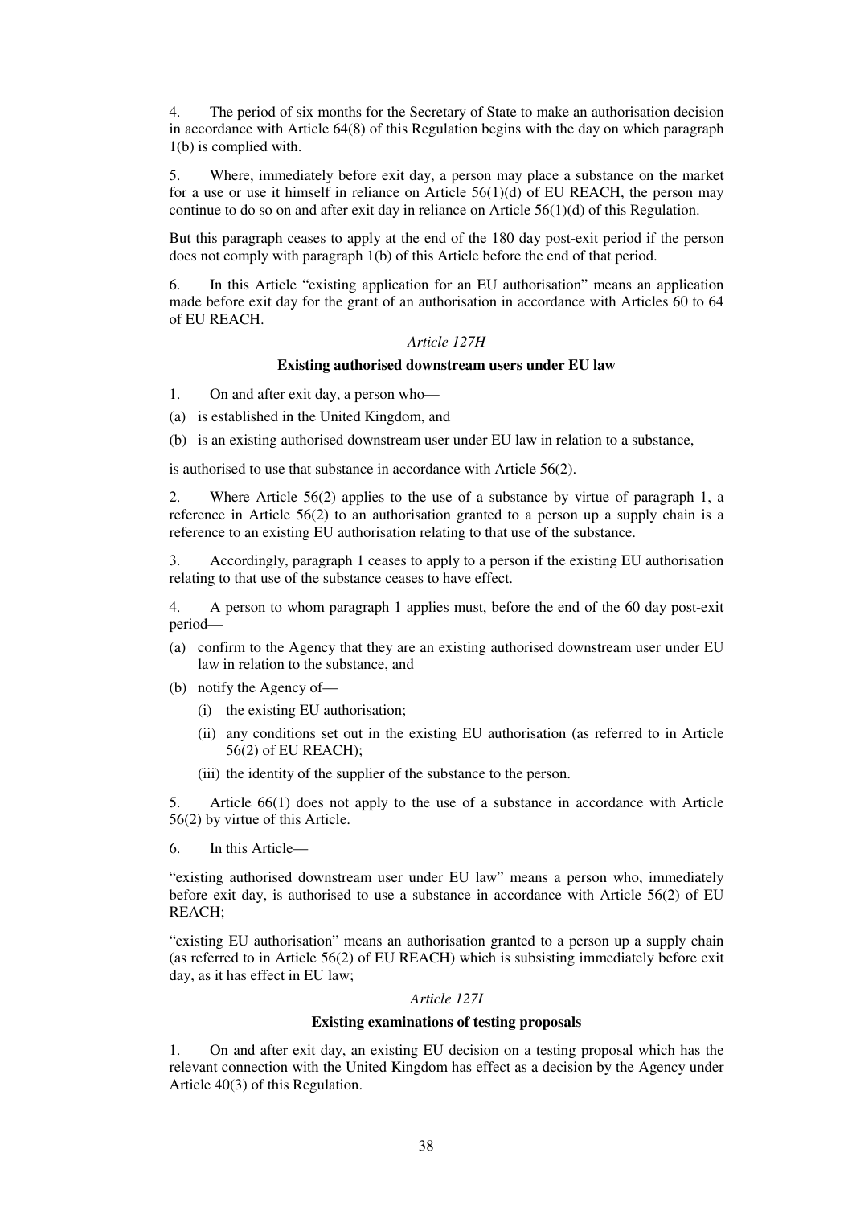4. The period of six months for the Secretary of State to make an authorisation decision in accordance with Article 64(8) of this Regulation begins with the day on which paragraph 1(b) is complied with.

5. Where, immediately before exit day, a person may place a substance on the market for a use or use it himself in reliance on Article 56(1)(d) of EU REACH, the person may continue to do so on and after exit day in reliance on Article 56(1)(d) of this Regulation.

But this paragraph ceases to apply at the end of the 180 day post-exit period if the person does not comply with paragraph 1(b) of this Article before the end of that period.

6. In this Article "existing application for an EU authorisation" means an application made before exit day for the grant of an authorisation in accordance with Articles 60 to 64 of EU REACH.

*Article 127H*

**Existing authorised downstream users under EU law**

1. On and after exit day, a person who—

(a) is established in the United Kingdom, and

(b) is an existing authorised downstream user under EU law in relation to a substance,

is authorised to use that substance in accordance with Article 56(2).

2. Where Article 56(2) applies to the use of a substance by virtue of paragraph 1, a reference in Article 56(2) to an authorisation granted to a person up a supply chain is a reference to an existing EU authorisation relating to that use of the substance.

3. Accordingly, paragraph 1 ceases to apply to a person if the existing EU authorisation relating to that use of the substance ceases to have effect.

4. A person to whom paragraph 1 applies must, before the end of the 60 day post-exit period—

(a) confirm to the Agency that they are an existing authorised downstream user under EU law in relation to the substance, and

(b) notify the Agency of—

(i) the existing EU authorisation;

(ii) any conditions set out in the existing EU authorisation (as referred to in Article 56(2) of EU REACH);

(iii) the identity of the supplier of the substance to the person.

5. Article 66(1) does not apply to the use of a substance in accordance with Article 56(2) by virtue of this Article.

6. In this Article—

"existing authorised downstream user under EU law" means a person who, immediately before exit day, is authorised to use a substance in accordance with Article 56(2) of EU REACH;

"existing EU authorisation" means an authorisation granted to a person up a supply chain (as referred to in Article 56(2) of EU REACH) which is subsisting immediately before exit day, as it has effect in EU law;

*Article 127I*

**Existing examinations of testing proposals**

1. On and after exit day, an existing EU decision on a testing proposal which has the relevant connection with the United Kingdom has effect as a decision by the Agency under Article 40(3) of this Regulation.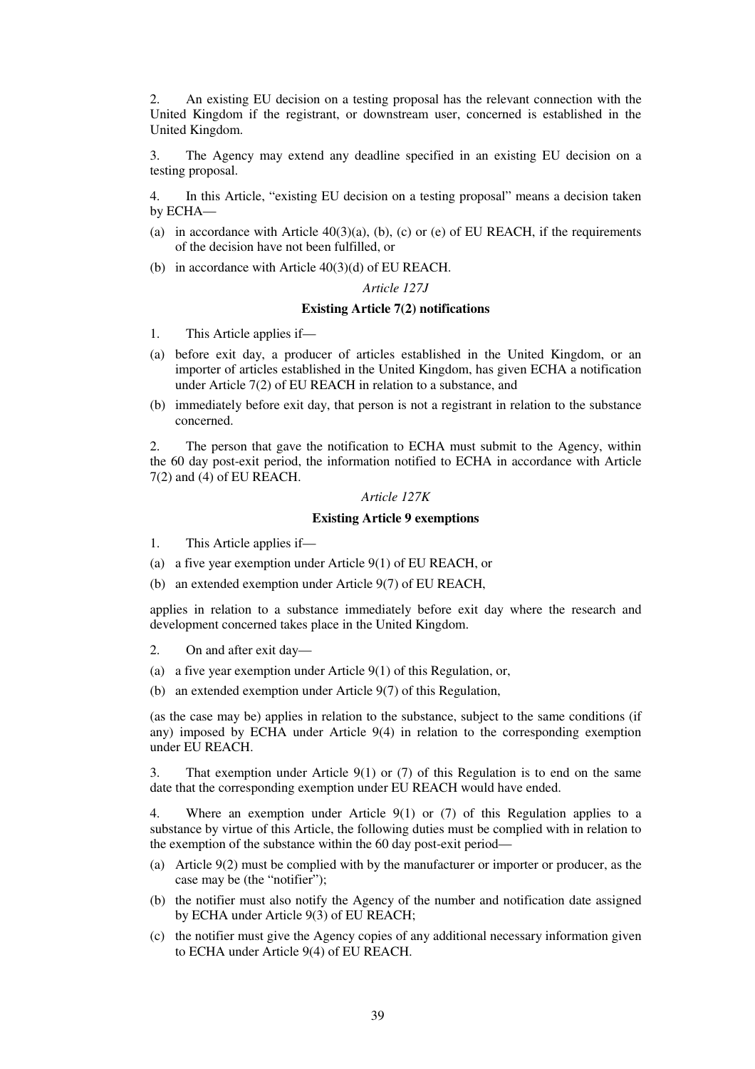2. An existing EU decision on a testing proposal has the relevant connection with the United Kingdom if the registrant, or downstream user, concerned is established in the United Kingdom.

3. The Agency may extend any deadline specified in an existing EU decision on a testing proposal.

4. In this Article, "existing EU decision on a testing proposal" means a decision taken by ECHA—

(a) in accordance with Article 40(3)(a), (b), (c) or (e) of EU REACH, if the requirements of the decision have not been fulfilled, or

(b) in accordance with Article 40(3)(d) of EU REACH.

*Article 127J*

**Existing Article 7(2) notifications**

1. This Article applies if—

(a) before exit day, a producer of articles established in the United Kingdom, or an importer of articles established in the United Kingdom, has given ECHA a notification under Article 7(2) of EU REACH in relation to a substance, and

(b) immediately before exit day, that person is not a registrant in relation to the substance concerned.

2. The person that gave the notification to ECHA must submit to the Agency, within the 60 day post-exit period, the information notified to ECHA in accordance with Article 7(2) and (4) of EU REACH.

*Article 127K*

**Existing Article 9 exemptions**

1. This Article applies if—

(a) a five year exemption under Article 9(1) of EU REACH, or

(b) an extended exemption under Article 9(7) of EU REACH,

applies in relation to a substance immediately before exit day where the research and development concerned takes place in the United Kingdom.

2. On and after exit day—

(a) a five year exemption under Article 9(1) of this Regulation, or,

(b) an extended exemption under Article 9(7) of this Regulation,

(as the case may be) applies in relation to the substance, subject to the same conditions (if any) imposed by ECHA under Article 9(4) in relation to the corresponding exemption under EU REACH.

3. That exemption under Article 9(1) or (7) of this Regulation is to end on the same date that the corresponding exemption under EU REACH would have ended.

4. Where an exemption under Article 9(1) or (7) of this Regulation applies to a substance by virtue of this Article, the following duties must be complied with in relation to the exemption of the substance within the 60 day post-exit period—

(a) Article 9(2) must be complied with by the manufacturer or importer or producer, as the case may be (the "notifier");

(b) the notifier must also notify the Agency of the number and notification date assigned by ECHA under Article 9(3) of EU REACH;

(c) the notifier must give the Agency copies of any additional necessary information given to ECHA under Article 9(4) of EU REACH.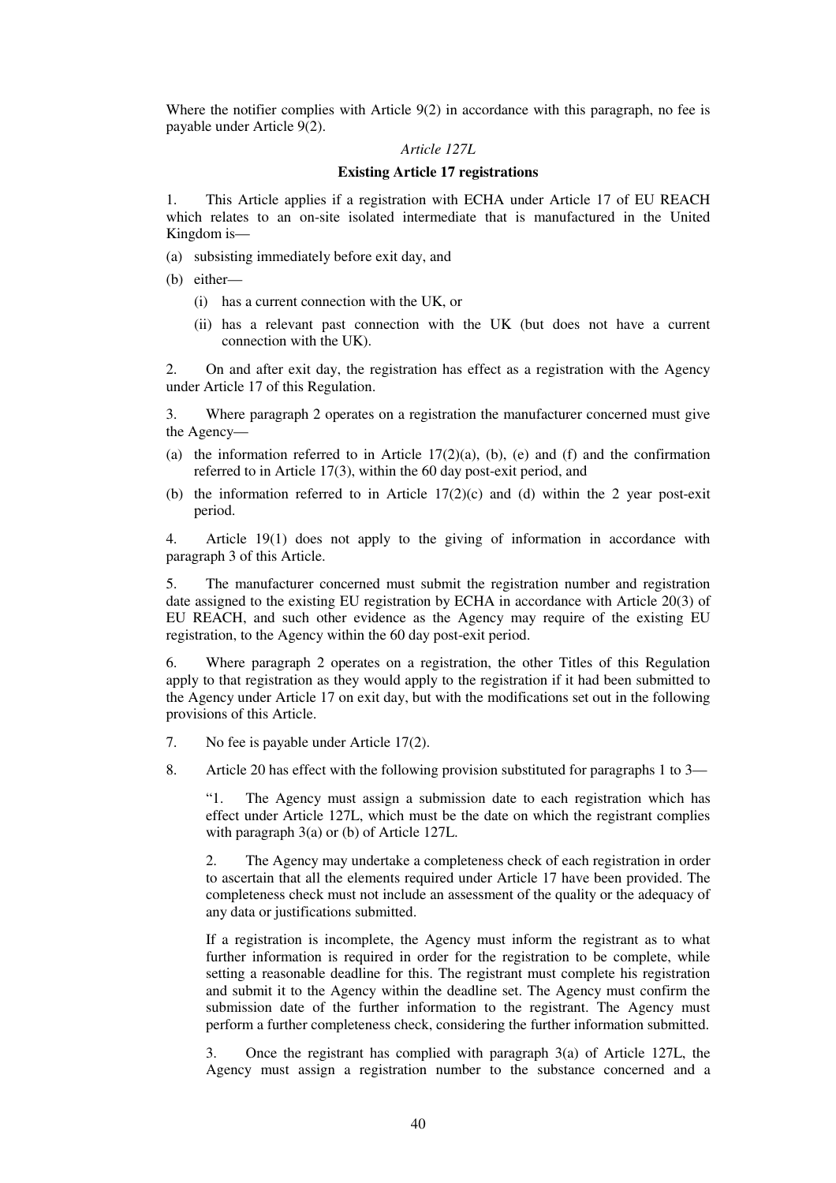Where the notifier complies with Article 9(2) in accordance with this paragraph, no fee is payable under Article 9(2).

*Article 127L*

**Existing Article 17 registrations**

1. This Article applies if a registration with ECHA under Article 17 of EU REACH which relates to an on-site isolated intermediate that is manufactured in the United Kingdom is—

(a) subsisting immediately before exit day, and

(b) either—

   (i) has a current connection with the UK, or

   (ii) has a relevant past connection with the UK (but does not have a current connection with the UK).

2. On and after exit day, the registration has effect as a registration with the Agency under Article 17 of this Regulation.

3. Where paragraph 2 operates on a registration the manufacturer concerned must give the Agency—

(a) the information referred to in Article 17(2)(a), (b), (e) and (f) and the confirmation referred to in Article 17(3), within the 60 day post-exit period, and

(b) the information referred to in Article 17(2)(c) and (d) within the 2 year post-exit period.

4. Article 19(1) does not apply to the giving of information in accordance with paragraph 3 of this Article.

5. The manufacturer concerned must submit the registration number and registration date assigned to the existing EU registration by ECHA in accordance with Article 20(3) of EU REACH, and such other evidence as the Agency may require of the existing EU registration, to the Agency within the 60 day post-exit period.

6. Where paragraph 2 operates on a registration, the other Titles of this Regulation apply to that registration as they would apply to the registration if it had been submitted to the Agency under Article 17 on exit day, but with the modifications set out in the following provisions of this Article.

7. No fee is payable under Article 17(2).

8. Article 20 has effect with the following provision substituted for paragraphs 1 to 3—

> "1. The Agency must assign a submission date to each registration which has effect under Article 127L, which must be the date on which the registrant complies with paragraph 3(a) or (b) of Article 127L.
>
> 2. The Agency may undertake a completeness check of each registration in order to ascertain that all the elements required under Article 17 have been provided. The completeness check must not include an assessment of the quality or the adequacy of any data or justifications submitted.
>
> If a registration is incomplete, the Agency must inform the registrant as to what further information is required in order for the registration to be complete, while setting a reasonable deadline for this. The registrant must complete his registration and submit it to the Agency within the deadline set. The Agency must confirm the submission date of the further information to the registrant. The Agency must perform a further completeness check, considering the further information submitted.
>
> 3. Once the registrant has complied with paragraph 3(a) of Article 127L, the Agency must assign a registration number to the substance concerned and a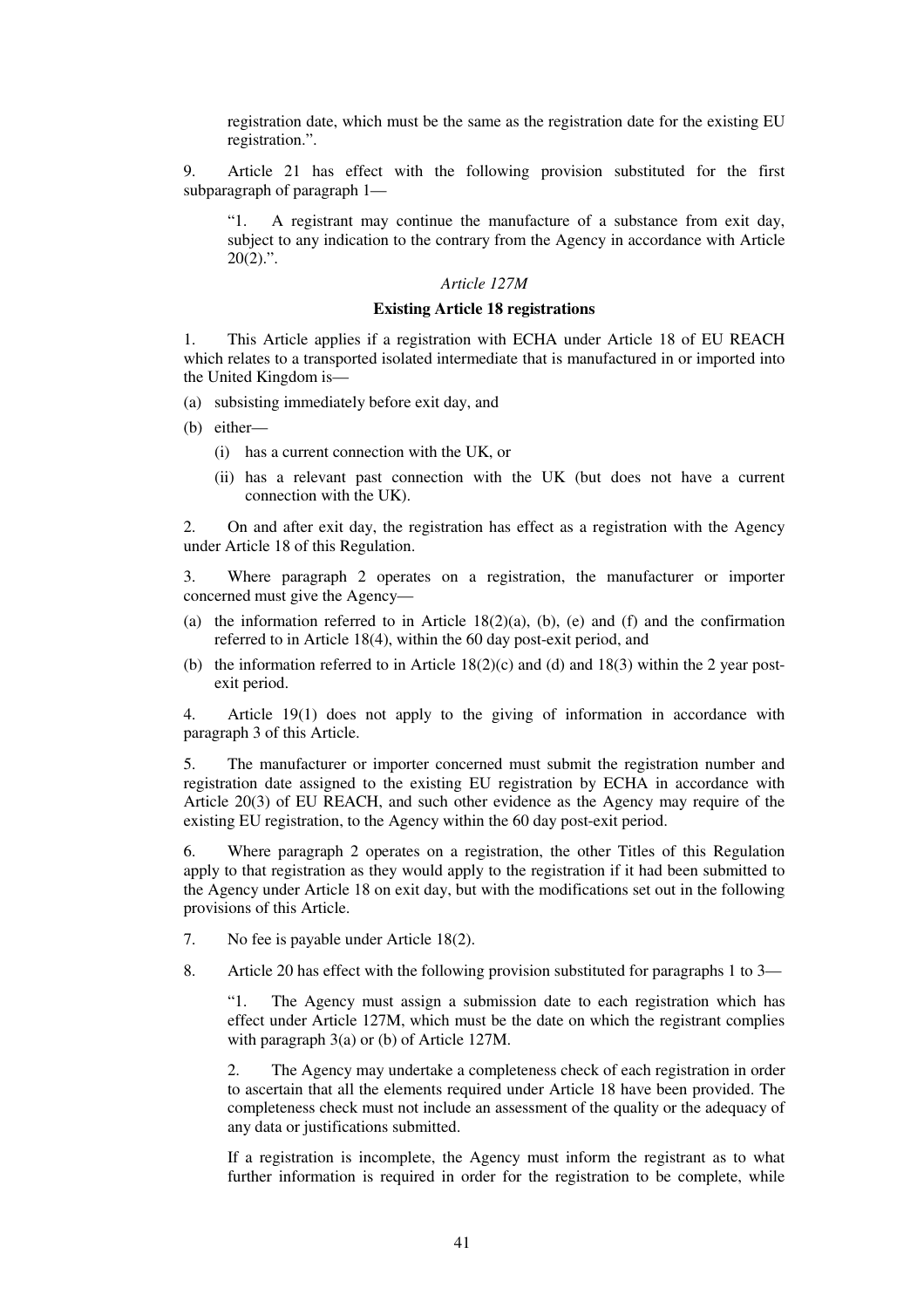registration date, which must be the same as the registration date for the existing EU registration.".

9. Article 21 has effect with the following provision substituted for the first subparagraph of paragraph 1—

> "1. A registrant may continue the manufacture of a substance from exit day, subject to any indication to the contrary from the Agency in accordance with Article 20(2).".

*Article 127M*

**Existing Article 18 registrations**

1. This Article applies if a registration with ECHA under Article 18 of EU REACH which relates to a transported isolated intermediate that is manufactured in or imported into the United Kingdom is—

(a) subsisting immediately before exit day, and

(b) either—

   (i) has a current connection with the UK, or

   (ii) has a relevant past connection with the UK (but does not have a current connection with the UK).

2. On and after exit day, the registration has effect as a registration with the Agency under Article 18 of this Regulation.

3. Where paragraph 2 operates on a registration, the manufacturer or importer concerned must give the Agency—

(a) the information referred to in Article 18(2)(a), (b), (e) and (f) and the confirmation referred to in Article 18(4), within the 60 day post-exit period, and

(b) the information referred to in Article 18(2)(c) and (d) and 18(3) within the 2 year post-exit period.

4. Article 19(1) does not apply to the giving of information in accordance with paragraph 3 of this Article.

5. The manufacturer or importer concerned must submit the registration number and registration date assigned to the existing EU registration by ECHA in accordance with Article 20(3) of EU REACH, and such other evidence as the Agency may require of the existing EU registration, to the Agency within the 60 day post-exit period.

6. Where paragraph 2 operates on a registration, the other Titles of this Regulation apply to that registration as they would apply to the registration if it had been submitted to the Agency under Article 18 on exit day, but with the modifications set out in the following provisions of this Article.

7. No fee is payable under Article 18(2).

8. Article 20 has effect with the following provision substituted for paragraphs 1 to 3—

> "1. The Agency must assign a submission date to each registration which has effect under Article 127M, which must be the date on which the registrant complies with paragraph 3(a) or (b) of Article 127M.
>
> 2. The Agency may undertake a completeness check of each registration in order to ascertain that all the elements required under Article 18 have been provided. The completeness check must not include an assessment of the quality or the adequacy of any data or justifications submitted.
>
> If a registration is incomplete, the Agency must inform the registrant as to what further information is required in order for the registration to be complete, while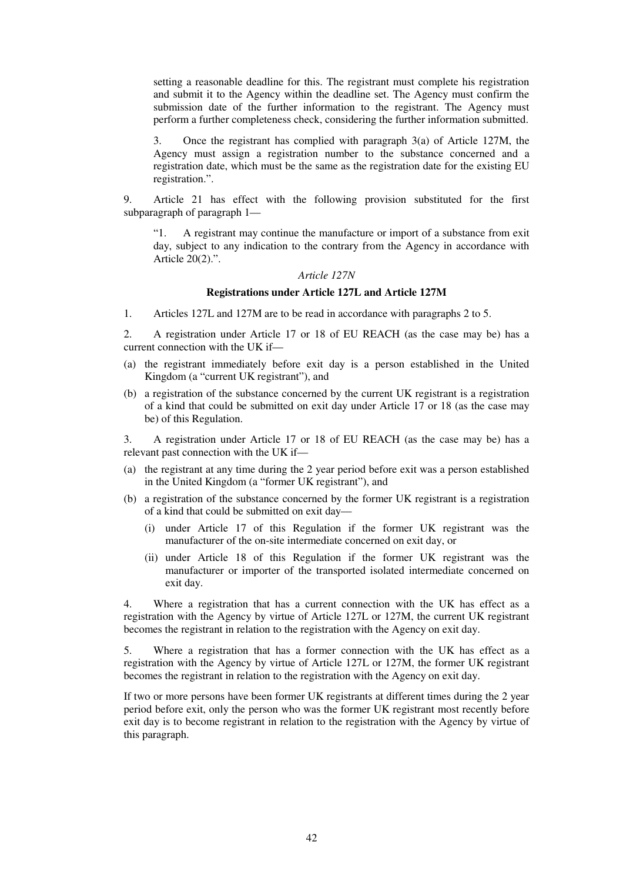setting a reasonable deadline for this. The registrant must complete his registration and submit it to the Agency within the deadline set. The Agency must confirm the submission date of the further information to the registrant. The Agency must perform a further completeness check, considering the further information submitted.

3. Once the registrant has complied with paragraph 3(a) of Article 127M, the Agency must assign a registration number to the substance concerned and a registration date, which must be the same as the registration date for the existing EU registration.".

9. Article 21 has effect with the following provision substituted for the first subparagraph of paragraph 1—

"1. A registrant may continue the manufacture or import of a substance from exit day, subject to any indication to the contrary from the Agency in accordance with Article 20(2).".

*Article 127N*

**Registrations under Article 127L and Article 127M**

1. Articles 127L and 127M are to be read in accordance with paragraphs 2 to 5.

2. A registration under Article 17 or 18 of EU REACH (as the case may be) has a current connection with the UK if—

(a) the registrant immediately before exit day is a person established in the United Kingdom (a "current UK registrant"), and

(b) a registration of the substance concerned by the current UK registrant is a registration of a kind that could be submitted on exit day under Article 17 or 18 (as the case may be) of this Regulation.

3. A registration under Article 17 or 18 of EU REACH (as the case may be) has a relevant past connection with the UK if—

(a) the registrant at any time during the 2 year period before exit was a person established in the United Kingdom (a "former UK registrant"), and

(b) a registration of the substance concerned by the former UK registrant is a registration of a kind that could be submitted on exit day—

   (i) under Article 17 of this Regulation if the former UK registrant was the manufacturer of the on-site intermediate concerned on exit day, or

   (ii) under Article 18 of this Regulation if the former UK registrant was the manufacturer or importer of the transported isolated intermediate concerned on exit day.

4. Where a registration that has a current connection with the UK has effect as a registration with the Agency by virtue of Article 127L or 127M, the current UK registrant becomes the registrant in relation to the registration with the Agency on exit day.

5. Where a registration that has a former connection with the UK has effect as a registration with the Agency by virtue of Article 127L or 127M, the former UK registrant becomes the registrant in relation to the registration with the Agency on exit day.

If two or more persons have been former UK registrants at different times during the 2 year period before exit, only the person who was the former UK registrant most recently before exit day is to become registrant in relation to the registration with the Agency by virtue of this paragraph.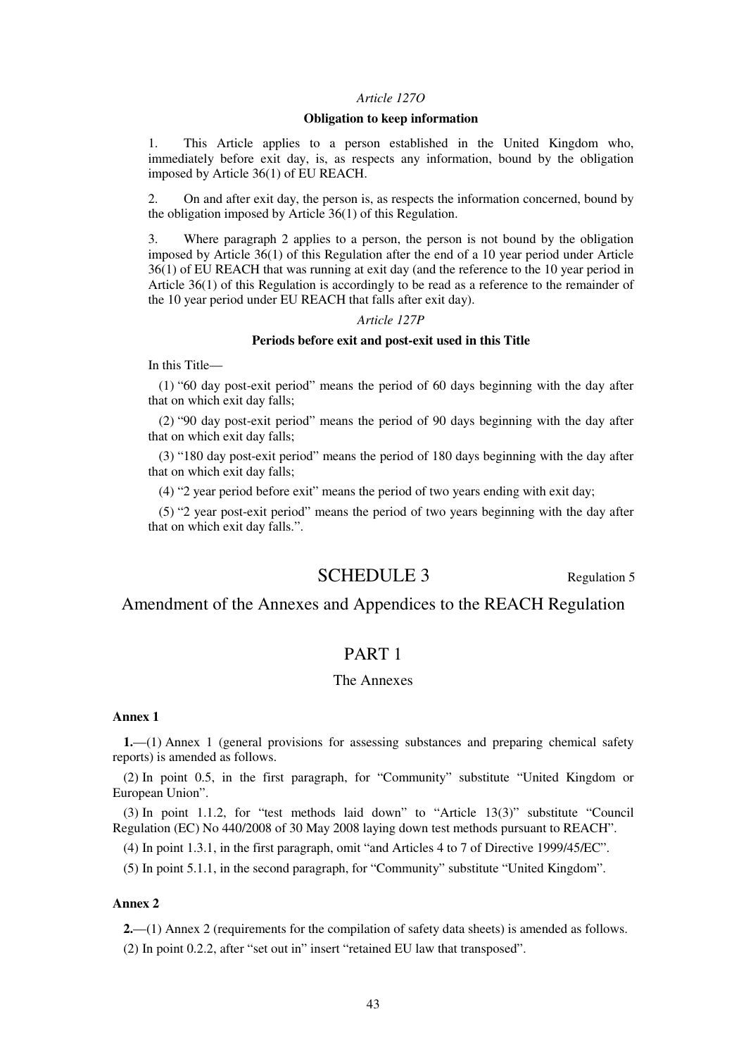*Article 127O*

**Obligation to keep information**

1. This Article applies to a person established in the United Kingdom who, immediately before exit day, is, as respects any information, bound by the obligation imposed by Article 36(1) of EU REACH.

2. On and after exit day, the person is, as respects the information concerned, bound by the obligation imposed by Article 36(1) of this Regulation.

3. Where paragraph 2 applies to a person, the person is not bound by the obligation imposed by Article 36(1) of this Regulation after the end of a 10 year period under Article 36(1) of EU REACH that was running at exit day (and the reference to the 10 year period in Article 36(1) of this Regulation is accordingly to be read as a reference to the remainder of the 10 year period under EU REACH that falls after exit day).

*Article 127P*

**Periods before exit and post-exit used in this Title**

In this Title—

(1) "60 day post-exit period" means the period of 60 days beginning with the day after that on which exit day falls;

(2) "90 day post-exit period" means the period of 90 days beginning with the day after that on which exit day falls;

(3) "180 day post-exit period" means the period of 180 days beginning with the day after that on which exit day falls;

(4) "2 year period before exit" means the period of two years ending with exit day;

(5) "2 year post-exit period" means the period of two years beginning with the day after that on which exit day falls.".

# SCHEDULE 3

Regulation 5

## Amendment of the Annexes and Appendices to the REACH Regulation

## PART 1

### The Annexes

**Annex 1**

**1.**—(1) Annex 1 (general provisions for assessing substances and preparing chemical safety reports) is amended as follows.

(2) In point 0.5, in the first paragraph, for "Community" substitute "United Kingdom or European Union".

(3) In point 1.1.2, for "test methods laid down" to "Article 13(3)" substitute "Council Regulation (EC) No 440/2008 of 30 May 2008 laying down test methods pursuant to REACH".

(4) In point 1.3.1, in the first paragraph, omit "and Articles 4 to 7 of Directive 1999/45/EC".

(5) In point 5.1.1, in the second paragraph, for "Community" substitute "United Kingdom".

**Annex 2**

**2.**—(1) Annex 2 (requirements for the compilation of safety data sheets) is amended as follows.

(2) In point 0.2.2, after "set out in" insert "retained EU law that transposed".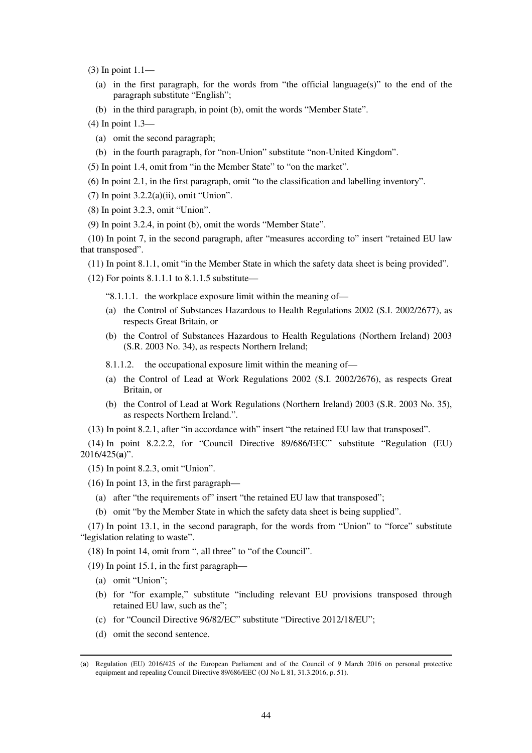(3) In point 1.1—

(a) in the first paragraph, for the words from "the official language(s)" to the end of the paragraph substitute "English";

(b) in the third paragraph, in point (b), omit the words "Member State".

(4) In point 1.3—

(a) omit the second paragraph;

(b) in the fourth paragraph, for "non-Union" substitute "non-United Kingdom".

(5) In point 1.4, omit from "in the Member State" to "on the market".

(6) In point 2.1, in the first paragraph, omit "to the classification and labelling inventory".

(7) In point 3.2.2(a)(ii), omit "Union".

(8) In point 3.2.3, omit "Union".

(9) In point 3.2.4, in point (b), omit the words "Member State".

(10) In point 7, in the second paragraph, after "measures according to" insert "retained EU law that transposed".

(11) In point 8.1.1, omit "in the Member State in which the safety data sheet is being provided".

(12) For points 8.1.1.1 to 8.1.1.5 substitute—

"8.1.1.1. the workplace exposure limit within the meaning of—

(a) the Control of Substances Hazardous to Health Regulations 2002 (S.I. 2002/2677), as respects Great Britain, or

(b) the Control of Substances Hazardous to Health Regulations (Northern Ireland) 2003 (S.R. 2003 No. 34), as respects Northern Ireland;

8.1.1.2. the occupational exposure limit within the meaning of—

(a) the Control of Lead at Work Regulations 2002 (S.I. 2002/2676), as respects Great Britain, or

(b) the Control of Lead at Work Regulations (Northern Ireland) 2003 (S.R. 2003 No. 35), as respects Northern Ireland.".

(13) In point 8.2.1, after "in accordance with" insert "the retained EU law that transposed".

(14) In point 8.2.2.2, for "Council Directive 89/686/EEC" substitute "Regulation (EU) 2016/425(**a**)".

(15) In point 8.2.3, omit "Union".

(16) In point 13, in the first paragraph—

(a) after "the requirements of" insert "the retained EU law that transposed";

(b) omit "by the Member State in which the safety data sheet is being supplied".

(17) In point 13.1, in the second paragraph, for the words from "Union" to "force" substitute "legislation relating to waste".

(18) In point 14, omit from ", all three" to "of the Council".

(19) In point 15.1, in the first paragraph—

(a) omit "Union";

(b) for "for example," substitute "including relevant EU provisions transposed through retained EU law, such as the";

(c) for "Council Directive 96/82/EC" substitute "Directive 2012/18/EU";

(d) omit the second sentence.

---

(**a**) Regulation (EU) 2016/425 of the European Parliament and of the Council of 9 March 2016 on personal protective equipment and repealing Council Directive 89/686/EEC (OJ No L 81, 31.3.2016, p. 51).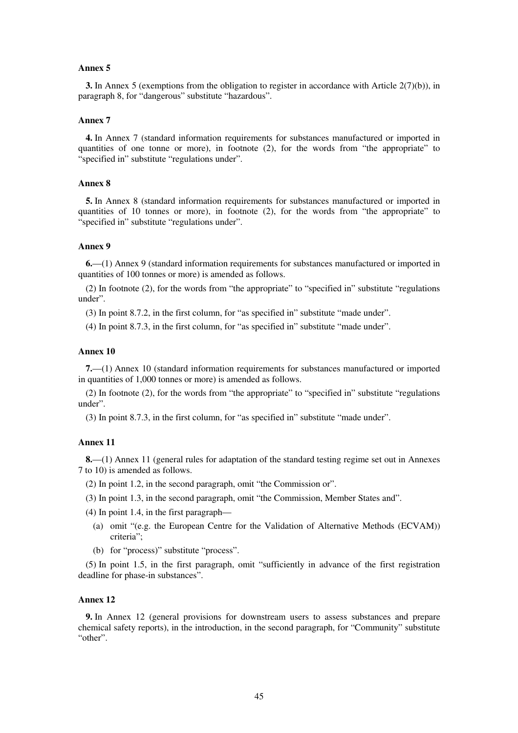### Annex 5

**3.** In Annex 5 (exemptions from the obligation to register in accordance with Article 2(7)(b)), in paragraph 8, for "dangerous" substitute "hazardous".

### Annex 7

**4.** In Annex 7 (standard information requirements for substances manufactured or imported in quantities of one tonne or more), in footnote (2), for the words from "the appropriate" to "specified in" substitute "regulations under".

### Annex 8

**5.** In Annex 8 (standard information requirements for substances manufactured or imported in quantities of 10 tonnes or more), in footnote (2), for the words from "the appropriate" to "specified in" substitute "regulations under".

### Annex 9

**6.**—(1) Annex 9 (standard information requirements for substances manufactured or imported in quantities of 100 tonnes or more) is amended as follows.

(2) In footnote (2), for the words from "the appropriate" to "specified in" substitute "regulations under".

(3) In point 8.7.2, in the first column, for "as specified in" substitute "made under".

(4) In point 8.7.3, in the first column, for "as specified in" substitute "made under".

### Annex 10

**7.**—(1) Annex 10 (standard information requirements for substances manufactured or imported in quantities of 1,000 tonnes or more) is amended as follows.

(2) In footnote (2), for the words from "the appropriate" to "specified in" substitute "regulations under".

(3) In point 8.7.3, in the first column, for "as specified in" substitute "made under".

### Annex 11

**8.**—(1) Annex 11 (general rules for adaptation of the standard testing regime set out in Annexes 7 to 10) is amended as follows.

(2) In point 1.2, in the second paragraph, omit "the Commission or".

(3) In point 1.3, in the second paragraph, omit "the Commission, Member States and".

(4) In point 1.4, in the first paragraph—

(a) omit "(e.g. the European Centre for the Validation of Alternative Methods (ECVAM)) criteria";

(b) for "process)" substitute "process".

(5) In point 1.5, in the first paragraph, omit "sufficiently in advance of the first registration deadline for phase-in substances".

### Annex 12

**9.** In Annex 12 (general provisions for downstream users to assess substances and prepare chemical safety reports), in the introduction, in the second paragraph, for "Community" substitute "other".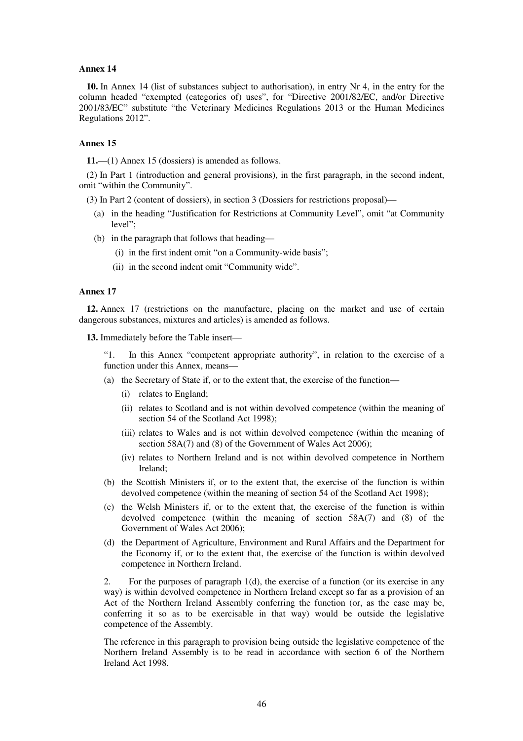**Annex 14**

**10.** In Annex 14 (list of substances subject to authorisation), in entry Nr 4, in the entry for the column headed "exempted (categories of) uses", for "Directive 2001/82/EC, and/or Directive 2001/83/EC" substitute "the Veterinary Medicines Regulations 2013 or the Human Medicines Regulations 2012".

**Annex 15**

**11.**—(1) Annex 15 (dossiers) is amended as follows.

(2) In Part 1 (introduction and general provisions), in the first paragraph, in the second indent, omit "within the Community".

(3) In Part 2 (content of dossiers), in section 3 (Dossiers for restrictions proposal)—

- (a) in the heading "Justification for Restrictions at Community Level", omit "at Community level";
- (b) in the paragraph that follows that heading—
  - (i) in the first indent omit "on a Community-wide basis";
  - (ii) in the second indent omit "Community wide".

**Annex 17**

**12.** Annex 17 (restrictions on the manufacture, placing on the market and use of certain dangerous substances, mixtures and articles) is amended as follows.

**13.** Immediately before the Table insert—

"1. In this Annex "competent appropriate authority", in relation to the exercise of a function under this Annex, means—

- (a) the Secretary of State if, or to the extent that, the exercise of the function—
  - (i) relates to England;
  - (ii) relates to Scotland and is not within devolved competence (within the meaning of section 54 of the Scotland Act 1998);
  - (iii) relates to Wales and is not within devolved competence (within the meaning of section 58A(7) and (8) of the Government of Wales Act 2006);
  - (iv) relates to Northern Ireland and is not within devolved competence in Northern Ireland;
- (b) the Scottish Ministers if, or to the extent that, the exercise of the function is within devolved competence (within the meaning of section 54 of the Scotland Act 1998);
- (c) the Welsh Ministers if, or to the extent that, the exercise of the function is within devolved competence (within the meaning of section 58A(7) and (8) of the Government of Wales Act 2006);
- (d) the Department of Agriculture, Environment and Rural Affairs and the Department for the Economy if, or to the extent that, the exercise of the function is within devolved competence in Northern Ireland.

2. For the purposes of paragraph 1(d), the exercise of a function (or its exercise in any way) is within devolved competence in Northern Ireland except so far as a provision of an Act of the Northern Ireland Assembly conferring the function (or, as the case may be, conferring it so as to be exercisable in that way) would be outside the legislative competence of the Assembly.

The reference in this paragraph to provision being outside the legislative competence of the Northern Ireland Assembly is to be read in accordance with section 6 of the Northern Ireland Act 1998.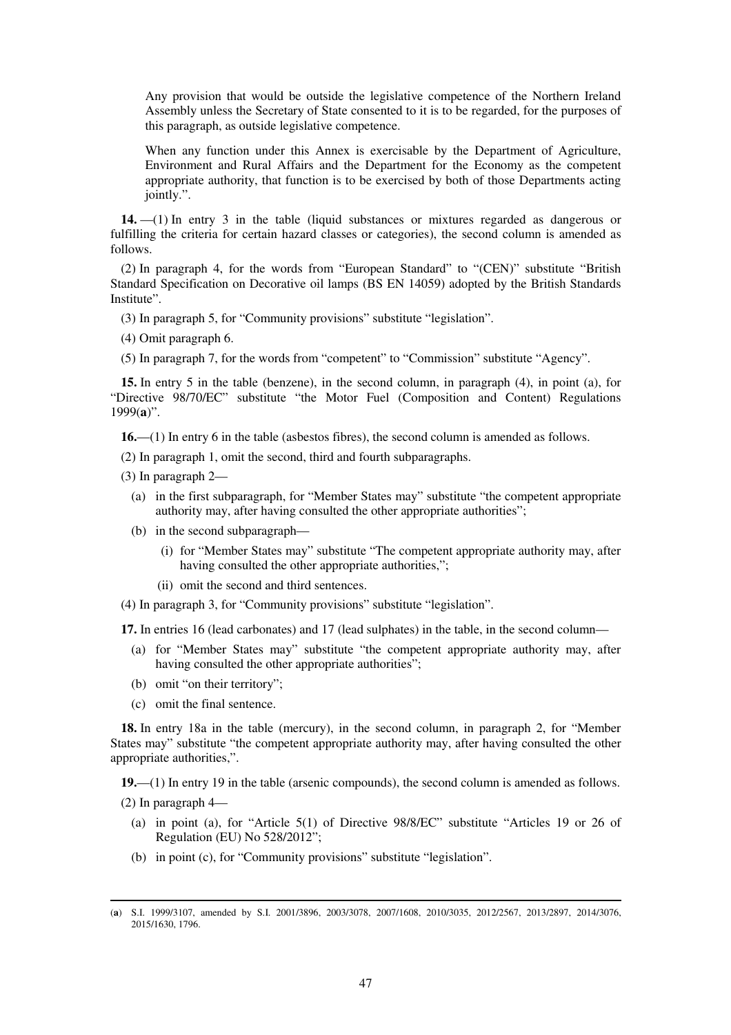Any provision that would be outside the legislative competence of the Northern Ireland Assembly unless the Secretary of State consented to it is to be regarded, for the purposes of this paragraph, as outside legislative competence.

When any function under this Annex is exercisable by the Department of Agriculture, Environment and Rural Affairs and the Department for the Economy as the competent appropriate authority, that function is to be exercised by both of those Departments acting jointly.".

**14.** —(1) In entry 3 in the table (liquid substances or mixtures regarded as dangerous or fulfilling the criteria for certain hazard classes or categories), the second column is amended as follows.

(2) In paragraph 4, for the words from "European Standard" to "(CEN)" substitute "British Standard Specification on Decorative oil lamps (BS EN 14059) adopted by the British Standards Institute".

(3) In paragraph 5, for "Community provisions" substitute "legislation".

(4) Omit paragraph 6.

(5) In paragraph 7, for the words from "competent" to "Commission" substitute "Agency".

**15.** In entry 5 in the table (benzene), in the second column, in paragraph (4), in point (a), for "Directive 98/70/EC" substitute "the Motor Fuel (Composition and Content) Regulations 1999(**a**)".

**16.**—(1) In entry 6 in the table (asbestos fibres), the second column is amended as follows.

(2) In paragraph 1, omit the second, third and fourth subparagraphs.

(3) In paragraph 2—

- (a) in the first subparagraph, for "Member States may" substitute "the competent appropriate authority may, after having consulted the other appropriate authorities";
- (b) in the second subparagraph—
  - (i) for "Member States may" substitute "The competent appropriate authority may, after having consulted the other appropriate authorities,";
  - (ii) omit the second and third sentences.

(4) In paragraph 3, for "Community provisions" substitute "legislation".

**17.** In entries 16 (lead carbonates) and 17 (lead sulphates) in the table, in the second column—

- (a) for "Member States may" substitute "the competent appropriate authority may, after having consulted the other appropriate authorities";
- (b) omit "on their territory";
- (c) omit the final sentence.

**18.** In entry 18a in the table (mercury), in the second column, in paragraph 2, for "Member States may" substitute "the competent appropriate authority may, after having consulted the other appropriate authorities,".

**19.**—(1) In entry 19 in the table (arsenic compounds), the second column is amended as follows.

(2) In paragraph 4—

- (a) in point (a), for "Article 5(1) of Directive 98/8/EC" substitute "Articles 19 or 26 of Regulation (EU) No 528/2012";
- (b) in point (c), for "Community provisions" substitute "legislation".

---

(**a**) S.I. 1999/3107, amended by S.I. 2001/3896, 2003/3078, 2007/1608, 2010/3035, 2012/2567, 2013/2897, 2014/3076, 2015/1630, 1796.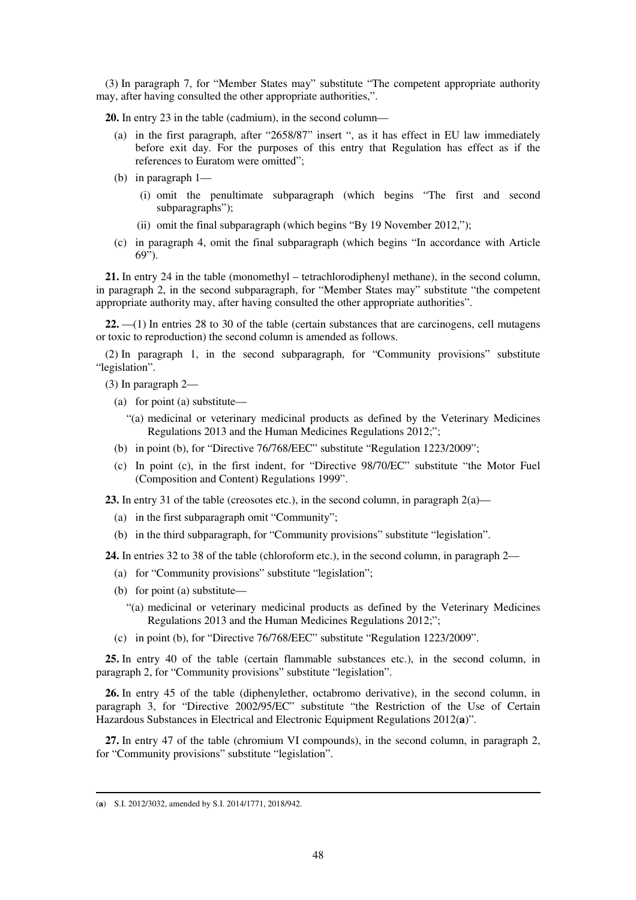(3) In paragraph 7, for "Member States may" substitute "The competent appropriate authority may, after having consulted the other appropriate authorities,".

**20.** In entry 23 in the table (cadmium), in the second column—

(a) in the first paragraph, after "2658/87" insert ", as it has effect in EU law immediately before exit day. For the purposes of this entry that Regulation has effect as if the references to Euratom were omitted";

(b) in paragraph 1—

(i) omit the penultimate subparagraph (which begins "The first and second subparagraphs");

(ii) omit the final subparagraph (which begins "By 19 November 2012,");

(c) in paragraph 4, omit the final subparagraph (which begins "In accordance with Article 69").

**21.** In entry 24 in the table (monomethyl – tetrachlorodiphenyl methane), in the second column, in paragraph 2, in the second subparagraph, for "Member States may" substitute "the competent appropriate authority may, after having consulted the other appropriate authorities".

**22.** —(1) In entries 28 to 30 of the table (certain substances that are carcinogens, cell mutagens or toxic to reproduction) the second column is amended as follows.

(2) In paragraph 1, in the second subparagraph, for "Community provisions" substitute "legislation".

(3) In paragraph 2—

(a) for point (a) substitute—

"(a) medicinal or veterinary medicinal products as defined by the Veterinary Medicines Regulations 2013 and the Human Medicines Regulations 2012;";

(b) in point (b), for "Directive 76/768/EEC" substitute "Regulation 1223/2009";

(c) In point (c), in the first indent, for "Directive 98/70/EC" substitute "the Motor Fuel (Composition and Content) Regulations 1999".

**23.** In entry 31 of the table (creosotes etc.), in the second column, in paragraph 2(a)—

(a) in the first subparagraph omit "Community";

(b) in the third subparagraph, for "Community provisions" substitute "legislation".

**24.** In entries 32 to 38 of the table (chloroform etc.), in the second column, in paragraph 2—

(a) for "Community provisions" substitute "legislation";

(b) for point (a) substitute—

"(a) medicinal or veterinary medicinal products as defined by the Veterinary Medicines Regulations 2013 and the Human Medicines Regulations 2012;";

(c) in point (b), for "Directive 76/768/EEC" substitute "Regulation 1223/2009".

**25.** In entry 40 of the table (certain flammable substances etc.), in the second column, in paragraph 2, for "Community provisions" substitute "legislation".

**26.** In entry 45 of the table (diphenylether, octabromo derivative), in the second column, in paragraph 3, for "Directive 2002/95/EC" substitute "the Restriction of the Use of Certain Hazardous Substances in Electrical and Electronic Equipment Regulations 2012(**a**)".

**27.** In entry 47 of the table (chromium VI compounds), in the second column, in paragraph 2, for "Community provisions" substitute "legislation".

---

(**a**) S.I. 2012/3032, amended by S.I. 2014/1771, 2018/942.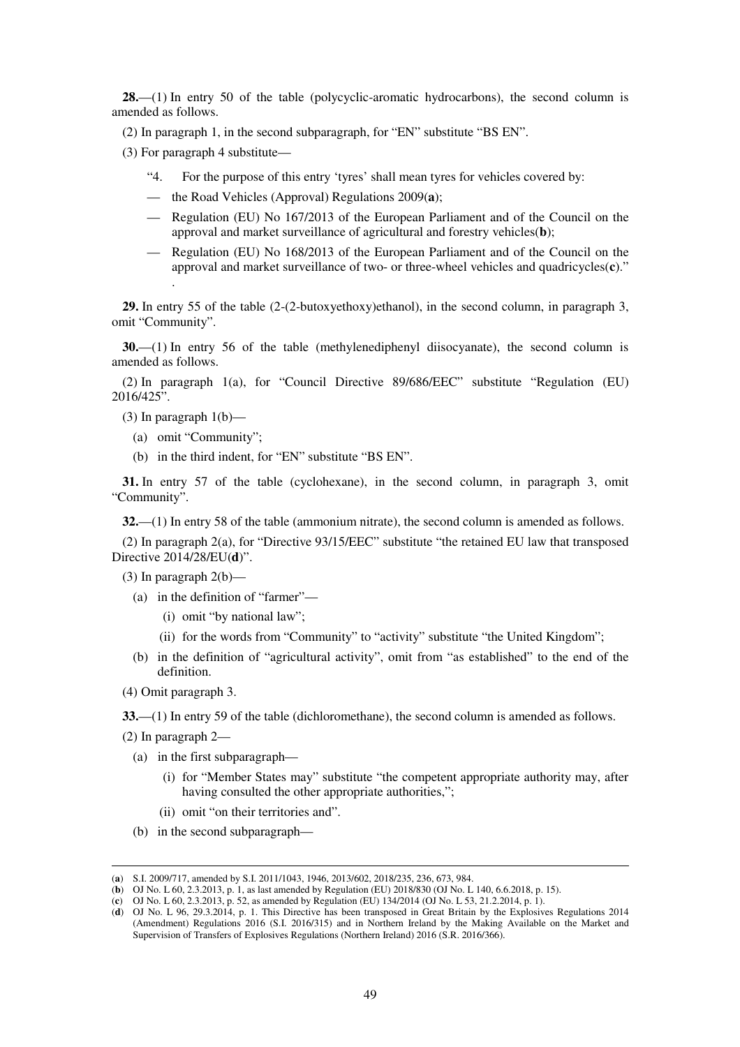**28.**—(1) In entry 50 of the table (polycyclic-aromatic hydrocarbons), the second column is amended as follows.

(2) In paragraph 1, in the second subparagraph, for "EN" substitute "BS EN".

(3) For paragraph 4 substitute—

"4. For the purpose of this entry 'tyres' shall mean tyres for vehicles covered by:

— the Road Vehicles (Approval) Regulations 2009(**a**);

— Regulation (EU) No 167/2013 of the European Parliament and of the Council on the approval and market surveillance of agricultural and forestry vehicles(**b**);

— Regulation (EU) No 168/2013 of the European Parliament and of the Council on the approval and market surveillance of two- or three-wheel vehicles and quadricycles(**c**)."

.

**29.** In entry 55 of the table (2-(2-butoxyethoxy)ethanol), in the second column, in paragraph 3, omit "Community".

**30.**—(1) In entry 56 of the table (methylenediphenyl diisocyanate), the second column is amended as follows.

(2) In paragraph 1(a), for "Council Directive 89/686/EEC" substitute "Regulation (EU) 2016/425".

(3) In paragraph 1(b)—

(a) omit "Community";

(b) in the third indent, for "EN" substitute "BS EN".

**31.** In entry 57 of the table (cyclohexane), in the second column, in paragraph 3, omit "Community".

**32.**—(1) In entry 58 of the table (ammonium nitrate), the second column is amended as follows.

(2) In paragraph 2(a), for "Directive 93/15/EEC" substitute "the retained EU law that transposed Directive 2014/28/EU(**d**)".

(3) In paragraph 2(b)—

(a) in the definition of "farmer"—

(i) omit "by national law";

(ii) for the words from "Community" to "activity" substitute "the United Kingdom";

(b) in the definition of "agricultural activity", omit from "as established" to the end of the definition.

(4) Omit paragraph 3.

**33.**—(1) In entry 59 of the table (dichloromethane), the second column is amended as follows.

(2) In paragraph 2—

(a) in the first subparagraph—

(i) for "Member States may" substitute "the competent appropriate authority may, after having consulted the other appropriate authorities,";

(ii) omit "on their territories and".

(b) in the second subparagraph—

---

(**a**) S.I. 2009/717, amended by S.I. 2011/1043, 1946, 2013/602, 2018/235, 236, 673, 984.

(**b**) OJ No. L 60, 2.3.2013, p. 1, as last amended by Regulation (EU) 2018/830 (OJ No. L 140, 6.6.2018, p. 15).

(**c**) OJ No. L 60, 2.3.2013, p. 52, as amended by Regulation (EU) 134/2014 (OJ No. L 53, 21.2.2014, p. 1).

(**d**) OJ No. L 96, 29.3.2014, p. 1. This Directive has been transposed in Great Britain by the Explosives Regulations 2014 (Amendment) Regulations 2016 (S.I. 2016/315) and in Northern Ireland by the Making Available on the Market and Supervision of Transfers of Explosives Regulations (Northern Ireland) 2016 (S.R. 2016/366).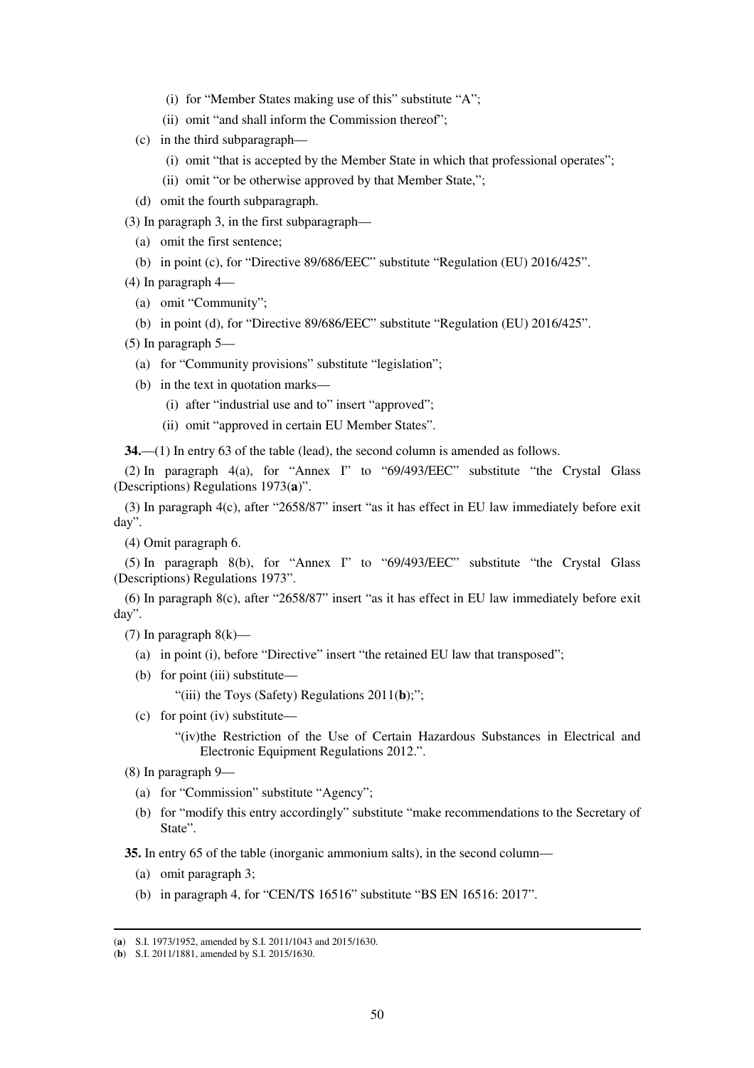(i) for "Member States making use of this" substitute "A";

(ii) omit "and shall inform the Commission thereof";

(c) in the third subparagraph—

(i) omit "that is accepted by the Member State in which that professional operates";

(ii) omit "or be otherwise approved by that Member State,";

(d) omit the fourth subparagraph.

(3) In paragraph 3, in the first subparagraph—

(a) omit the first sentence;

(b) in point (c), for "Directive 89/686/EEC" substitute "Regulation (EU) 2016/425".

(4) In paragraph 4—

(a) omit "Community";

(b) in point (d), for "Directive 89/686/EEC" substitute "Regulation (EU) 2016/425".

(5) In paragraph 5—

(a) for "Community provisions" substitute "legislation";

(b) in the text in quotation marks—

(i) after "industrial use and to" insert "approved";

(ii) omit "approved in certain EU Member States".

**34.**—(1) In entry 63 of the table (lead), the second column is amended as follows.

(2) In paragraph 4(a), for "Annex I" to "69/493/EEC" substitute "the Crystal Glass (Descriptions) Regulations 1973(**a**)".

(3) In paragraph 4(c), after "2658/87" insert "as it has effect in EU law immediately before exit day".

(4) Omit paragraph 6.

(5) In paragraph 8(b), for "Annex I" to "69/493/EEC" substitute "the Crystal Glass (Descriptions) Regulations 1973".

(6) In paragraph 8(c), after "2658/87" insert "as it has effect in EU law immediately before exit day".

(7) In paragraph 8(k)—

(a) in point (i), before "Directive" insert "the retained EU law that transposed";

(b) for point (iii) substitute—

"(iii) the Toys (Safety) Regulations 2011(**b**);";

(c) for point (iv) substitute—

"(iv)the Restriction of the Use of Certain Hazardous Substances in Electrical and Electronic Equipment Regulations 2012.".

(8) In paragraph 9—

(a) for "Commission" substitute "Agency";

(b) for "modify this entry accordingly" substitute "make recommendations to the Secretary of State".

**35.** In entry 65 of the table (inorganic ammonium salts), in the second column—

(a) omit paragraph 3;

(b) in paragraph 4, for "CEN/TS 16516" substitute "BS EN 16516: 2017".

---

(**a**) S.I. 1973/1952, amended by S.I. 2011/1043 and 2015/1630.

(**b**) S.I. 2011/1881, amended by S.I. 2015/1630.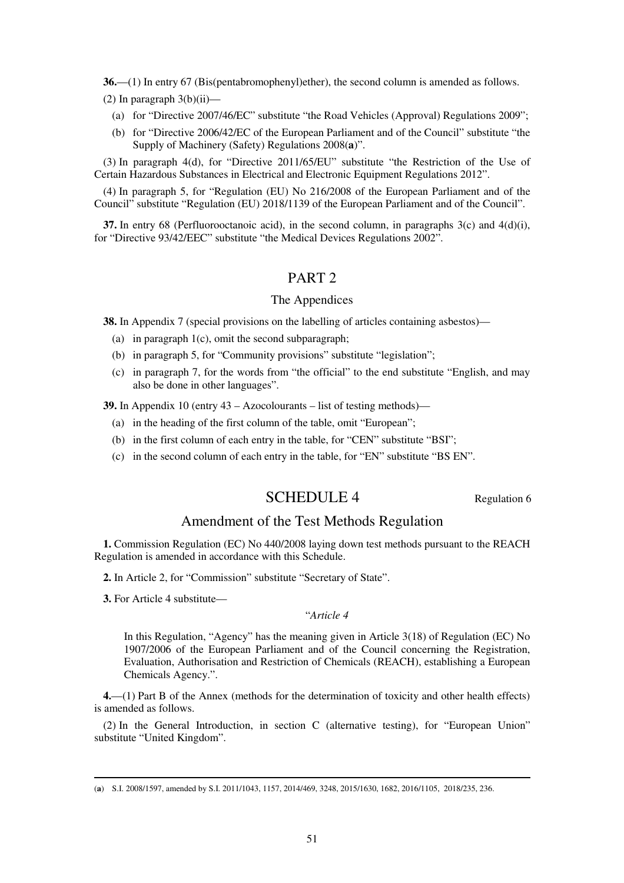**36.**—(1) In entry 67 (Bis(pentabromophenyl)ether), the second column is amended as follows.

(2) In paragraph 3(b)(ii)—

(a) for "Directive 2007/46/EC" substitute "the Road Vehicles (Approval) Regulations 2009";

(b) for "Directive 2006/42/EC of the European Parliament and of the Council" substitute "the Supply of Machinery (Safety) Regulations 2008(**a**)".

(3) In paragraph 4(d), for "Directive 2011/65/EU" substitute "the Restriction of the Use of Certain Hazardous Substances in Electrical and Electronic Equipment Regulations 2012".

(4) In paragraph 5, for "Regulation (EU) No 216/2008 of the European Parliament and of the Council" substitute "Regulation (EU) 2018/1139 of the European Parliament and of the Council".

**37.** In entry 68 (Perfluorooctanoic acid), in the second column, in paragraphs 3(c) and 4(d)(i), for "Directive 93/42/EEC" substitute "the Medical Devices Regulations 2002".

## PART 2

### The Appendices

**38.** In Appendix 7 (special provisions on the labelling of articles containing asbestos)—

(a) in paragraph 1(c), omit the second subparagraph;

(b) in paragraph 5, for "Community provisions" substitute "legislation";

(c) in paragraph 7, for the words from "the official" to the end substitute "English, and may also be done in other languages".

**39.** In Appendix 10 (entry 43 – Azocolourants – list of testing methods)—

(a) in the heading of the first column of the table, omit "European";

(b) in the first column of each entry in the table, for "CEN" substitute "BSI";

(c) in the second column of each entry in the table, for "EN" substitute "BS EN".

## SCHEDULE 4

Regulation 6

### Amendment of the Test Methods Regulation

**1.** Commission Regulation (EC) No 440/2008 laying down test methods pursuant to the REACH Regulation is amended in accordance with this Schedule.

**2.** In Article 2, for "Commission" substitute "Secretary of State".

**3.** For Article 4 substitute—

"*Article 4*

In this Regulation, "Agency" has the meaning given in Article 3(18) of Regulation (EC) No 1907/2006 of the European Parliament and of the Council concerning the Registration, Evaluation, Authorisation and Restriction of Chemicals (REACH), establishing a European Chemicals Agency.".

**4.**—(1) Part B of the Annex (methods for the determination of toxicity and other health effects) is amended as follows.

(2) In the General Introduction, in section C (alternative testing), for "European Union" substitute "United Kingdom".

---

(**a**) S.I. 2008/1597, amended by S.I. 2011/1043, 1157, 2014/469, 3248, 2015/1630, 1682, 2016/1105, 2018/235, 236.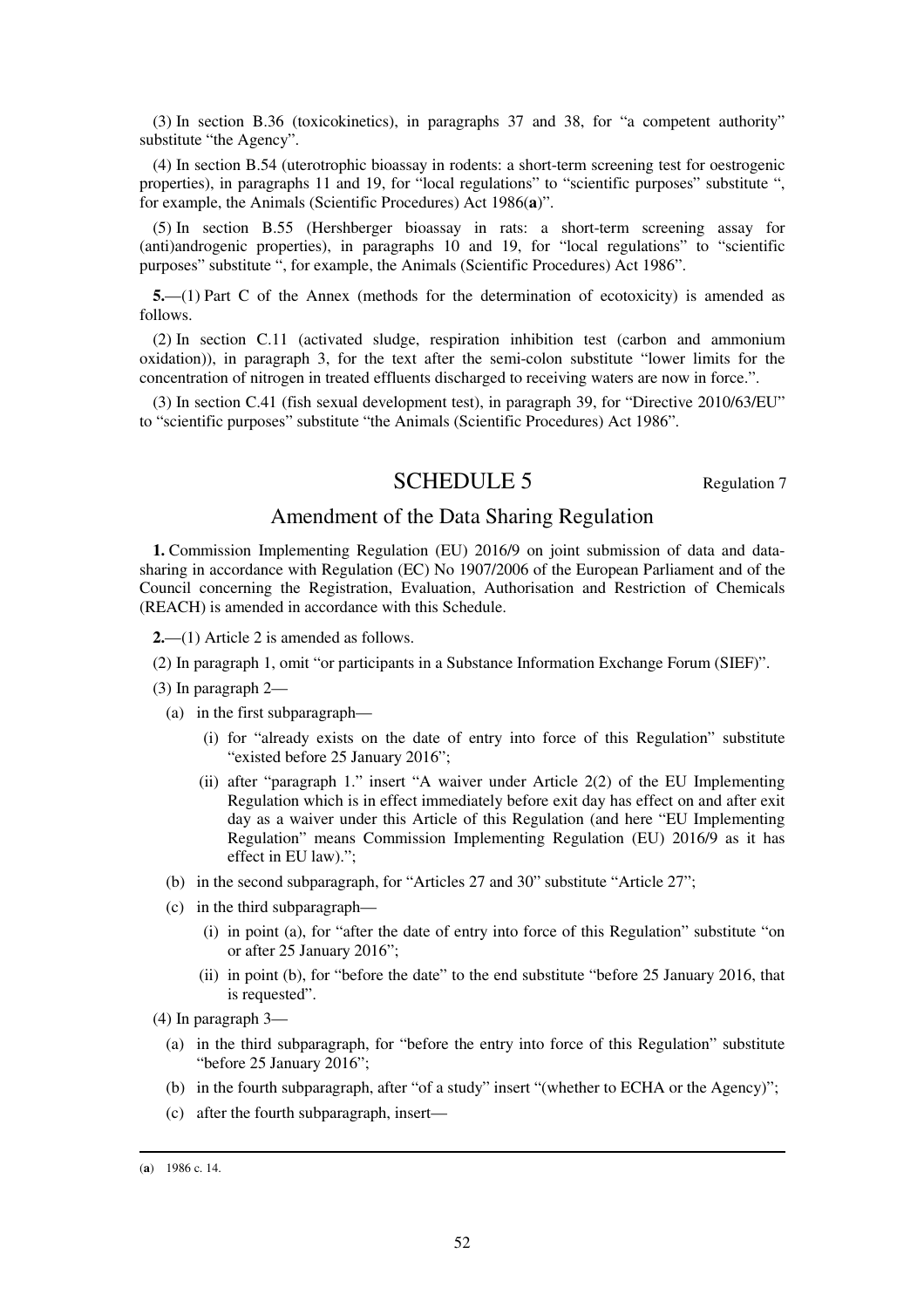(3) In section B.36 (toxicokinetics), in paragraphs 37 and 38, for "a competent authority" substitute "the Agency".

(4) In section B.54 (uterotrophic bioassay in rodents: a short-term screening test for oestrogenic properties), in paragraphs 11 and 19, for "local regulations" to "scientific purposes" substitute ", for example, the Animals (Scientific Procedures) Act 1986(**a**)".

(5) In section B.55 (Hershberger bioassay in rats: a short-term screening assay for (anti)androgenic properties), in paragraphs 10 and 19, for "local regulations" to "scientific purposes" substitute ", for example, the Animals (Scientific Procedures) Act 1986".

**5.**—(1) Part C of the Annex (methods for the determination of ecotoxicity) is amended as follows.

(2) In section C.11 (activated sludge, respiration inhibition test (carbon and ammonium oxidation)), in paragraph 3, for the text after the semi-colon substitute "lower limits for the concentration of nitrogen in treated effluents discharged to receiving waters are now in force.".

(3) In section C.41 (fish sexual development test), in paragraph 39, for "Directive 2010/63/EU" to "scientific purposes" substitute "the Animals (Scientific Procedures) Act 1986".

## SCHEDULE 5

Regulation 7

### Amendment of the Data Sharing Regulation

**1.** Commission Implementing Regulation (EU) 2016/9 on joint submission of data and data-sharing in accordance with Regulation (EC) No 1907/2006 of the European Parliament and of the Council concerning the Registration, Evaluation, Authorisation and Restriction of Chemicals (REACH) is amended in accordance with this Schedule.

**2.**—(1) Article 2 is amended as follows.

(2) In paragraph 1, omit "or participants in a Substance Information Exchange Forum (SIEF)".

(3) In paragraph 2—

- (a) in the first subparagraph—
  - (i) for "already exists on the date of entry into force of this Regulation" substitute "existed before 25 January 2016";
  - (ii) after "paragraph 1." insert "A waiver under Article 2(2) of the EU Implementing Regulation which is in effect immediately before exit day has effect on and after exit day as a waiver under this Article of this Regulation (and here "EU Implementing Regulation" means Commission Implementing Regulation (EU) 2016/9 as it has effect in EU law).";
- (b) in the second subparagraph, for "Articles 27 and 30" substitute "Article 27";
- (c) in the third subparagraph—
  - (i) in point (a), for "after the date of entry into force of this Regulation" substitute "on or after 25 January 2016";
  - (ii) in point (b), for "before the date" to the end substitute "before 25 January 2016, that is requested".

(4) In paragraph 3—

- (a) in the third subparagraph, for "before the entry into force of this Regulation" substitute "before 25 January 2016";
- (b) in the fourth subparagraph, after "of a study" insert "(whether to ECHA or the Agency)";
- (c) after the fourth subparagraph, insert—

---

(**a**) 1986 c. 14.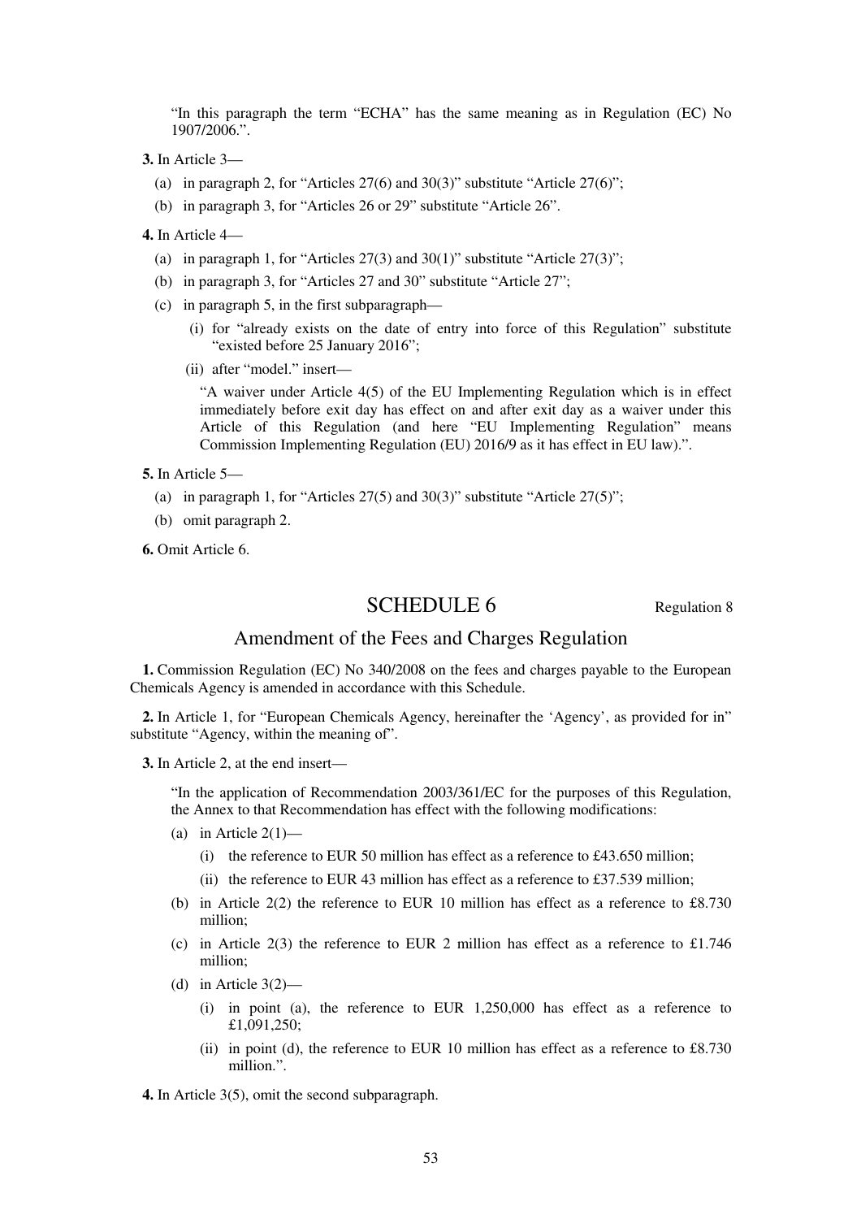"In this paragraph the term "ECHA" has the same meaning as in Regulation (EC) No 1907/2006.".

**3.** In Article 3—

(a) in paragraph 2, for "Articles 27(6) and 30(3)" substitute "Article 27(6)";

(b) in paragraph 3, for "Articles 26 or 29" substitute "Article 26".

**4.** In Article 4—

(a) in paragraph 1, for "Articles 27(3) and 30(1)" substitute "Article 27(3)";

(b) in paragraph 3, for "Articles 27 and 30" substitute "Article 27";

(c) in paragraph 5, in the first subparagraph—

(i) for "already exists on the date of entry into force of this Regulation" substitute "existed before 25 January 2016";

(ii) after "model." insert—

"A waiver under Article 4(5) of the EU Implementing Regulation which is in effect immediately before exit day has effect on and after exit day as a waiver under this Article of this Regulation (and here "EU Implementing Regulation" means Commission Implementing Regulation (EU) 2016/9 as it has effect in EU law).".

**5.** In Article 5—

(a) in paragraph 1, for "Articles 27(5) and 30(3)" substitute "Article 27(5)";

(b) omit paragraph 2.

**6.** Omit Article 6.

## SCHEDULE 6

Regulation 8

### Amendment of the Fees and Charges Regulation

**1.** Commission Regulation (EC) No 340/2008 on the fees and charges payable to the European Chemicals Agency is amended in accordance with this Schedule.

**2.** In Article 1, for "European Chemicals Agency, hereinafter the 'Agency', as provided for in" substitute "Agency, within the meaning of".

**3.** In Article 2, at the end insert—

"In the application of Recommendation 2003/361/EC for the purposes of this Regulation, the Annex to that Recommendation has effect with the following modifications:

(a) in Article 2(1)—

(i) the reference to EUR 50 million has effect as a reference to £43.650 million;

(ii) the reference to EUR 43 million has effect as a reference to £37.539 million;

(b) in Article 2(2) the reference to EUR 10 million has effect as a reference to £8.730 million;

(c) in Article 2(3) the reference to EUR 2 million has effect as a reference to £1.746 million;

(d) in Article 3(2)—

(i) in point (a), the reference to EUR 1,250,000 has effect as a reference to £1,091,250;

(ii) in point (d), the reference to EUR 10 million has effect as a reference to £8.730 million.".

**4.** In Article 3(5), omit the second subparagraph.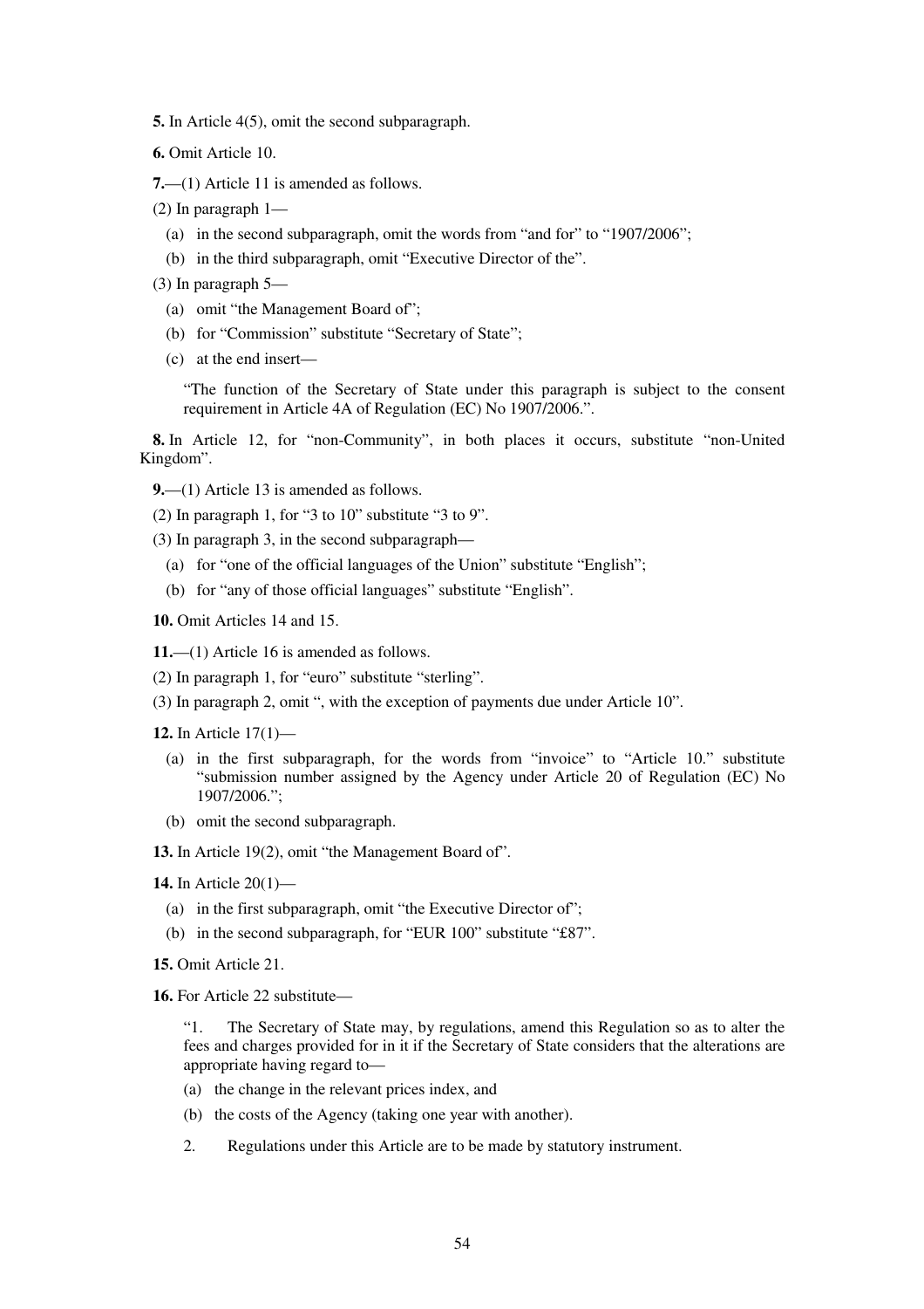**5.** In Article 4(5), omit the second subparagraph.

**6.** Omit Article 10.

**7.**—(1) Article 11 is amended as follows.

(2) In paragraph 1—

(a) in the second subparagraph, omit the words from "and for" to "1907/2006";

(b) in the third subparagraph, omit "Executive Director of the".

(3) In paragraph 5—

(a) omit "the Management Board of";

(b) for "Commission" substitute "Secretary of State";

(c) at the end insert—

"The function of the Secretary of State under this paragraph is subject to the consent requirement in Article 4A of Regulation (EC) No 1907/2006.".

**8.** In Article 12, for "non-Community", in both places it occurs, substitute "non-United Kingdom".

**9.**—(1) Article 13 is amended as follows.

(2) In paragraph 1, for "3 to 10" substitute "3 to 9".

(3) In paragraph 3, in the second subparagraph—

(a) for "one of the official languages of the Union" substitute "English";

(b) for "any of those official languages" substitute "English".

**10.** Omit Articles 14 and 15.

**11.**—(1) Article 16 is amended as follows.

(2) In paragraph 1, for "euro" substitute "sterling".

(3) In paragraph 2, omit ", with the exception of payments due under Article 10".

**12.** In Article 17(1)—

(a) in the first subparagraph, for the words from "invoice" to "Article 10." substitute "submission number assigned by the Agency under Article 20 of Regulation (EC) No 1907/2006.";

(b) omit the second subparagraph.

**13.** In Article 19(2), omit "the Management Board of".

**14.** In Article 20(1)—

(a) in the first subparagraph, omit "the Executive Director of";

(b) in the second subparagraph, for "EUR 100" substitute "£87".

**15.** Omit Article 21.

**16.** For Article 22 substitute—

"1. The Secretary of State may, by regulations, amend this Regulation so as to alter the fees and charges provided for in it if the Secretary of State considers that the alterations are appropriate having regard to—

(a) the change in the relevant prices index, and

(b) the costs of the Agency (taking one year with another).

2. Regulations under this Article are to be made by statutory instrument.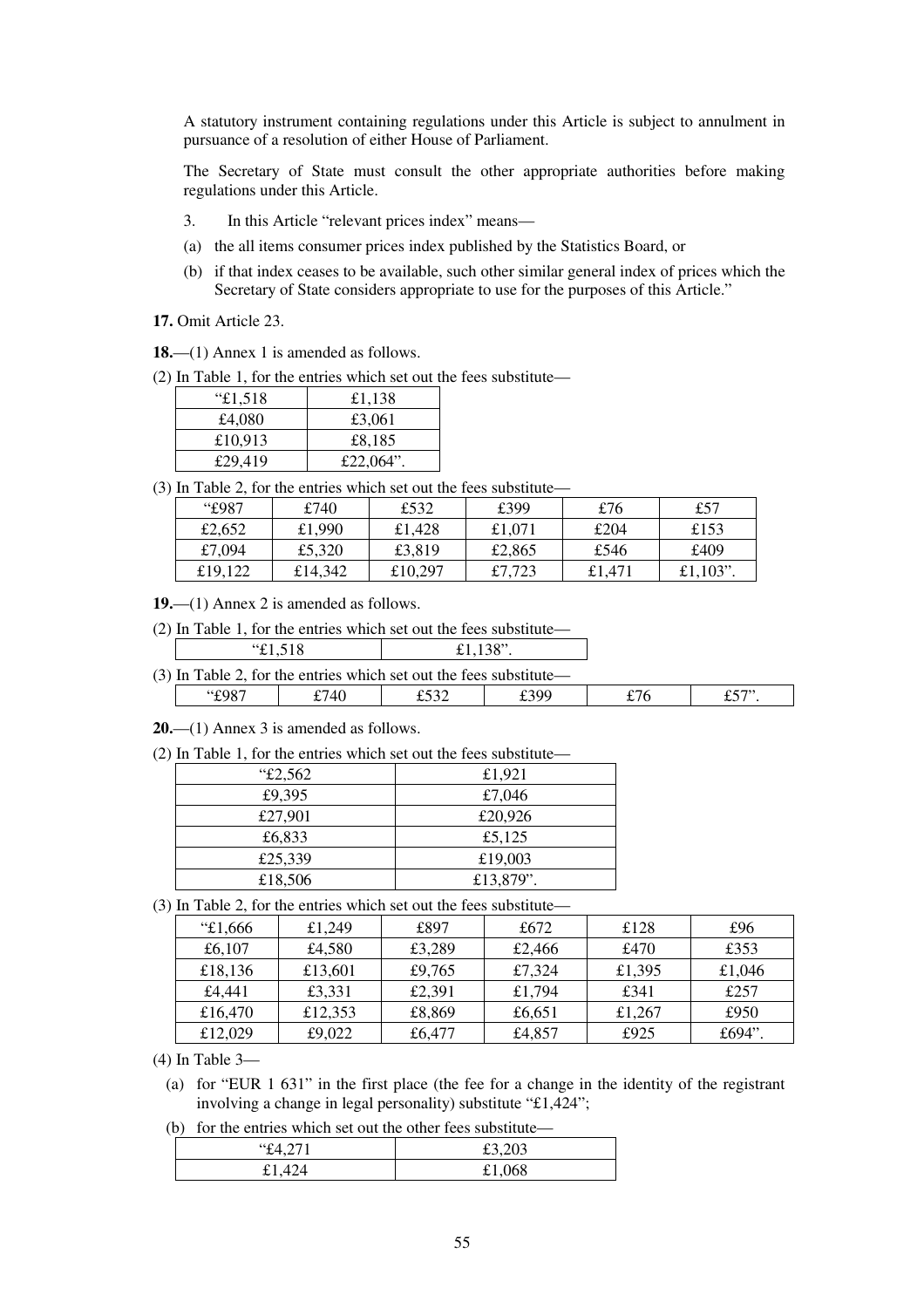A statutory instrument containing regulations under this Article is subject to annulment in pursuance of a resolution of either House of Parliament.

The Secretary of State must consult the other appropriate authorities before making regulations under this Article.

3. In this Article "relevant prices index" means—

(a) the all items consumer prices index published by the Statistics Board, or

(b) if that index ceases to be available, such other similar general index of prices which the Secretary of State considers appropriate to use for the purposes of this Article."

**17.** Omit Article 23.

**18.**—(1) Annex 1 is amended as follows.

(2) In Table 1, for the entries which set out the fees substitute—

| | |
|---|---|
| "£1,518 | £1,138 |
| £4,080 | £3,061 |
| £10,913 | £8,185 |
| £29,419 | £22,064". |

(3) In Table 2, for the entries which set out the fees substitute—

| | | | | | |
|---|---|---|---|---|---|
| "£987 | £740 | £532 | £399 | £76 | £57 |
| £2,652 | £1,990 | £1,428 | £1,071 | £204 | £153 |
| £7,094 | £5,320 | £3,819 | £2,865 | £546 | £409 |
| £19,122 | £14,342 | £10,297 | £7,723 | £1,471 | £1,103". |

**19.**—(1) Annex 2 is amended as follows.

(2) In Table 1, for the entries which set out the fees substitute—

| | |
|---|---|
| "£1,518 | £1,138". |

(3) In Table 2, for the entries which set out the fees substitute—

| | | | | | |
|---|---|---|---|---|---|
| "£987 | £740 | £532 | £399 | £76 | £57". |

**20.**—(1) Annex 3 is amended as follows.

(2) In Table 1, for the entries which set out the fees substitute—

| | |
|---|---|
| "£2,562 | £1,921 |
| £9,395 | £7,046 |
| £27,901 | £20,926 |
| £6,833 | £5,125 |
| £25,339 | £19,003 |
| £18,506 | £13,879". |

(3) In Table 2, for the entries which set out the fees substitute—

| | | | | | |
|---|---|---|---|---|---|
| "£1,666 | £1,249 | £897 | £672 | £128 | £96 |
| £6,107 | £4,580 | £3,289 | £2,466 | £470 | £353 |
| £18,136 | £13,601 | £9,765 | £7,324 | £1,395 | £1,046 |
| £4,441 | £3,331 | £2,391 | £1,794 | £341 | £257 |
| £16,470 | £12,353 | £8,869 | £6,651 | £1,267 | £950 |
| £12,029 | £9,022 | £6,477 | £4,857 | £925 | £694". |

(4) In Table 3—

(a) for "EUR 1 631" in the first place (the fee for a change in the identity of the registrant involving a change in legal personality) substitute "£1,424";

(b) for the entries which set out the other fees substitute—

| | |
|---|---|
| "£4,271 | £3,203 |
| £1,424 | £1,068 |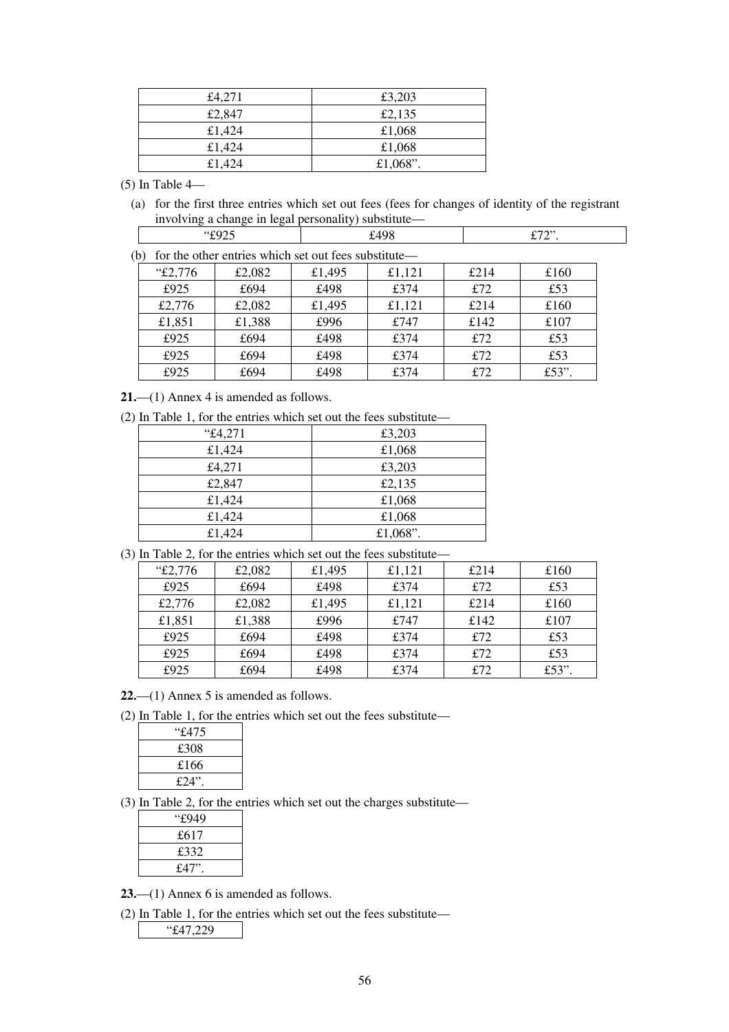| | |
|---|---|
| £4,271 | £3,203 |
| £2,847 | £2,135 |
| £1,424 | £1,068 |
| £1,424 | £1,068 |
| £1,424 | £1,068". |

(5) In Table 4—

(a) for the first three entries which set out fees (fees for changes of identity of the registrant involving a change in legal personality) substitute—

| | | |
|---|---|---|
| "£925 | £498 | £72". |

(b) for the other entries which set out fees substitute—

| | | | | | |
|---|---|---|---|---|---|
| "£2,776 | £2,082 | £1,495 | £1,121 | £214 | £160 |
| £925 | £694 | £498 | £374 | £72 | £53 |
| £2,776 | £2,082 | £1,495 | £1,121 | £214 | £160 |
| £1,851 | £1,388 | £996 | £747 | £142 | £107 |
| £925 | £694 | £498 | £374 | £72 | £53 |
| £925 | £694 | £498 | £374 | £72 | £53 |
| £925 | £694 | £498 | £374 | £72 | £53". |

**21.**—(1) Annex 4 is amended as follows.

(2) In Table 1, for the entries which set out the fees substitute—

| | |
|---|---|
| "£4,271 | £3,203 |
| £1,424 | £1,068 |
| £4,271 | £3,203 |
| £2,847 | £2,135 |
| £1,424 | £1,068 |
| £1,424 | £1,068 |
| £1,424 | £1,068". |

(3) In Table 2, for the entries which set out the fees substitute—

| | | | | | |
|---|---|---|---|---|---|
| "£2,776 | £2,082 | £1,495 | £1,121 | £214 | £160 |
| £925 | £694 | £498 | £374 | £72 | £53 |
| £2,776 | £2,082 | £1,495 | £1,121 | £214 | £160 |
| £1,851 | £1,388 | £996 | £747 | £142 | £107 |
| £925 | £694 | £498 | £374 | £72 | £53 |
| £925 | £694 | £498 | £374 | £72 | £53 |
| £925 | £694 | £498 | £374 | £72 | £53". |

**22.**—(1) Annex 5 is amended as follows.

(2) In Table 1, for the entries which set out the fees substitute—

| |
|---|
| "£475 |
| £308 |
| £166 |
| £24". |

(3) In Table 2, for the entries which set out the charges substitute—

| |
|---|
| "£949 |
| £617 |
| £332 |
| £47". |

**23.**—(1) Annex 6 is amended as follows.

(2) In Table 1, for the entries which set out the fees substitute—

| |
|---|
| "£47,229 |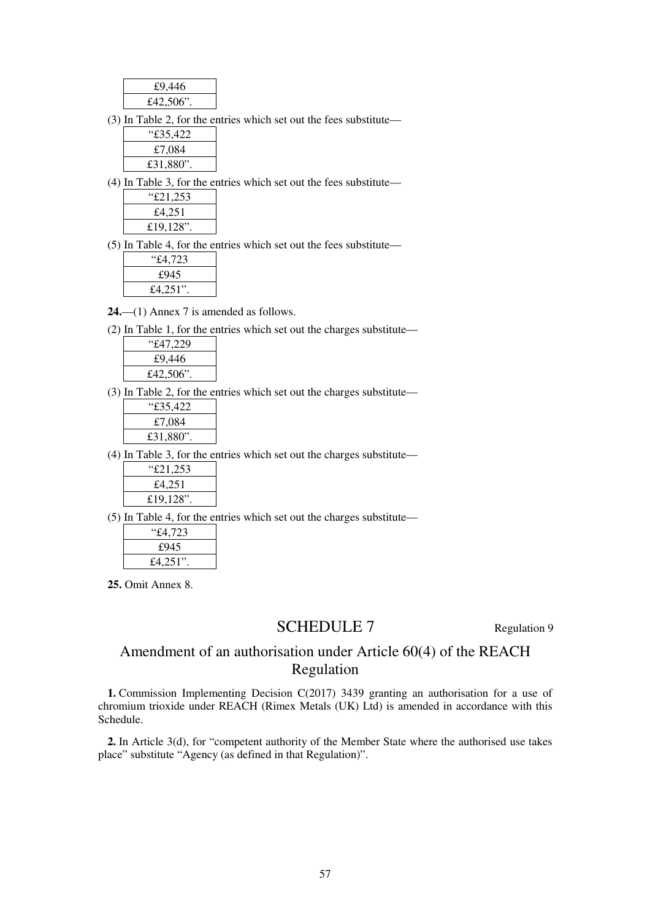| |
|---|
| £9,446 |
| £42,506”. |

(3) In Table 2, for the entries which set out the fees substitute—

| |
|---|
| “£35,422 |
| £7,084 |
| £31,880”. |

(4) In Table 3, for the entries which set out the fees substitute—

| |
|---|
| “£21,253 |
| £4,251 |
| £19,128”. |

(5) In Table 4, for the entries which set out the fees substitute—

| |
|---|
| “£4,723 |
| £945 |
| £4,251”. |

**24.**—(1) Annex 7 is amended as follows.

(2) In Table 1, for the entries which set out the charges substitute—

| |
|---|
| “£47,229 |
| £9,446 |
| £42,506”. |

(3) In Table 2, for the entries which set out the charges substitute—

| |
|---|
| “£35,422 |
| £7,084 |
| £31,880”. |

(4) In Table 3, for the entries which set out the charges substitute—

| |
|---|
| “£21,253 |
| £4,251 |
| £19,128”. |

(5) In Table 4, for the entries which set out the charges substitute—

| |
|---|
| “£4,723 |
| £945 |
| £4,251”. |

**25.** Omit Annex 8.

# SCHEDULE 7

Regulation 9

## Amendment of an authorisation under Article 60(4) of the REACH Regulation

**1.** Commission Implementing Decision C(2017) 3439 granting an authorisation for a use of chromium trioxide under REACH (Rimex Metals (UK) Ltd) is amended in accordance with this Schedule.

**2.** In Article 3(d), for “competent authority of the Member State where the authorised use takes place” substitute “Agency (as defined in that Regulation)”.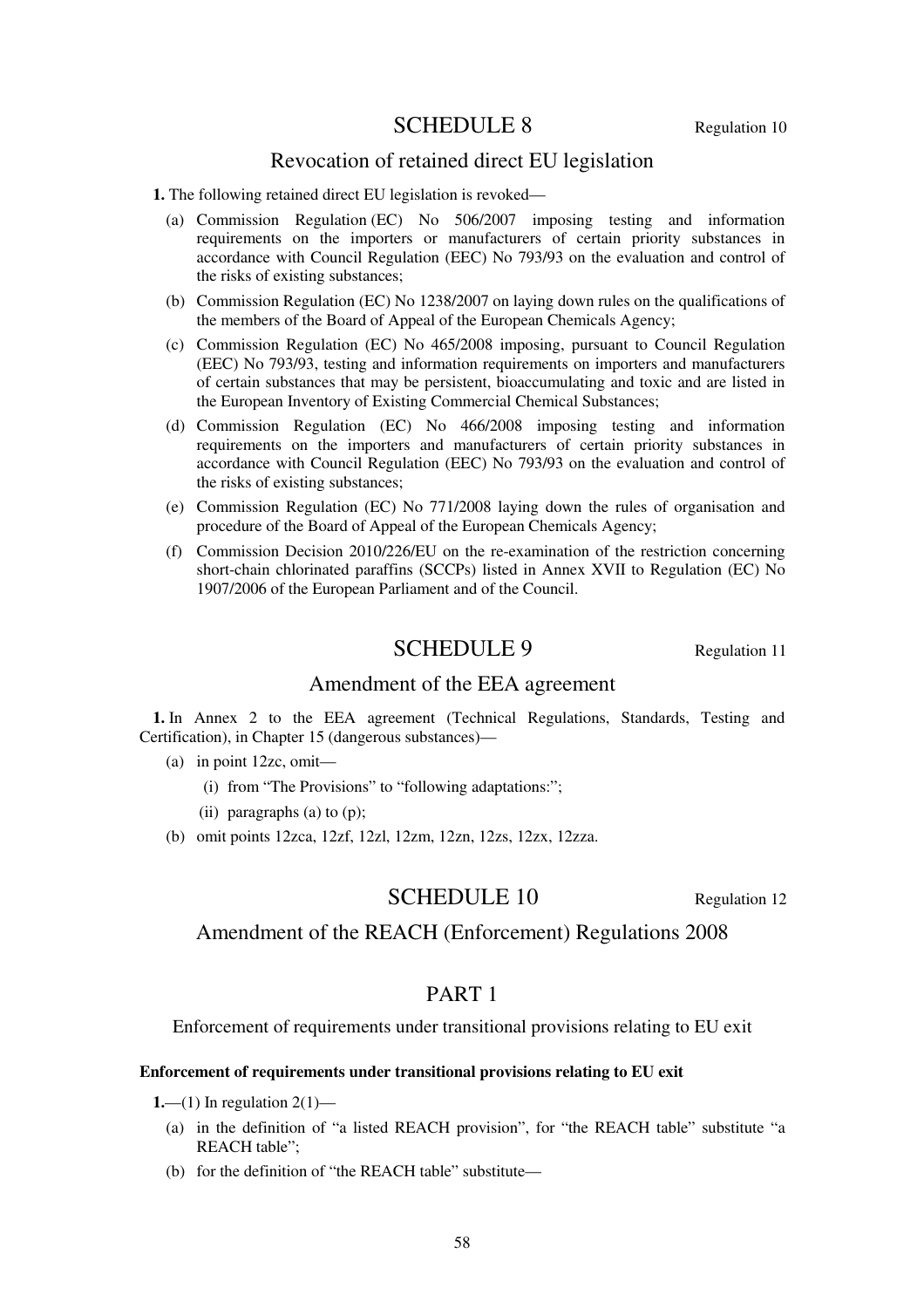# SCHEDULE 8

Regulation 10

## Revocation of retained direct EU legislation

**1.** The following retained direct EU legislation is revoked—

(a) Commission Regulation (EC) No 506/2007 imposing testing and information requirements on the importers or manufacturers of certain priority substances in accordance with Council Regulation (EEC) No 793/93 on the evaluation and control of the risks of existing substances;

(b) Commission Regulation (EC) No 1238/2007 on laying down rules on the qualifications of the members of the Board of Appeal of the European Chemicals Agency;

(c) Commission Regulation (EC) No 465/2008 imposing, pursuant to Council Regulation (EEC) No 793/93, testing and information requirements on importers and manufacturers of certain substances that may be persistent, bioaccumulating and toxic and are listed in the European Inventory of Existing Commercial Chemical Substances;

(d) Commission Regulation (EC) No 466/2008 imposing testing and information requirements on the importers and manufacturers of certain priority substances in accordance with Council Regulation (EEC) No 793/93 on the evaluation and control of the risks of existing substances;

(e) Commission Regulation (EC) No 771/2008 laying down the rules of organisation and procedure of the Board of Appeal of the European Chemicals Agency;

(f) Commission Decision 2010/226/EU on the re-examination of the restriction concerning short-chain chlorinated paraffins (SCCPs) listed in Annex XVII to Regulation (EC) No 1907/2006 of the European Parliament and of the Council.

# SCHEDULE 9

Regulation 11

## Amendment of the EEA agreement

**1.** In Annex 2 to the EEA agreement (Technical Regulations, Standards, Testing and Certification), in Chapter 15 (dangerous substances)—

(a) in point 12zc, omit—

(i) from "The Provisions" to "following adaptations:";

(ii) paragraphs (a) to (p);

(b) omit points 12zca, 12zf, 12zl, 12zm, 12zn, 12zs, 12zx, 12zza.

# SCHEDULE 10

Regulation 12

## Amendment of the REACH (Enforcement) Regulations 2008

## PART 1

Enforcement of requirements under transitional provisions relating to EU exit

**Enforcement of requirements under transitional provisions relating to EU exit**

**1.**—(1) In regulation 2(1)—

(a) in the definition of "a listed REACH provision", for "the REACH table" substitute "a REACH table";

(b) for the definition of "the REACH table" substitute—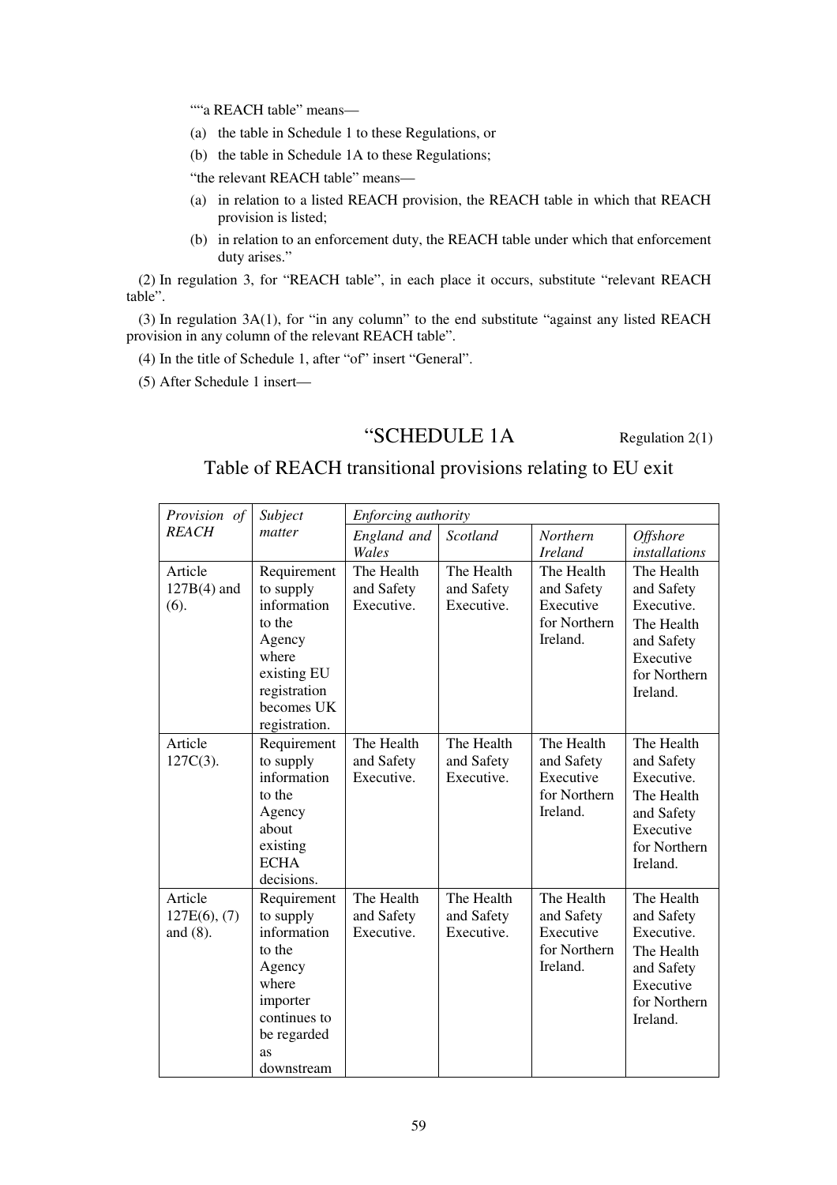""a REACH table" means—

(a) the table in Schedule 1 to these Regulations, or

(b) the table in Schedule 1A to these Regulations;

"the relevant REACH table" means—

(a) in relation to a listed REACH provision, the REACH table in which that REACH provision is listed;

(b) in relation to an enforcement duty, the REACH table under which that enforcement duty arises."

(2) In regulation 3, for "REACH table", in each place it occurs, substitute "relevant REACH table".

(3) In regulation 3A(1), for "in any column" to the end substitute "against any listed REACH provision in any column of the relevant REACH table".

(4) In the title of Schedule 1, after "of" insert "General".

(5) After Schedule 1 insert—

## "SCHEDULE 1A

Regulation 2(1)

## Table of REACH transitional provisions relating to EU exit

| *Provision of REACH* | *Subject matter* | *Enforcing authority* | | | |
|---|---|---|---|---|---|
| | | *England and Wales* | *Scotland* | *Northern Ireland* | *Offshore installations* |
| Article 127B(4) and (6). | Requirement to supply information to the Agency where existing EU registration becomes UK registration. | The Health and Safety Executive. | The Health and Safety Executive. | The Health and Safety Executive for Northern Ireland. | The Health and Safety Executive. The Health and Safety Executive for Northern Ireland. |
| Article 127C(3). | Requirement to supply information to the Agency about existing ECHA decisions. | The Health and Safety Executive. | The Health and Safety Executive. | The Health and Safety Executive for Northern Ireland. | The Health and Safety Executive. The Health and Safety Executive for Northern Ireland. |
| Article 127E(6), (7) and (8). | Requirement to supply information to the Agency where importer continues to be regarded as downstream | The Health and Safety Executive. | The Health and Safety Executive. | The Health and Safety Executive for Northern Ireland. | The Health and Safety Executive. The Health and Safety Executive for Northern Ireland. |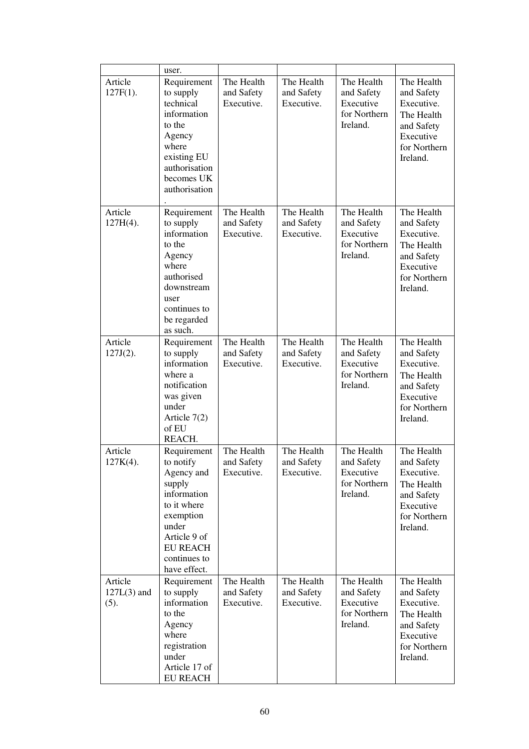| | | | | | |
|---|---|---|---|---|---|
| | user. | | | | |
| Article 127F(1). | Requirement to supply technical information to the Agency where existing EU authorisation becomes UK authorisation. | The Health and Safety Executive. | The Health and Safety Executive. | The Health and Safety Executive for Northern Ireland. | The Health and Safety Executive. The Health and Safety Executive for Northern Ireland. |
| Article 127H(4). | Requirement to supply information to the Agency where authorised downstream user continues to be regarded as such. | The Health and Safety Executive. | The Health and Safety Executive. | The Health and Safety Executive for Northern Ireland. | The Health and Safety Executive. The Health and Safety Executive for Northern Ireland. |
| Article 127J(2). | Requirement to supply information where a notification was given under Article 7(2) of EU REACH. | The Health and Safety Executive. | The Health and Safety Executive. | The Health and Safety Executive for Northern Ireland. | The Health and Safety Executive. The Health and Safety Executive for Northern Ireland. |
| Article 127K(4). | Requirement to notify Agency and supply information to it where exemption under Article 9 of EU REACH continues to have effect. | The Health and Safety Executive. | The Health and Safety Executive. | The Health and Safety Executive for Northern Ireland. | The Health and Safety Executive. The Health and Safety Executive for Northern Ireland. |
| Article 127L(3) and (5). | Requirement to supply information to the Agency where registration under Article 17 of EU REACH | The Health and Safety Executive. | The Health and Safety Executive. | The Health and Safety Executive for Northern Ireland. | The Health and Safety Executive. The Health and Safety Executive for Northern Ireland. |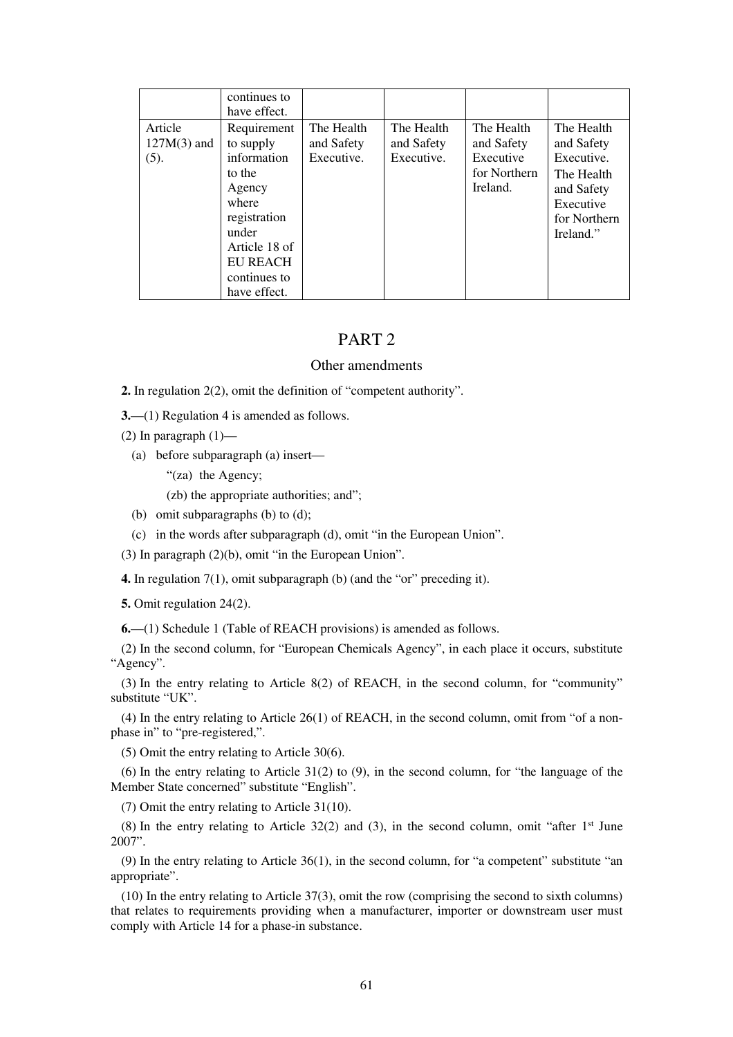|  | continues to have effect. |  |  |  |  |
|---|---|---|---|---|---|
| Article 127M(3) and (5). | Requirement to supply information to the Agency where registration under Article 18 of EU REACH continues to have effect. | The Health and Safety Executive. | The Health and Safety Executive. | The Health and Safety Executive for Northern Ireland. | The Health and Safety Executive. The Health and Safety Executive for Northern Ireland." |

## PART 2

### Other amendments

**2.** In regulation 2(2), omit the definition of "competent authority".

**3.**—(1) Regulation 4 is amended as follows.

(2) In paragraph (1)—

(a) before subparagraph (a) insert—

"(za) the Agency;

(zb) the appropriate authorities; and";

(b) omit subparagraphs (b) to (d);

(c) in the words after subparagraph (d), omit "in the European Union".

(3) In paragraph (2)(b), omit "in the European Union".

**4.** In regulation 7(1), omit subparagraph (b) (and the "or" preceding it).

**5.** Omit regulation 24(2).

**6.**—(1) Schedule 1 (Table of REACH provisions) is amended as follows.

(2) In the second column, for "European Chemicals Agency", in each place it occurs, substitute "Agency".

(3) In the entry relating to Article 8(2) of REACH, in the second column, for "community" substitute "UK".

(4) In the entry relating to Article 26(1) of REACH, in the second column, omit from "of a non-phase in" to "pre-registered,".

(5) Omit the entry relating to Article 30(6).

(6) In the entry relating to Article 31(2) to (9), in the second column, for "the language of the Member State concerned" substitute "English".

(7) Omit the entry relating to Article 31(10).

(8) In the entry relating to Article 32(2) and (3), in the second column, omit "after 1st June 2007".

(9) In the entry relating to Article 36(1), in the second column, for "a competent" substitute "an appropriate".

(10) In the entry relating to Article 37(3), omit the row (comprising the second to sixth columns) that relates to requirements providing when a manufacturer, importer or downstream user must comply with Article 14 for a phase-in substance.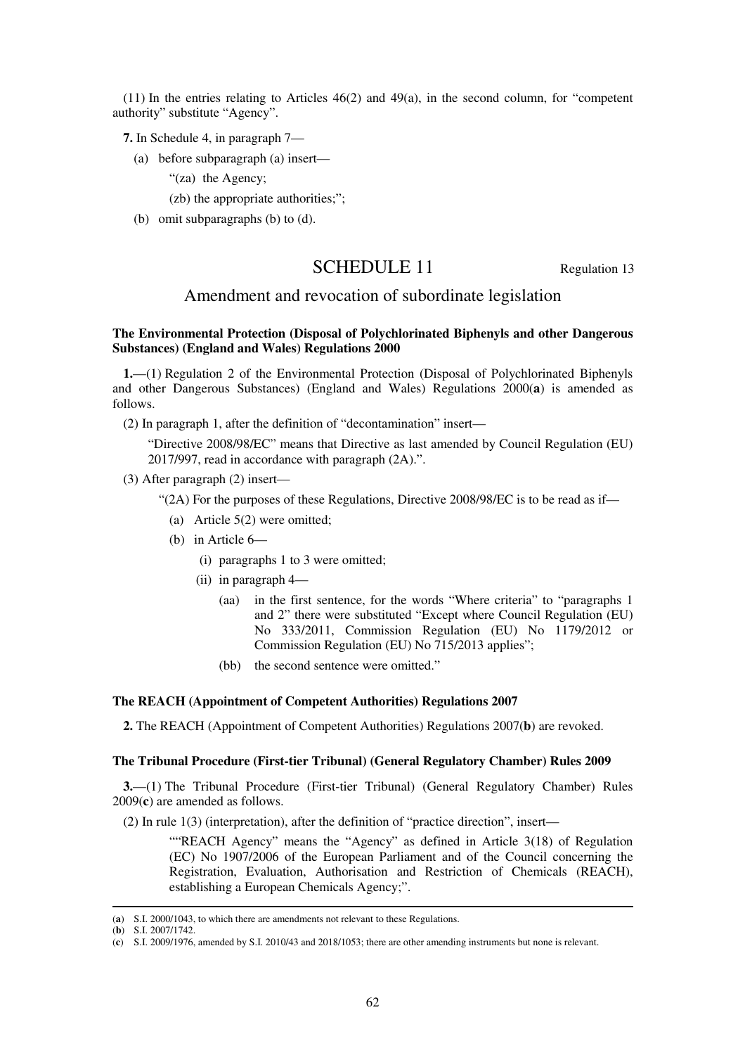(11) In the entries relating to Articles 46(2) and 49(a), in the second column, for "competent authority" substitute "Agency".

**7.** In Schedule 4, in paragraph 7—

(a) before subparagraph (a) insert—

"(za) the Agency;

(zb) the appropriate authorities;";

(b) omit subparagraphs (b) to (d).

# SCHEDULE 11

Regulation 13

## Amendment and revocation of subordinate legislation

### The Environmental Protection (Disposal of Polychlorinated Biphenyls and other Dangerous Substances) (England and Wales) Regulations 2000

**1.**—(1) Regulation 2 of the Environmental Protection (Disposal of Polychlorinated Biphenyls and other Dangerous Substances) (England and Wales) Regulations 2000(**a**) is amended as follows.

(2) In paragraph 1, after the definition of "decontamination" insert—

"Directive 2008/98/EC" means that Directive as last amended by Council Regulation (EU) 2017/997, read in accordance with paragraph (2A).".

(3) After paragraph (2) insert—

"(2A) For the purposes of these Regulations, Directive 2008/98/EC is to be read as if—

(a) Article 5(2) were omitted;

(b) in Article 6—

(i) paragraphs 1 to 3 were omitted;

(ii) in paragraph 4—

(aa) in the first sentence, for the words "Where criteria" to "paragraphs 1 and 2" there were substituted "Except where Council Regulation (EU) No 333/2011, Commission Regulation (EU) No 1179/2012 or Commission Regulation (EU) No 715/2013 applies";

(bb) the second sentence were omitted."

### The REACH (Appointment of Competent Authorities) Regulations 2007

**2.** The REACH (Appointment of Competent Authorities) Regulations 2007(**b**) are revoked.

### The Tribunal Procedure (First-tier Tribunal) (General Regulatory Chamber) Rules 2009

**3.**—(1) The Tribunal Procedure (First-tier Tribunal) (General Regulatory Chamber) Rules 2009(**c**) are amended as follows.

(2) In rule 1(3) (interpretation), after the definition of "practice direction", insert—

""REACH Agency" means the "Agency" as defined in Article 3(18) of Regulation (EC) No 1907/2006 of the European Parliament and of the Council concerning the Registration, Evaluation, Authorisation and Restriction of Chemicals (REACH), establishing a European Chemicals Agency;".

---

(**a**) S.I. 2000/1043, to which there are amendments not relevant to these Regulations.

(**b**) S.I. 2007/1742.

(**c**) S.I. 2009/1976, amended by S.I. 2010/43 and 2018/1053; there are other amending instruments but none is relevant.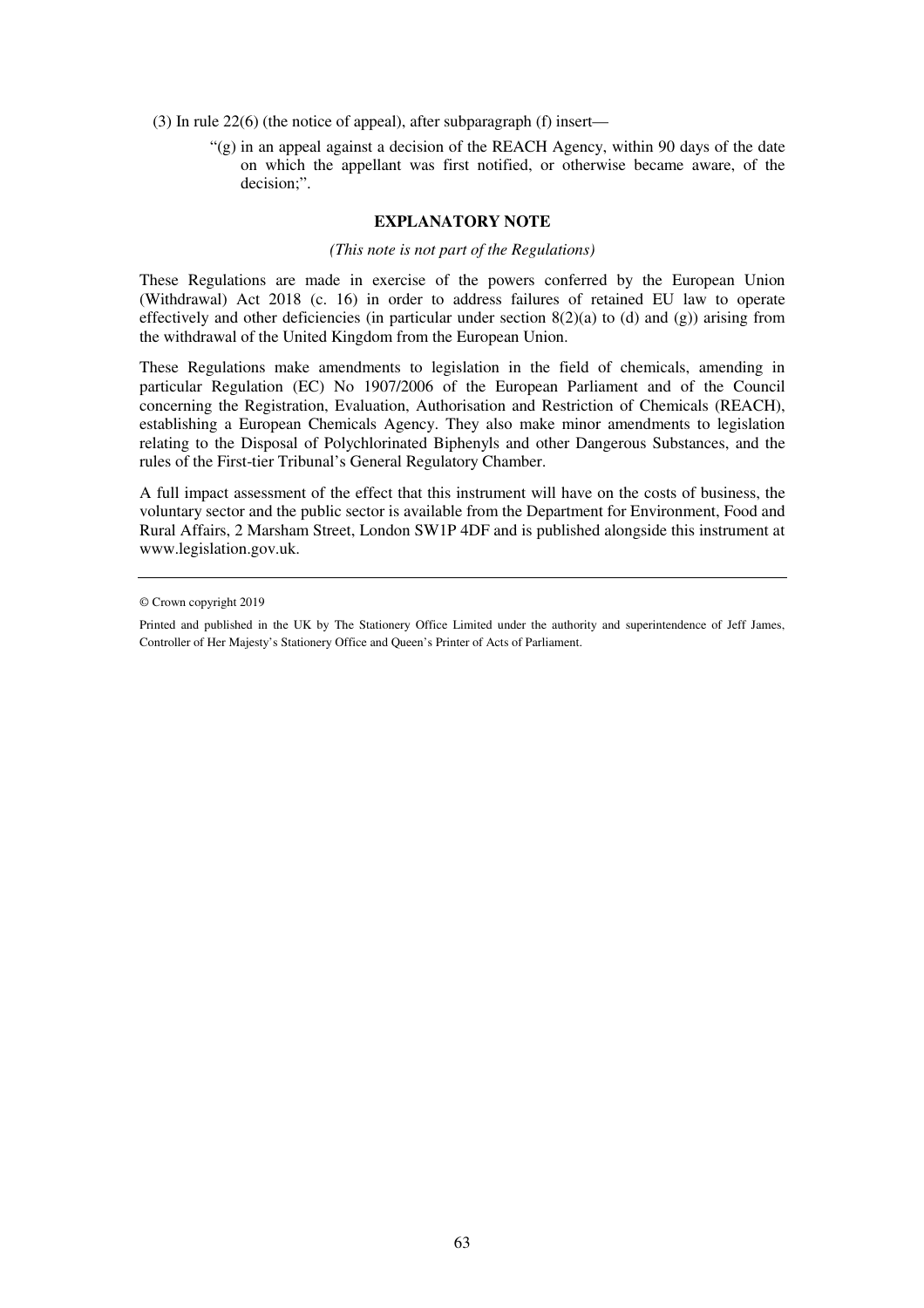(3) In rule 22(6) (the notice of appeal), after subparagraph (f) insert—

> "(g) in an appeal against a decision of the REACH Agency, within 90 days of the date on which the appellant was first notified, or otherwise became aware, of the decision;".

## EXPLANATORY NOTE

*(This note is not part of the Regulations)*

These Regulations are made in exercise of the powers conferred by the European Union (Withdrawal) Act 2018 (c. 16) in order to address failures of retained EU law to operate effectively and other deficiencies (in particular under section 8(2)(a) to (d) and (g)) arising from the withdrawal of the United Kingdom from the European Union.

These Regulations make amendments to legislation in the field of chemicals, amending in particular Regulation (EC) No 1907/2006 of the European Parliament and of the Council concerning the Registration, Evaluation, Authorisation and Restriction of Chemicals (REACH), establishing a European Chemicals Agency. They also make minor amendments to legislation relating to the Disposal of Polychlorinated Biphenyls and other Dangerous Substances, and the rules of the First-tier Tribunal's General Regulatory Chamber.

A full impact assessment of the effect that this instrument will have on the costs of business, the voluntary sector and the public sector is available from the Department for Environment, Food and Rural Affairs, 2 Marsham Street, London SW1P 4DF and is published alongside this instrument at www.legislation.gov.uk.

---

© Crown copyright 2019

Printed and published in the UK by The Stationery Office Limited under the authority and superintendence of Jeff James, Controller of Her Majesty's Stationery Office and Queen's Printer of Acts of Parliament.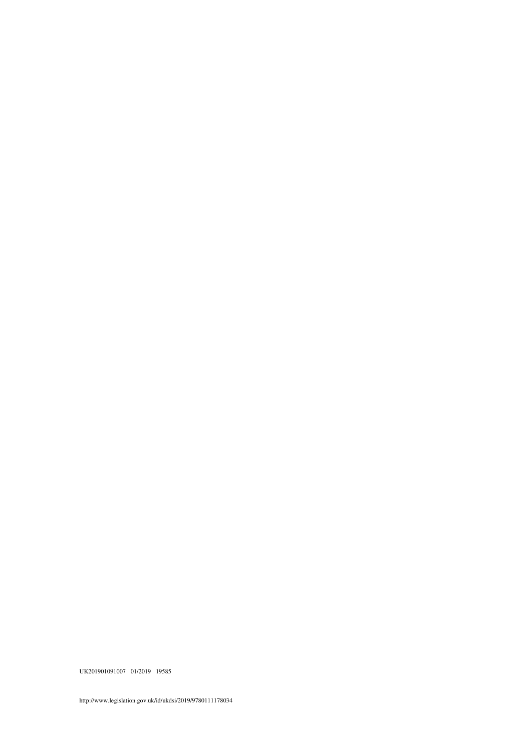UK201901091007 01/2019 19585

http://www.legislation.gov.uk/id/ukdsi/2019/9780111178034